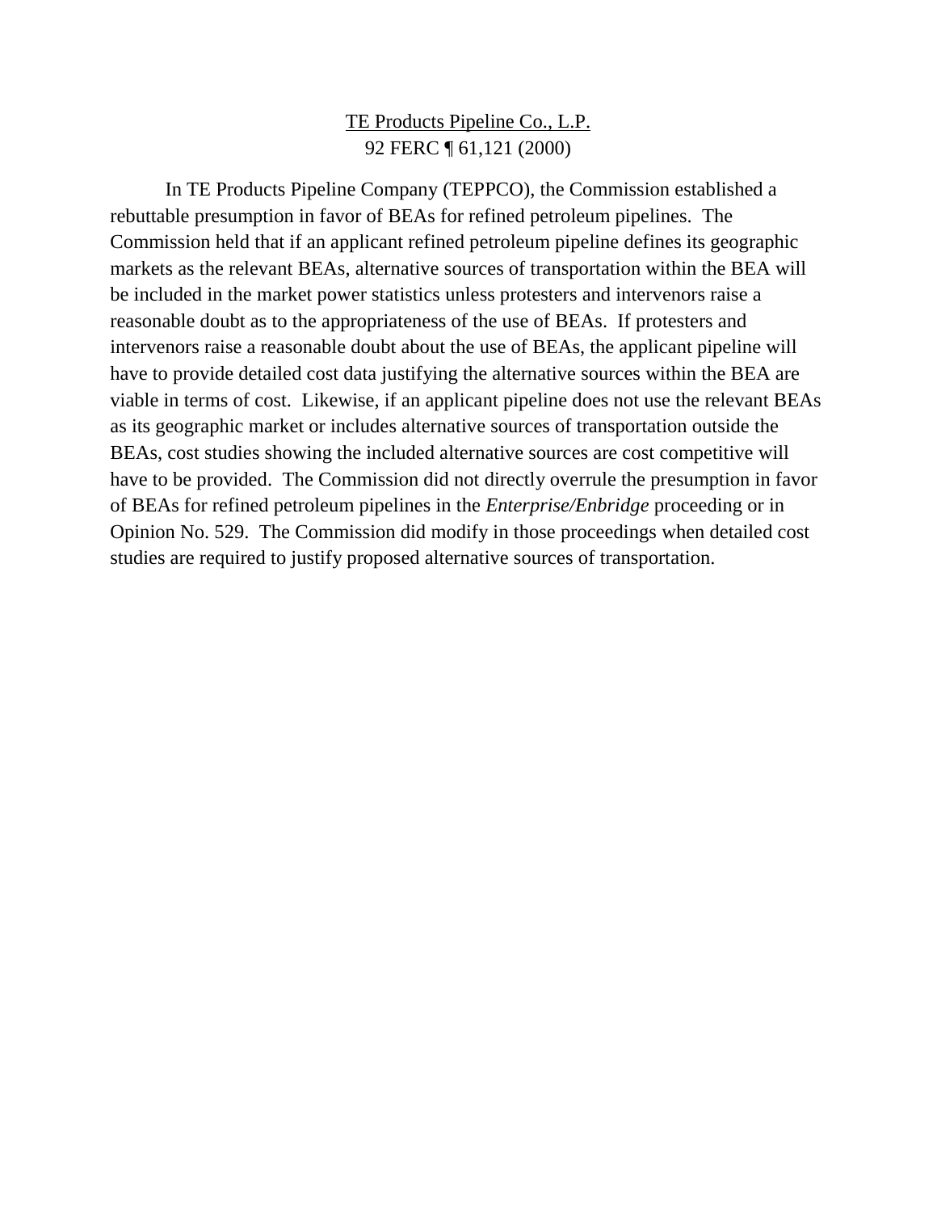<u>TE Products Pipeline Co., L.P.</u>
92 FERC ¶ 61,121 (2000)

In TE Products Pipeline Company (TEPPCO), the Commission established a rebuttable presumption in favor of BEAs for refined petroleum pipelines. The Commission held that if an applicant refined petroleum pipeline defines its geographic markets as the relevant BEAs, alternative sources of transportation within the BEA will be included in the market power statistics unless protesters and intervenors raise a reasonable doubt as to the appropriateness of the use of BEAs. If protesters and intervenors raise a reasonable doubt about the use of BEAs, the applicant pipeline will have to provide detailed cost data justifying the alternative sources within the BEA are viable in terms of cost. Likewise, if an applicant pipeline does not use the relevant BEAs as its geographic market or includes alternative sources of transportation outside the BEAs, cost studies showing the included alternative sources are cost competitive will have to be provided. The Commission did not directly overrule the presumption in favor of BEAs for refined petroleum pipelines in the *Enterprise/Enbridge* proceeding or in Opinion No. 529. The Commission did modify in those proceedings when detailed cost studies are required to justify proposed alternative sources of transportation.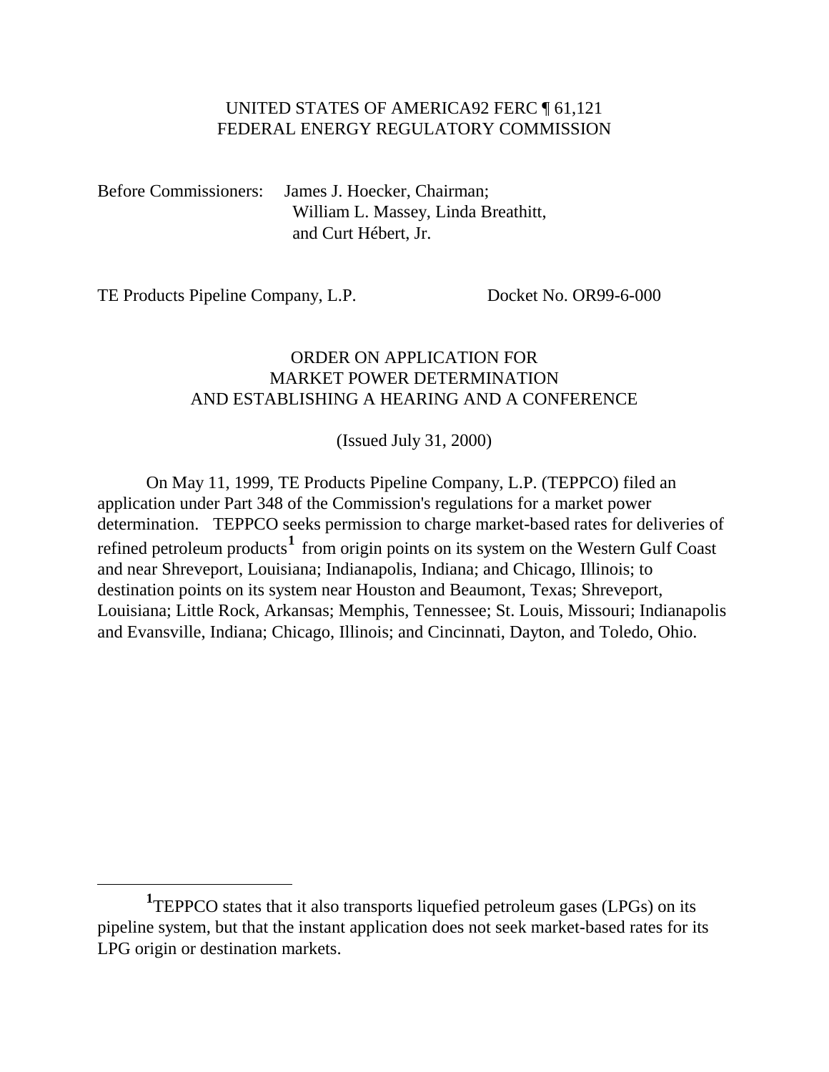UNITED STATES OF AMERICA92 FERC ¶ 61,121
FEDERAL ENERGY REGULATORY COMMISSION

Before Commissioners: James J. Hoecker, Chairman;
William L. Massey, Linda Breathitt,
and Curt Hébert, Jr.

TE Products Pipeline Company, L.P. Docket No. OR99-6-000

ORDER ON APPLICATION FOR
MARKET POWER DETERMINATION
AND ESTABLISHING A HEARING AND A CONFERENCE

(Issued July 31, 2000)

On May 11, 1999, TE Products Pipeline Company, L.P. (TEPPCO) filed an application under Part 348 of the Commission's regulations for a market power determination. TEPPCO seeks permission to charge market-based rates for deliveries of refined petroleum products[1] from origin points on its system on the Western Gulf Coast and near Shreveport, Louisiana; Indianapolis, Indiana; and Chicago, Illinois; to destination points on its system near Houston and Beaumont, Texas; Shreveport, Louisiana; Little Rock, Arkansas; Memphis, Tennessee; St. Louis, Missouri; Indianapolis and Evansville, Indiana; Chicago, Illinois; and Cincinnati, Dayton, and Toledo, Ohio.

[1] TEPPCO states that it also transports liquefied petroleum gases (LPGs) on its pipeline system, but that the instant application does not seek market-based rates for its LPG origin or destination markets.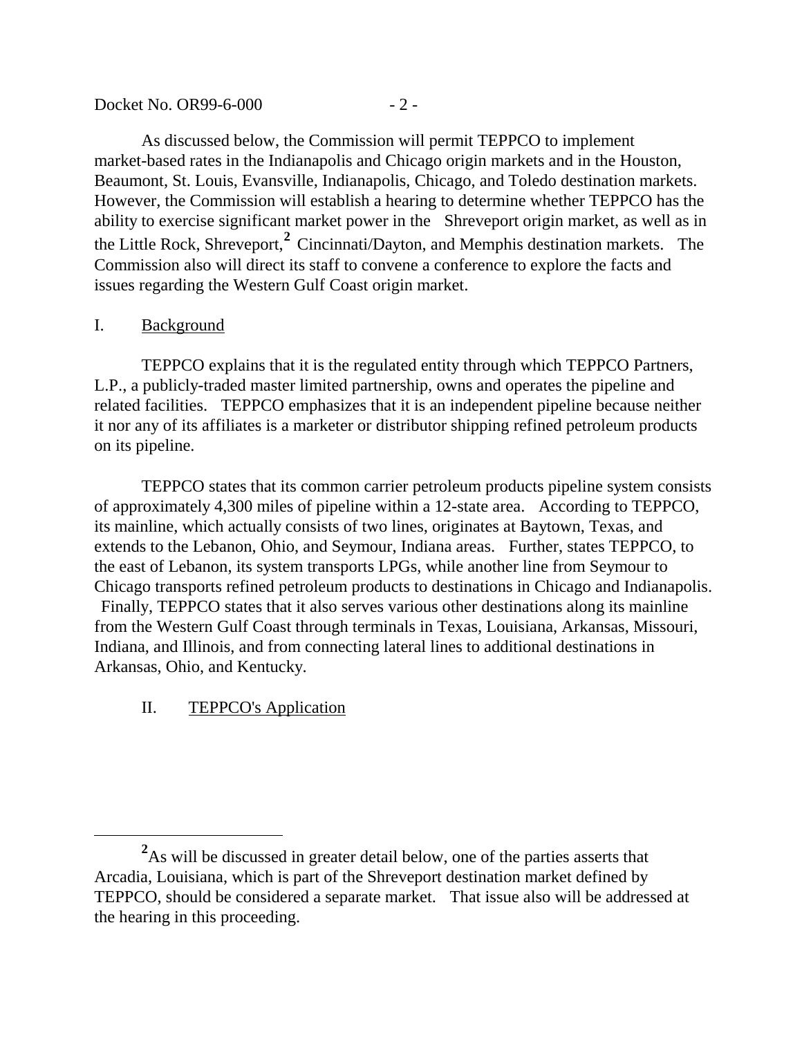As discussed below, the Commission will permit TEPPCO to implement market-based rates in the Indianapolis and Chicago origin markets and in the Houston, Beaumont, St. Louis, Evansville, Indianapolis, Chicago, and Toledo destination markets. However, the Commission will establish a hearing to determine whether TEPPCO has the ability to exercise significant market power in the Shreveport origin market, as well as in the Little Rock, Shreveport,[2] Cincinnati/Dayton, and Memphis destination markets. The Commission also will direct its staff to convene a conference to explore the facts and issues regarding the Western Gulf Coast origin market.

## I. Background

TEPPCO explains that it is the regulated entity through which TEPPCO Partners, L.P., a publicly-traded master limited partnership, owns and operates the pipeline and related facilities. TEPPCO emphasizes that it is an independent pipeline because neither it nor any of its affiliates is a marketer or distributor shipping refined petroleum products on its pipeline.

TEPPCO states that its common carrier petroleum products pipeline system consists of approximately 4,300 miles of pipeline within a 12-state area. According to TEPPCO, its mainline, which actually consists of two lines, originates at Baytown, Texas, and extends to the Lebanon, Ohio, and Seymour, Indiana areas. Further, states TEPPCO, to the east of Lebanon, its system transports LPGs, while another line from Seymour to Chicago transports refined petroleum products to destinations in Chicago and Indianapolis. Finally, TEPPCO states that it also serves various other destinations along its mainline from the Western Gulf Coast through terminals in Texas, Louisiana, Arkansas, Missouri, Indiana, and Illinois, and from connecting lateral lines to additional destinations in Arkansas, Ohio, and Kentucky.

## II. TEPPCO's Application

[2] As will be discussed in greater detail below, one of the parties asserts that Arcadia, Louisiana, which is part of the Shreveport destination market defined by TEPPCO, should be considered a separate market. That issue also will be addressed at the hearing in this proceeding.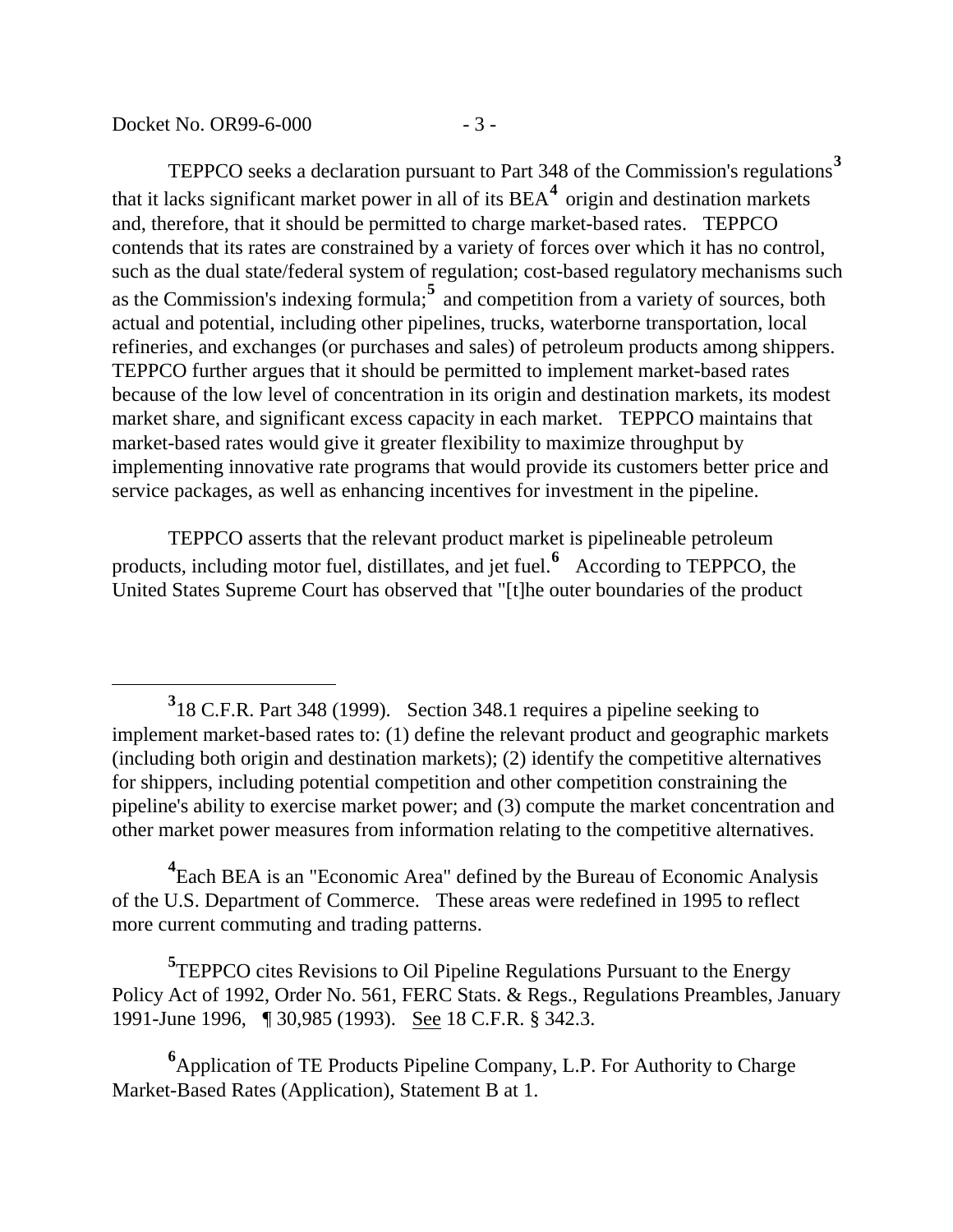TEPPCO seeks a declaration pursuant to Part 348 of the Commission's regulations[3] that it lacks significant market power in all of its BEA[4] origin and destination markets and, therefore, that it should be permitted to charge market-based rates. TEPPCO contends that its rates are constrained by a variety of forces over which it has no control, such as the dual state/federal system of regulation; cost-based regulatory mechanisms such as the Commission's indexing formula;[5] and competition from a variety of sources, both actual and potential, including other pipelines, trucks, waterborne transportation, local refineries, and exchanges (or purchases and sales) of petroleum products among shippers. TEPPCO further argues that it should be permitted to implement market-based rates because of the low level of concentration in its origin and destination markets, its modest market share, and significant excess capacity in each market. TEPPCO maintains that market-based rates would give it greater flexibility to maximize throughput by implementing innovative rate programs that would provide its customers better price and service packages, as well as enhancing incentives for investment in the pipeline.

TEPPCO asserts that the relevant product market is pipelineable petroleum products, including motor fuel, distillates, and jet fuel.[6] According to TEPPCO, the United States Supreme Court has observed that "[t]he outer boundaries of the product

---

[3] 18 C.F.R. Part 348 (1999). Section 348.1 requires a pipeline seeking to implement market-based rates to: (1) define the relevant product and geographic markets (including both origin and destination markets); (2) identify the competitive alternatives for shippers, including potential competition and other competition constraining the pipeline's ability to exercise market power; and (3) compute the market concentration and other market power measures from information relating to the competitive alternatives.

[4] Each BEA is an "Economic Area" defined by the Bureau of Economic Analysis of the U.S. Department of Commerce. These areas were redefined in 1995 to reflect more current commuting and trading patterns.

[5] TEPPCO cites Revisions to Oil Pipeline Regulations Pursuant to the Energy Policy Act of 1992, Order No. 561, FERC Stats. & Regs., Regulations Preambles, January 1991-June 1996, ¶ 30,985 (1993). See 18 C.F.R. § 342.3.

[6] Application of TE Products Pipeline Company, L.P. For Authority to Charge Market-Based Rates (Application), Statement B at 1.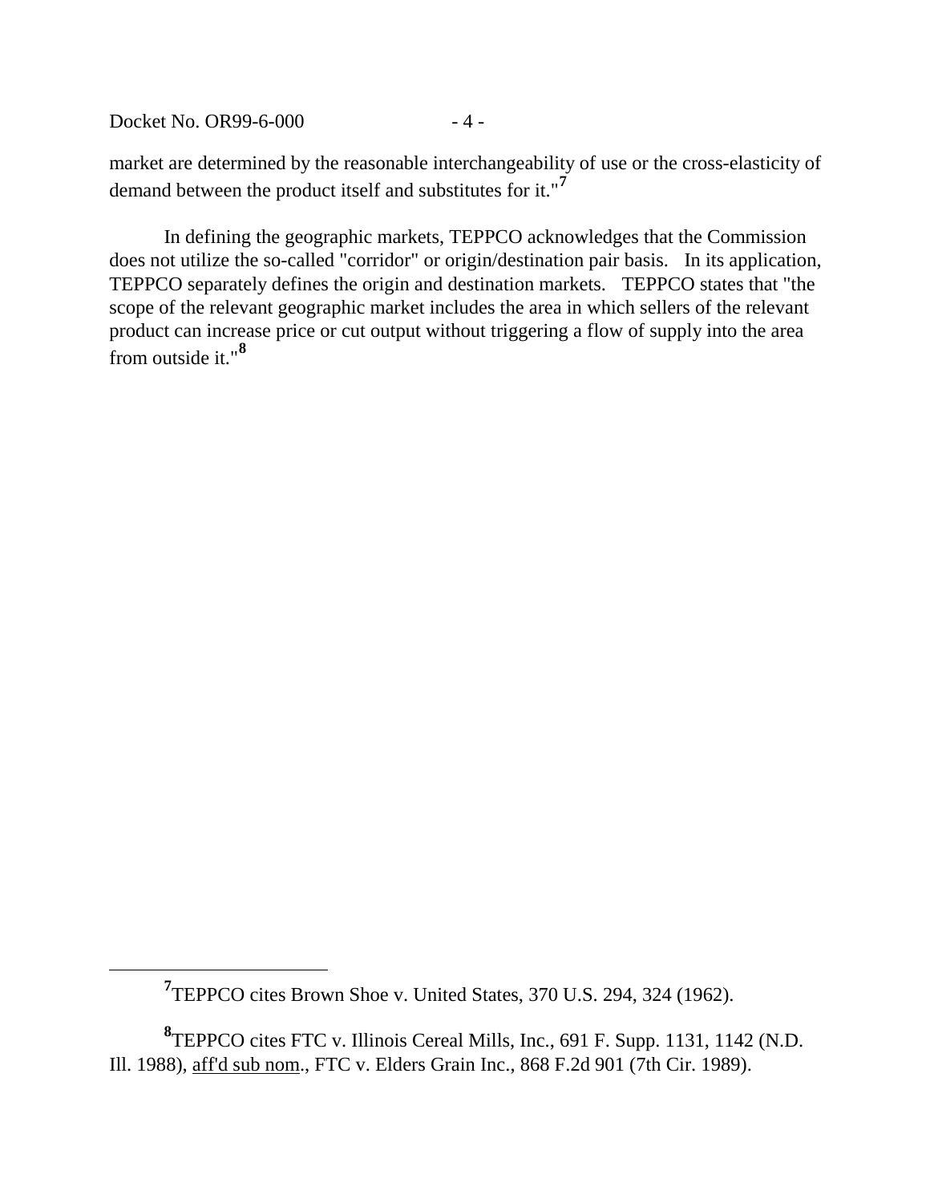market are determined by the reasonable interchangeability of use or the cross-elasticity of demand between the product itself and substitutes for it."[7]

In defining the geographic markets, TEPPCO acknowledges that the Commission does not utilize the so-called "corridor" or origin/destination pair basis. In its application, TEPPCO separately defines the origin and destination markets. TEPPCO states that "the scope of the relevant geographic market includes the area in which sellers of the relevant product can increase price or cut output without triggering a flow of supply into the area from outside it."[8]

---

[7]TEPPCO cites Brown Shoe v. United States, 370 U.S. 294, 324 (1962).

[8]TEPPCO cites FTC v. Illinois Cereal Mills, Inc., 691 F. Supp. 1131, 1142 (N.D. Ill. 1988), aff'd sub nom., FTC v. Elders Grain Inc., 868 F.2d 901 (7th Cir. 1989).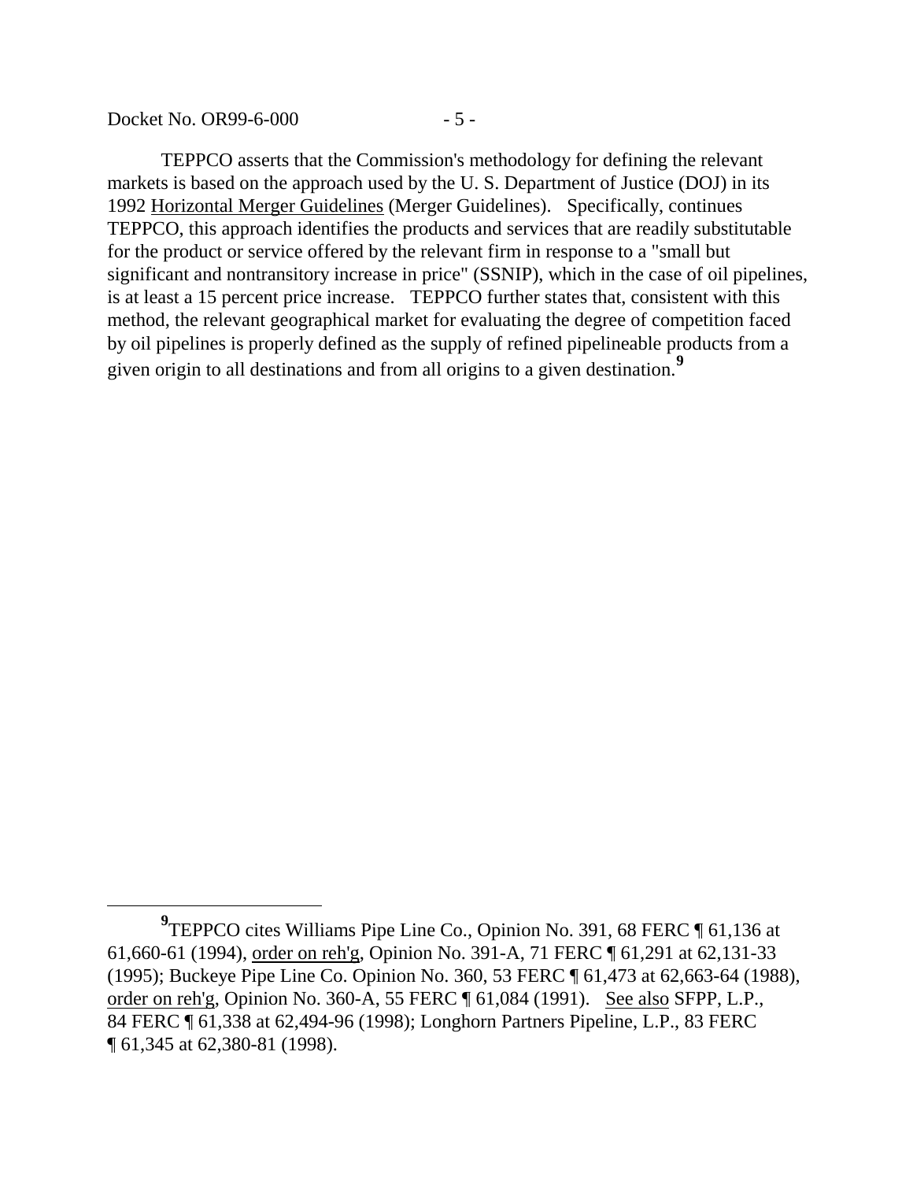TEPPCO asserts that the Commission's methodology for defining the relevant markets is based on the approach used by the U. S. Department of Justice (DOJ) in its 1992 Horizontal Merger Guidelines (Merger Guidelines). Specifically, continues TEPPCO, this approach identifies the products and services that are readily substitutable for the product or service offered by the relevant firm in response to a "small but significant and nontransitory increase in price" (SSNIP), which in the case of oil pipelines, is at least a 15 percent price increase. TEPPCO further states that, consistent with this method, the relevant geographical market for evaluating the degree of competition faced by oil pipelines is properly defined as the supply of refined pipelineable products from a given origin to all destinations and from all origins to a given destination.[9]

---

[9] TEPPCO cites Williams Pipe Line Co., Opinion No. 391, 68 FERC ¶ 61,136 at 61,660-61 (1994), order on reh'g, Opinion No. 391-A, 71 FERC ¶ 61,291 at 62,131-33 (1995); Buckeye Pipe Line Co. Opinion No. 360, 53 FERC ¶ 61,473 at 62,663-64 (1988), order on reh'g, Opinion No. 360-A, 55 FERC ¶ 61,084 (1991). See also SFPP, L.P., 84 FERC ¶ 61,338 at 62,494-96 (1998); Longhorn Partners Pipeline, L.P., 83 FERC ¶ 61,345 at 62,380-81 (1998).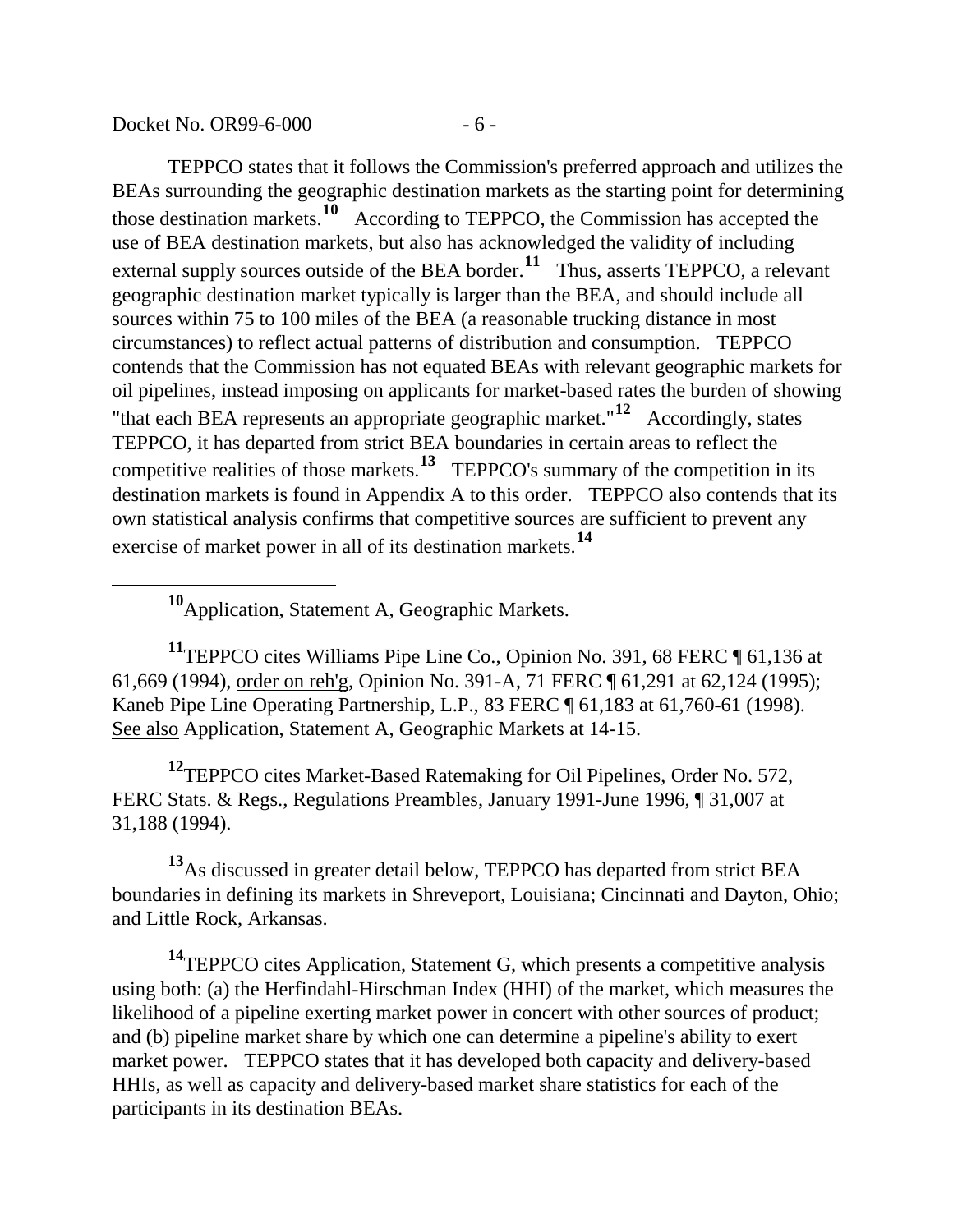TEPPCO states that it follows the Commission's preferred approach and utilizes the BEAs surrounding the geographic destination markets as the starting point for determining those destination markets.[10] According to TEPPCO, the Commission has accepted the use of BEA destination markets, but also has acknowledged the validity of including external supply sources outside of the BEA border.[11] Thus, asserts TEPPCO, a relevant geographic destination market typically is larger than the BEA, and should include all sources within 75 to 100 miles of the BEA (a reasonable trucking distance in most circumstances) to reflect actual patterns of distribution and consumption. TEPPCO contends that the Commission has not equated BEAs with relevant geographic markets for oil pipelines, instead imposing on applicants for market-based rates the burden of showing "that each BEA represents an appropriate geographic market."[12] Accordingly, states TEPPCO, it has departed from strict BEA boundaries in certain areas to reflect the competitive realities of those markets.[13] TEPPCO's summary of the competition in its destination markets is found in Appendix A to this order. TEPPCO also contends that its own statistical analysis confirms that competitive sources are sufficient to prevent any exercise of market power in all of its destination markets.[14]

---

[10] Application, Statement A, Geographic Markets.

[11] TEPPCO cites Williams Pipe Line Co., Opinion No. 391, 68 FERC ¶ 61,136 at 61,669 (1994), order on reh'g, Opinion No. 391-A, 71 FERC ¶ 61,291 at 62,124 (1995); Kaneb Pipe Line Operating Partnership, L.P., 83 FERC ¶ 61,183 at 61,760-61 (1998). See also Application, Statement A, Geographic Markets at 14-15.

[12] TEPPCO cites Market-Based Ratemaking for Oil Pipelines, Order No. 572, FERC Stats. & Regs., Regulations Preambles, January 1991-June 1996, ¶ 31,007 at 31,188 (1994).

[13] As discussed in greater detail below, TEPPCO has departed from strict BEA boundaries in defining its markets in Shreveport, Louisiana; Cincinnati and Dayton, Ohio; and Little Rock, Arkansas.

[14] TEPPCO cites Application, Statement G, which presents a competitive analysis using both: (a) the Herfindahl-Hirschman Index (HHI) of the market, which measures the likelihood of a pipeline exerting market power in concert with other sources of product; and (b) pipeline market share by which one can determine a pipeline's ability to exert market power. TEPPCO states that it has developed both capacity and delivery-based HHIs, as well as capacity and delivery-based market share statistics for each of the participants in its destination BEAs.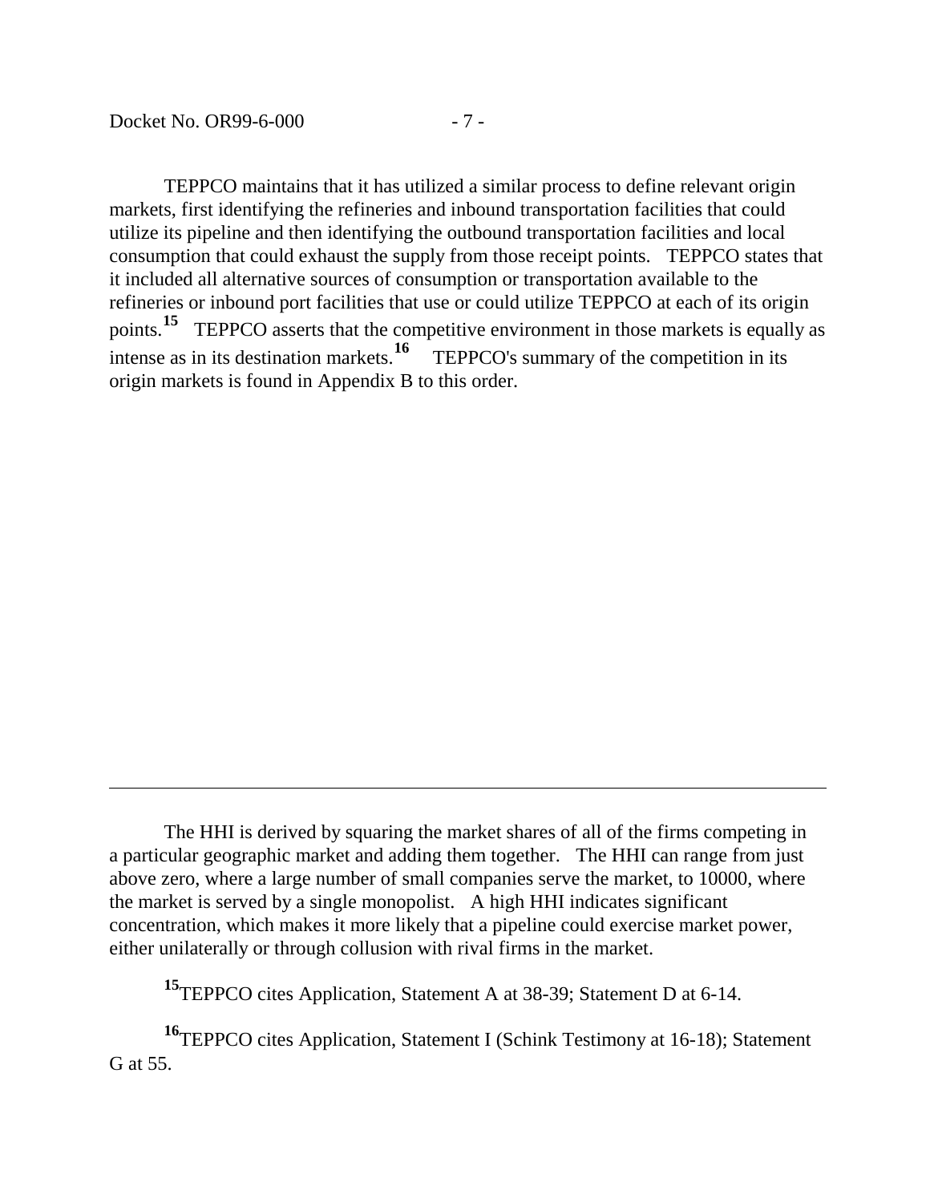TEPPCO maintains that it has utilized a similar process to define relevant origin markets, first identifying the refineries and inbound transportation facilities that could utilize its pipeline and then identifying the outbound transportation facilities and local consumption that could exhaust the supply from those receipt points. TEPPCO states that it included all alternative sources of consumption or transportation available to the refineries or inbound port facilities that use or could utilize TEPPCO at each of its origin points.[15] TEPPCO asserts that the competitive environment in those markets is equally as intense as in its destination markets.[16] TEPPCO's summary of the competition in its origin markets is found in Appendix B to this order.

---

The HHI is derived by squaring the market shares of all of the firms competing in a particular geographic market and adding them together. The HHI can range from just above zero, where a large number of small companies serve the market, to 10000, where the market is served by a single monopolist. A high HHI indicates significant concentration, which makes it more likely that a pipeline could exercise market power, either unilaterally or through collusion with rival firms in the market.

[15] TEPPCO cites Application, Statement A at 38-39; Statement D at 6-14.

[16] TEPPCO cites Application, Statement I (Schink Testimony at 16-18); Statement G at 55.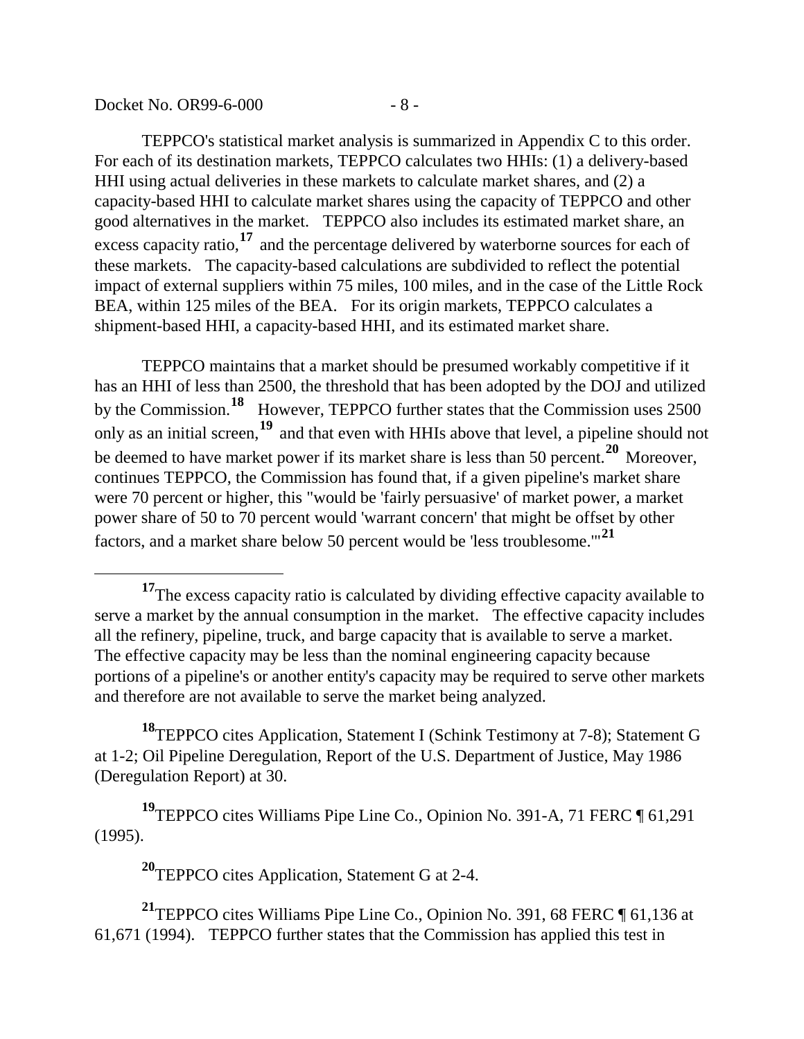TEPPCO's statistical market analysis is summarized in Appendix C to this order. For each of its destination markets, TEPPCO calculates two HHIs: (1) a delivery-based HHI using actual deliveries in these markets to calculate market shares, and (2) a capacity-based HHI to calculate market shares using the capacity of TEPPCO and other good alternatives in the market. TEPPCO also includes its estimated market share, an excess capacity ratio,[17] and the percentage delivered by waterborne sources for each of these markets. The capacity-based calculations are subdivided to reflect the potential impact of external suppliers within 75 miles, 100 miles, and in the case of the Little Rock BEA, within 125 miles of the BEA. For its origin markets, TEPPCO calculates a shipment-based HHI, a capacity-based HHI, and its estimated market share.

TEPPCO maintains that a market should be presumed workably competitive if it has an HHI of less than 2500, the threshold that has been adopted by the DOJ and utilized by the Commission.[18] However, TEPPCO further states that the Commission uses 2500 only as an initial screen,[19] and that even with HHIs above that level, a pipeline should not be deemed to have market power if its market share is less than 50 percent.[20] Moreover, continues TEPPCO, the Commission has found that, if a given pipeline's market share were 70 percent or higher, this "would be 'fairly persuasive' of market power, a market power share of 50 to 70 percent would 'warrant concern' that might be offset by other factors, and a market share below 50 percent would be 'less troublesome.'"[21]

---

[17] The excess capacity ratio is calculated by dividing effective capacity available to serve a market by the annual consumption in the market. The effective capacity includes all the refinery, pipeline, truck, and barge capacity that is available to serve a market. The effective capacity may be less than the nominal engineering capacity because portions of a pipeline's or another entity's capacity may be required to serve other markets and therefore are not available to serve the market being analyzed.

[18] TEPPCO cites Application, Statement I (Schink Testimony at 7-8); Statement G at 1-2; Oil Pipeline Deregulation, Report of the U.S. Department of Justice, May 1986 (Deregulation Report) at 30.

[19] TEPPCO cites Williams Pipe Line Co., Opinion No. 391-A, 71 FERC ¶ 61,291 (1995).

[20] TEPPCO cites Application, Statement G at 2-4.

[21] TEPPCO cites Williams Pipe Line Co., Opinion No. 391, 68 FERC ¶ 61,136 at 61,671 (1994). TEPPCO further states that the Commission has applied this test in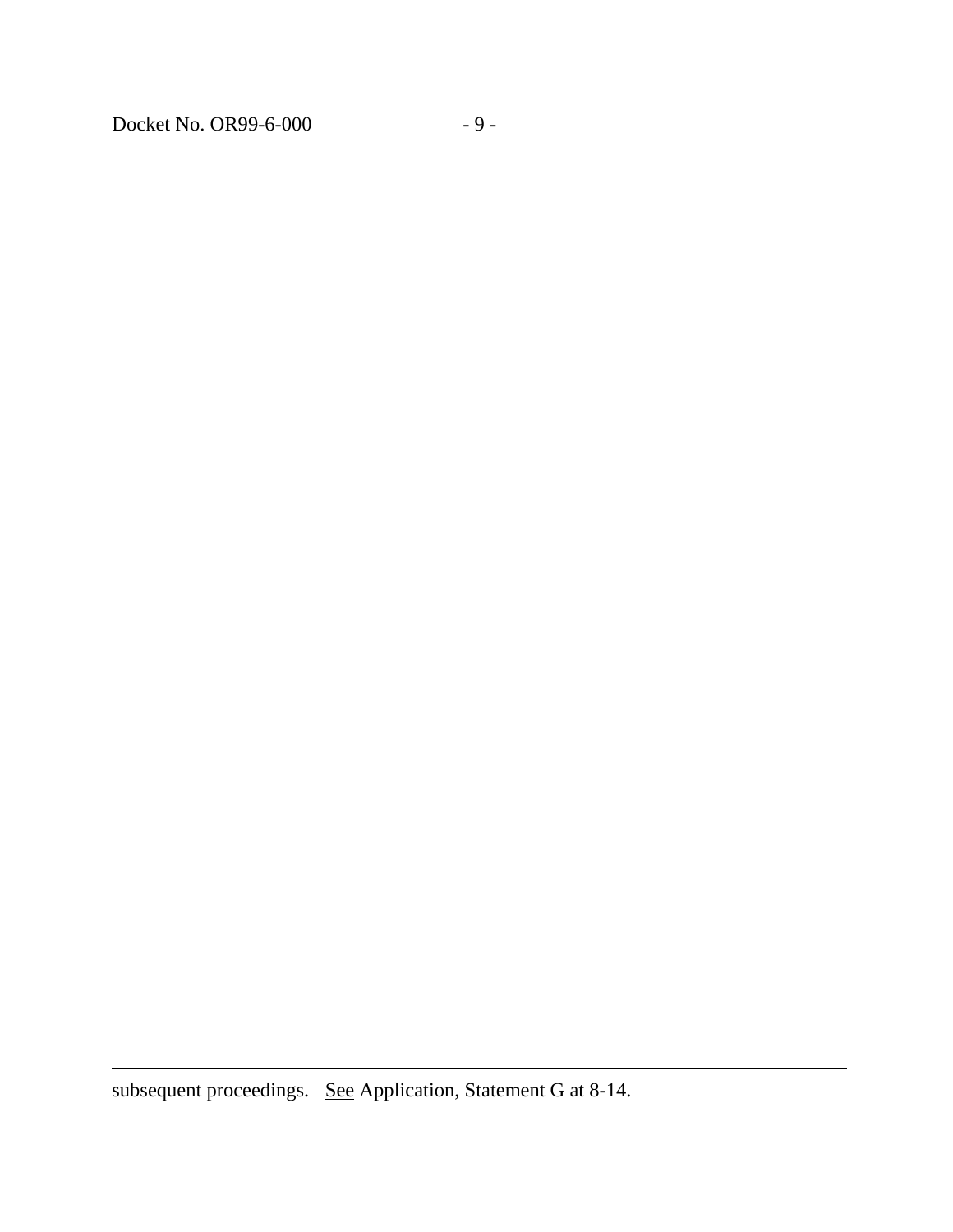subsequent proceedings. See Application, Statement G at 8-14.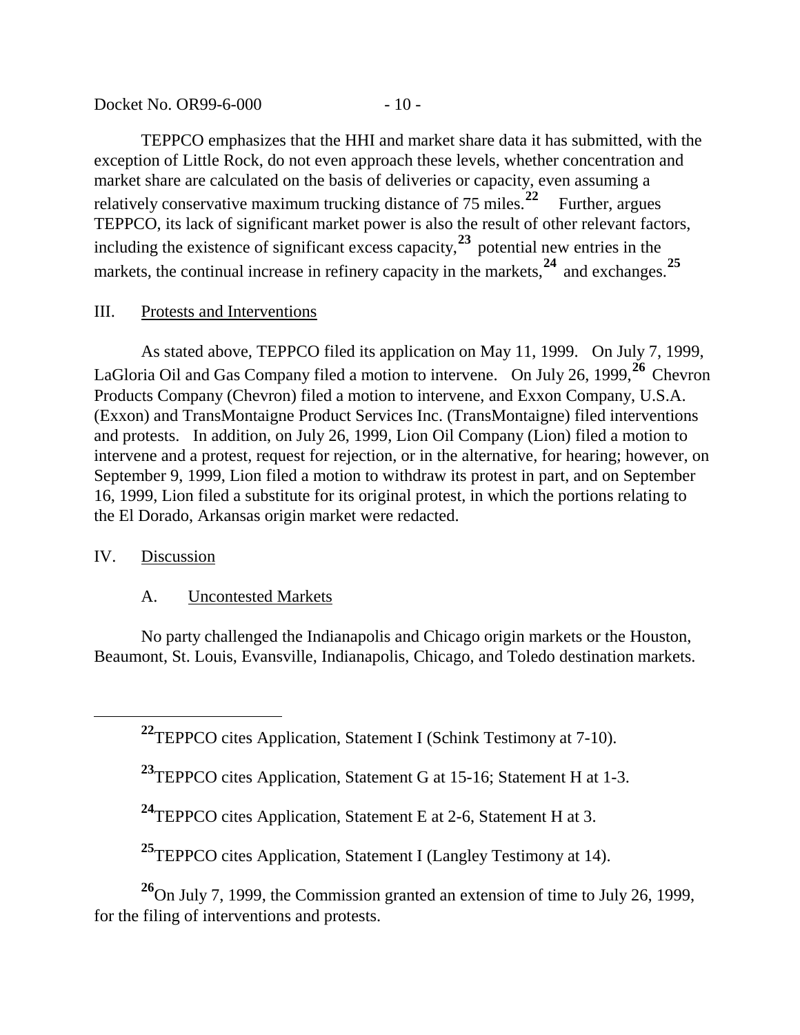TEPPCO emphasizes that the HHI and market share data it has submitted, with the exception of Little Rock, do not even approach these levels, whether concentration and market share are calculated on the basis of deliveries or capacity, even assuming a relatively conservative maximum trucking distance of 75 miles.[22] Further, argues TEPPCO, its lack of significant market power is also the result of other relevant factors, including the existence of significant excess capacity,[23] potential new entries in the markets, the continual increase in refinery capacity in the markets,[24] and exchanges.[25]

## III. Protests and Interventions

As stated above, TEPPCO filed its application on May 11, 1999. On July 7, 1999, LaGloria Oil and Gas Company filed a motion to intervene. On July 26, 1999,[26] Chevron Products Company (Chevron) filed a motion to intervene, and Exxon Company, U.S.A. (Exxon) and TransMontaigne Product Services Inc. (TransMontaigne) filed interventions and protests. In addition, on July 26, 1999, Lion Oil Company (Lion) filed a motion to intervene and a protest, request for rejection, or in the alternative, for hearing; however, on September 9, 1999, Lion filed a motion to withdraw its protest in part, and on September 16, 1999, Lion filed a substitute for its original protest, in which the portions relating to the El Dorado, Arkansas origin market were redacted.

## IV. Discussion

### A. Uncontested Markets

No party challenged the Indianapolis and Chicago origin markets or the Houston, Beaumont, St. Louis, Evansville, Indianapolis, Chicago, and Toledo destination markets.

---

[22] TEPPCO cites Application, Statement I (Schink Testimony at 7-10).

[23] TEPPCO cites Application, Statement G at 15-16; Statement H at 1-3.

[24] TEPPCO cites Application, Statement E at 2-6, Statement H at 3.

[25] TEPPCO cites Application, Statement I (Langley Testimony at 14).

[26] On July 7, 1999, the Commission granted an extension of time to July 26, 1999, for the filing of interventions and protests.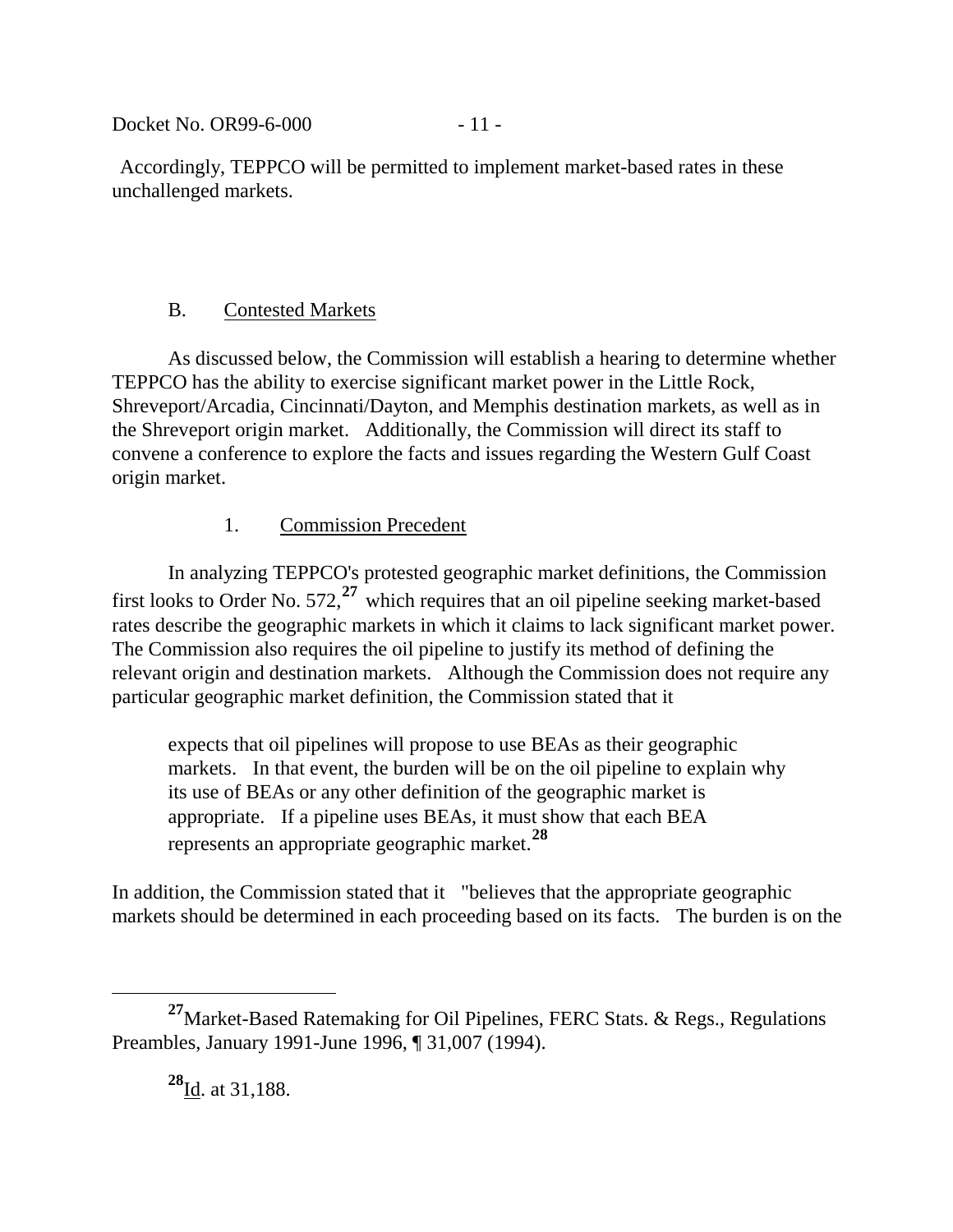Accordingly, TEPPCO will be permitted to implement market-based rates in these unchallenged markets.

### B. Contested Markets

As discussed below, the Commission will establish a hearing to determine whether TEPPCO has the ability to exercise significant market power in the Little Rock, Shreveport/Arcadia, Cincinnati/Dayton, and Memphis destination markets, as well as in the Shreveport origin market. Additionally, the Commission will direct its staff to convene a conference to explore the facts and issues regarding the Western Gulf Coast origin market.

#### 1. Commission Precedent

In analyzing TEPPCO's protested geographic market definitions, the Commission first looks to Order No. 572,[27] which requires that an oil pipeline seeking market-based rates describe the geographic markets in which it claims to lack significant market power. The Commission also requires the oil pipeline to justify its method of defining the relevant origin and destination markets. Although the Commission does not require any particular geographic market definition, the Commission stated that it

> expects that oil pipelines will propose to use BEAs as their geographic markets. In that event, the burden will be on the oil pipeline to explain why its use of BEAs or any other definition of the geographic market is appropriate. If a pipeline uses BEAs, it must show that each BEA represents an appropriate geographic market.[28]

In addition, the Commission stated that it "believes that the appropriate geographic markets should be determined in each proceeding based on its facts. The burden is on the

---

[27] Market-Based Ratemaking for Oil Pipelines, FERC Stats. & Regs., Regulations Preambles, January 1991-June 1996, ¶ 31,007 (1994).

[28] Id. at 31,188.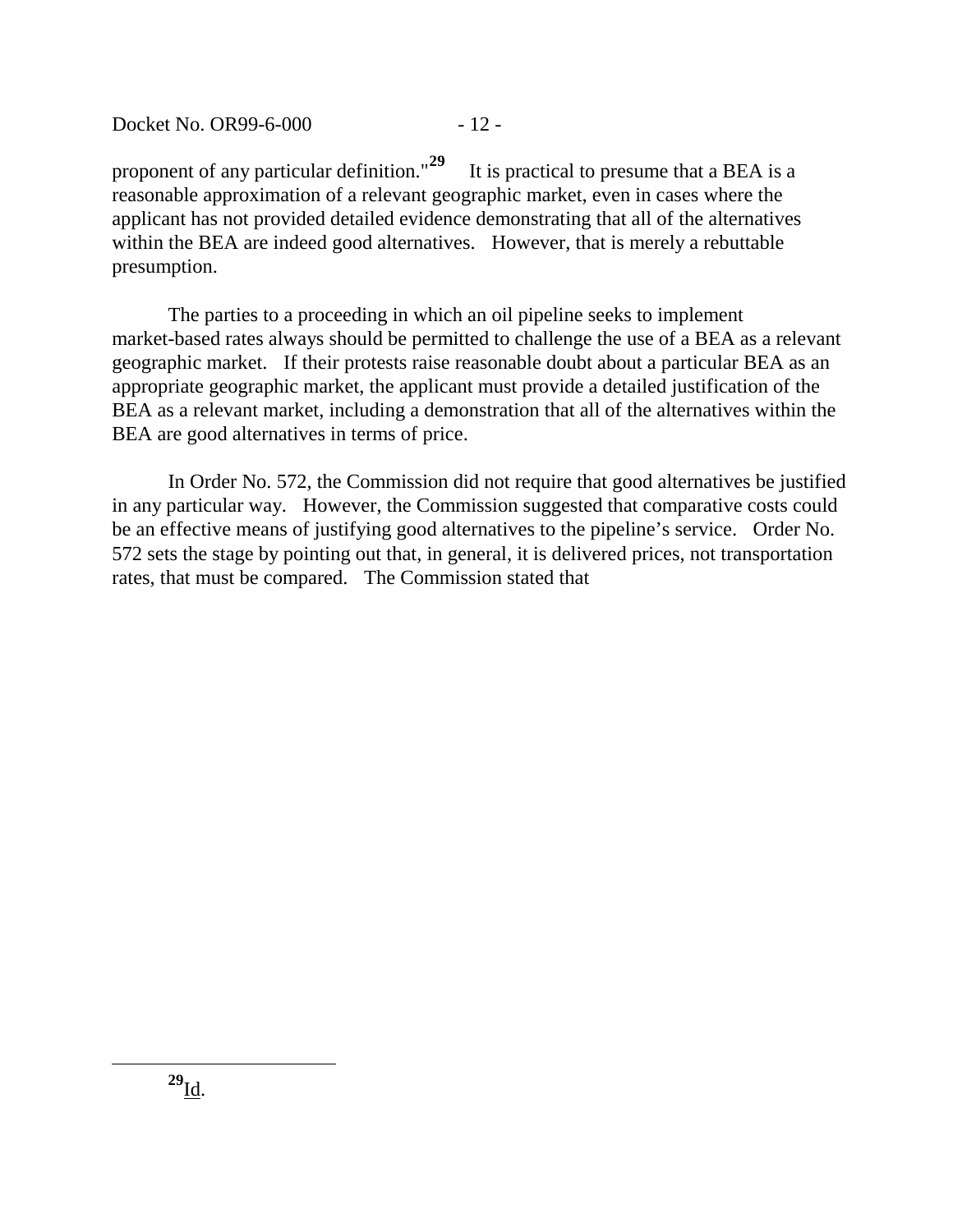proponent of any particular definition."[29] It is practical to presume that a BEA is a reasonable approximation of a relevant geographic market, even in cases where the applicant has not provided detailed evidence demonstrating that all of the alternatives within the BEA are indeed good alternatives. However, that is merely a rebuttable presumption.

The parties to a proceeding in which an oil pipeline seeks to implement market-based rates always should be permitted to challenge the use of a BEA as a relevant geographic market. If their protests raise reasonable doubt about a particular BEA as an appropriate geographic market, the applicant must provide a detailed justification of the BEA as a relevant market, including a demonstration that all of the alternatives within the BEA are good alternatives in terms of price.

In Order No. 572, the Commission did not require that good alternatives be justified in any particular way. However, the Commission suggested that comparative costs could be an effective means of justifying good alternatives to the pipeline's service. Order No. 572 sets the stage by pointing out that, in general, it is delivered prices, not transportation rates, that must be compared. The Commission stated that

---

[29] Id.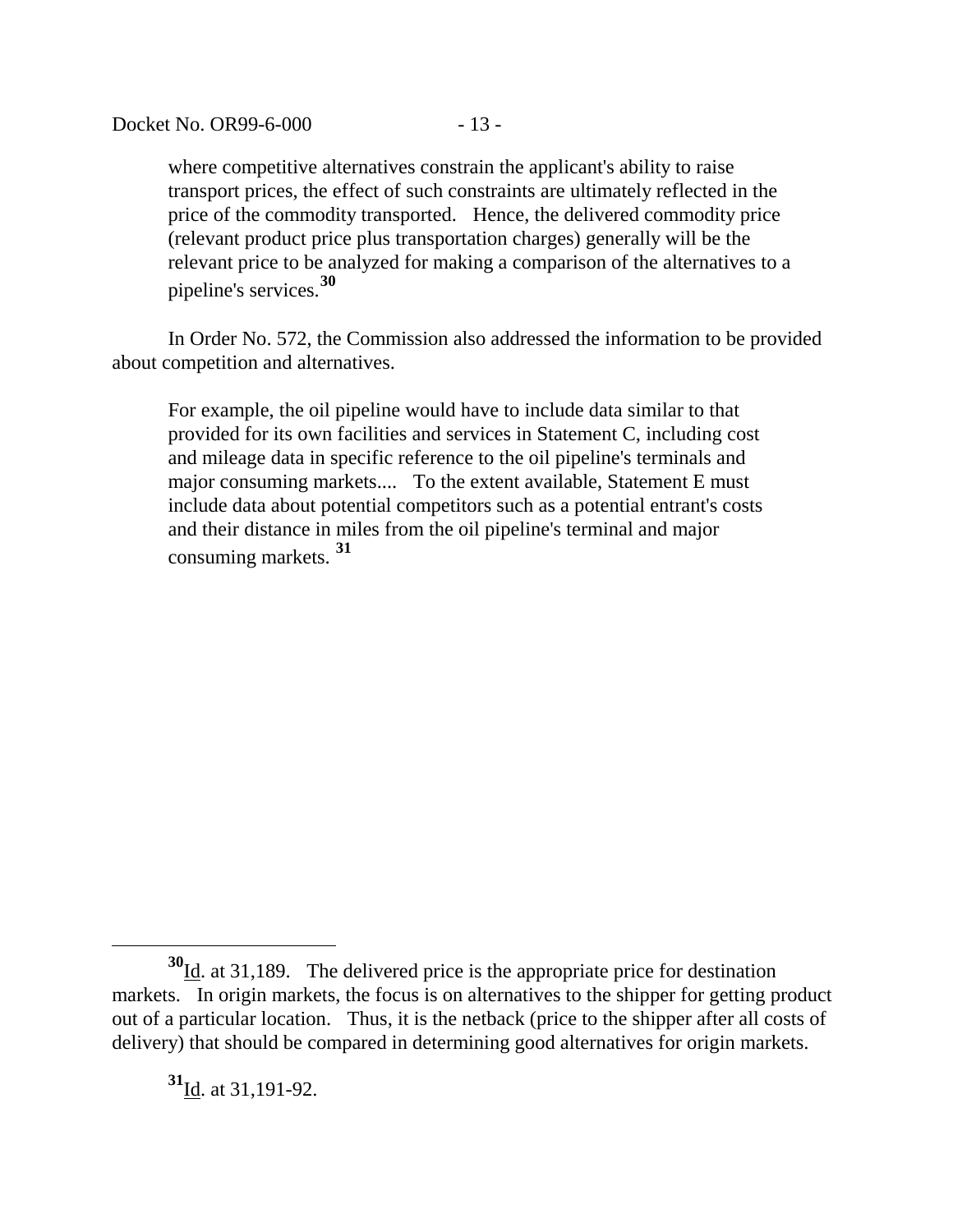> where competitive alternatives constrain the applicant's ability to raise transport prices, the effect of such constraints are ultimately reflected in the price of the commodity transported. Hence, the delivered commodity price (relevant product price plus transportation charges) generally will be the relevant price to be analyzed for making a comparison of the alternatives to a pipeline's services.[30]

In Order No. 572, the Commission also addressed the information to be provided about competition and alternatives.

> For example, the oil pipeline would have to include data similar to that provided for its own facilities and services in Statement C, including cost and mileage data in specific reference to the oil pipeline's terminals and major consuming markets.... To the extent available, Statement E must include data about potential competitors such as a potential entrant's costs and their distance in miles from the oil pipeline's terminal and major consuming markets.[31]

---

[30] Id. at 31,189. The delivered price is the appropriate price for destination markets. In origin markets, the focus is on alternatives to the shipper for getting product out of a particular location. Thus, it is the netback (price to the shipper after all costs of delivery) that should be compared in determining good alternatives for origin markets.

[31] Id. at 31,191-92.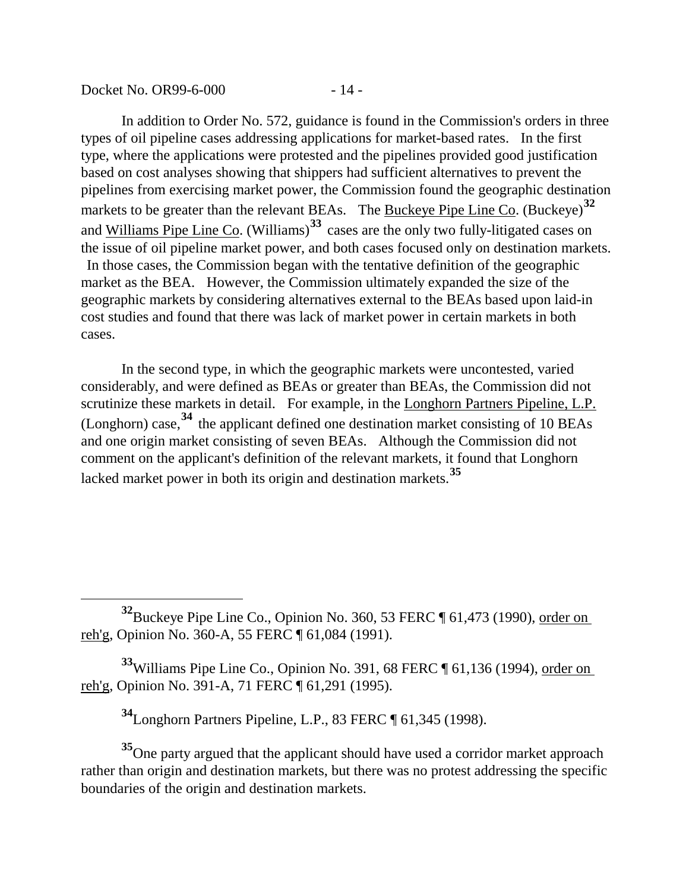In addition to Order No. 572, guidance is found in the Commission's orders in three types of oil pipeline cases addressing applications for market-based rates. In the first type, where the applications were protested and the pipelines provided good justification based on cost analyses showing that shippers had sufficient alternatives to prevent the pipelines from exercising market power, the Commission found the geographic destination markets to be greater than the relevant BEAs. The Buckeye Pipe Line Co. (Buckeye)[32] and Williams Pipe Line Co. (Williams)[33] cases are the only two fully-litigated cases on the issue of oil pipeline market power, and both cases focused only on destination markets. In those cases, the Commission began with the tentative definition of the geographic market as the BEA. However, the Commission ultimately expanded the size of the geographic markets by considering alternatives external to the BEAs based upon laid-in cost studies and found that there was lack of market power in certain markets in both cases.

In the second type, in which the geographic markets were uncontested, varied considerably, and were defined as BEAs or greater than BEAs, the Commission did not scrutinize these markets in detail. For example, in the Longhorn Partners Pipeline, L.P. (Longhorn) case,[34] the applicant defined one destination market consisting of 10 BEAs and one origin market consisting of seven BEAs. Although the Commission did not comment on the applicant's definition of the relevant markets, it found that Longhorn lacked market power in both its origin and destination markets.[35]

---

[32] Buckeye Pipe Line Co., Opinion No. 360, 53 FERC ¶ 61,473 (1990), order on reh'g, Opinion No. 360-A, 55 FERC ¶ 61,084 (1991).

[33] Williams Pipe Line Co., Opinion No. 391, 68 FERC ¶ 61,136 (1994), order on reh'g, Opinion No. 391-A, 71 FERC ¶ 61,291 (1995).

[34] Longhorn Partners Pipeline, L.P., 83 FERC ¶ 61,345 (1998).

[35] One party argued that the applicant should have used a corridor market approach rather than origin and destination markets, but there was no protest addressing the specific boundaries of the origin and destination markets.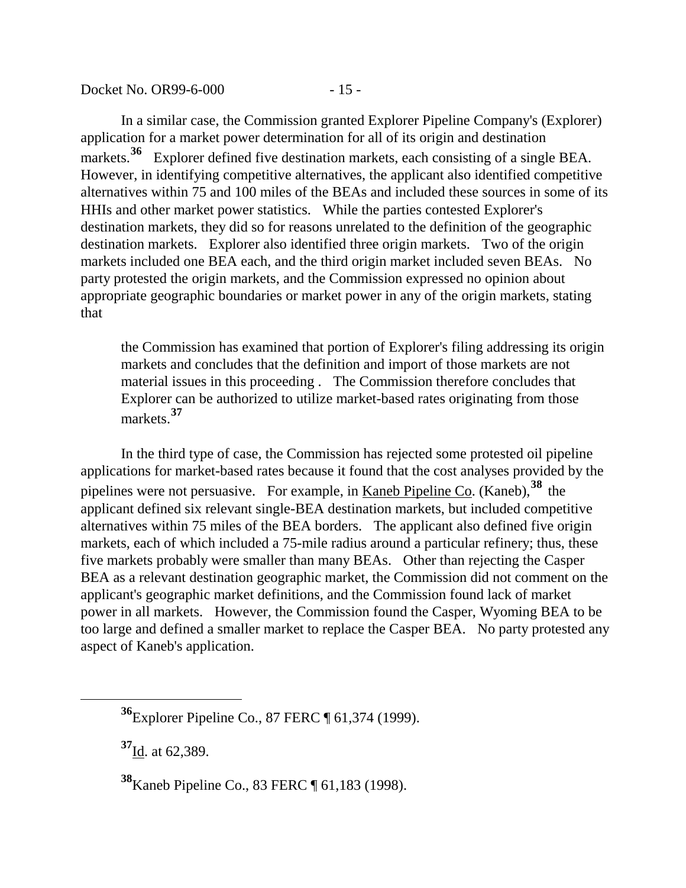In a similar case, the Commission granted Explorer Pipeline Company's (Explorer) application for a market power determination for all of its origin and destination markets.[36] Explorer defined five destination markets, each consisting of a single BEA. However, in identifying competitive alternatives, the applicant also identified competitive alternatives within 75 and 100 miles of the BEAs and included these sources in some of its HHIs and other market power statistics. While the parties contested Explorer's destination markets, they did so for reasons unrelated to the definition of the geographic destination markets. Explorer also identified three origin markets. Two of the origin markets included one BEA each, and the third origin market included seven BEAs. No party protested the origin markets, and the Commission expressed no opinion about appropriate geographic boundaries or market power in any of the origin markets, stating that

> the Commission has examined that portion of Explorer's filing addressing its origin markets and concludes that the definition and import of those markets are not material issues in this proceeding . The Commission therefore concludes that Explorer can be authorized to utilize market-based rates originating from those markets.[37]

In the third type of case, the Commission has rejected some protested oil pipeline applications for market-based rates because it found that the cost analyses provided by the pipelines were not persuasive. For example, in Kaneb Pipeline Co. (Kaneb),[38] the applicant defined six relevant single-BEA destination markets, but included competitive alternatives within 75 miles of the BEA borders. The applicant also defined five origin markets, each of which included a 75-mile radius around a particular refinery; thus, these five markets probably were smaller than many BEAs. Other than rejecting the Casper BEA as a relevant destination geographic market, the Commission did not comment on the applicant's geographic market definitions, and the Commission found lack of market power in all markets. However, the Commission found the Casper, Wyoming BEA to be too large and defined a smaller market to replace the Casper BEA. No party protested any aspect of Kaneb's application.

---

[36] Explorer Pipeline Co., 87 FERC ¶ 61,374 (1999).

[37] Id. at 62,389.

[38] Kaneb Pipeline Co., 83 FERC ¶ 61,183 (1998).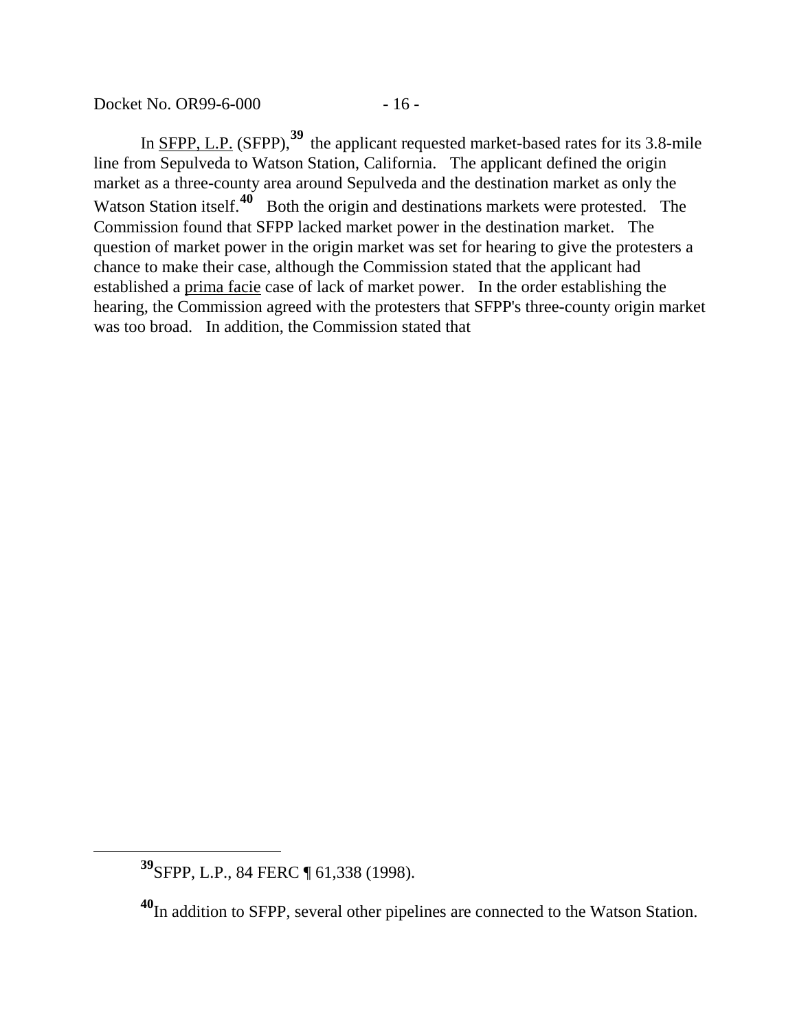In SFPP, L.P. (SFPP),[39] the applicant requested market-based rates for its 3.8-mile line from Sepulveda to Watson Station, California. The applicant defined the origin market as a three-county area around Sepulveda and the destination market as only the Watson Station itself.[40] Both the origin and destinations markets were protested. The Commission found that SFPP lacked market power in the destination market. The question of market power in the origin market was set for hearing to give the protesters a chance to make their case, although the Commission stated that the applicant had established a prima facie case of lack of market power. In the order establishing the hearing, the Commission agreed with the protesters that SFPP's three-county origin market was too broad. In addition, the Commission stated that

---

[39] SFPP, L.P., 84 FERC ¶ 61,338 (1998).

[40] In addition to SFPP, several other pipelines are connected to the Watson Station.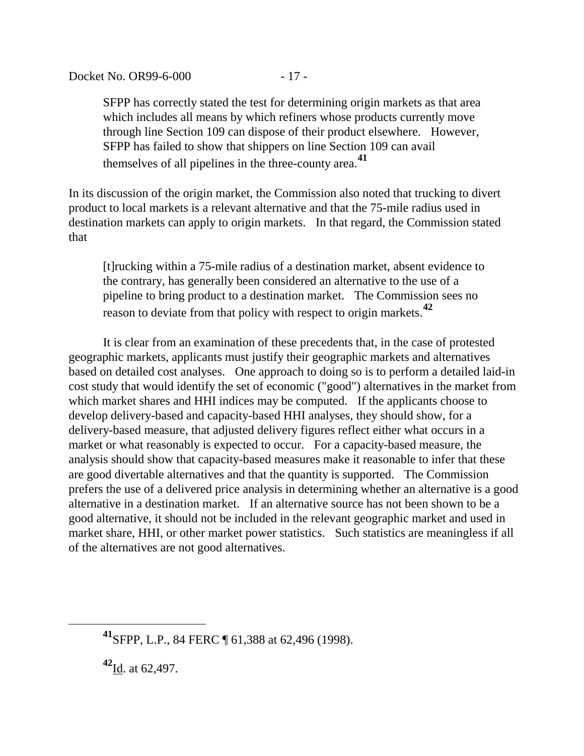> SFPP has correctly stated the test for determining origin markets as that area which includes all means by which refiners whose products currently move through line Section 109 can dispose of their product elsewhere. However, SFPP has failed to show that shippers on line Section 109 can avail themselves of all pipelines in the three-county area.[41]

In its discussion of the origin market, the Commission also noted that trucking to divert product to local markets is a relevant alternative and that the 75-mile radius used in destination markets can apply to origin markets. In that regard, the Commission stated that

> [t]rucking within a 75-mile radius of a destination market, absent evidence to the contrary, has generally been considered an alternative to the use of a pipeline to bring product to a destination market. The Commission sees no reason to deviate from that policy with respect to origin markets.[42]

It is clear from an examination of these precedents that, in the case of protested geographic markets, applicants must justify their geographic markets and alternatives based on detailed cost analyses. One approach to doing so is to perform a detailed laid-in cost study that would identify the set of economic ("good") alternatives in the market from which market shares and HHI indices may be computed. If the applicants choose to develop delivery-based and capacity-based HHI analyses, they should show, for a delivery-based measure, that adjusted delivery figures reflect either what occurs in a market or what reasonably is expected to occur. For a capacity-based measure, the analysis should show that capacity-based measures make it reasonable to infer that these are good divertable alternatives and that the quantity is supported. The Commission prefers the use of a delivered price analysis in determining whether an alternative is a good alternative in a destination market. If an alternative source has not been shown to be a good alternative, it should not be included in the relevant geographic market and used in market share, HHI, or other market power statistics. Such statistics are meaningless if all of the alternatives are not good alternatives.

---

[41] SFPP, L.P., 84 FERC ¶ 61,388 at 62,496 (1998).

[42] Id. at 62,497.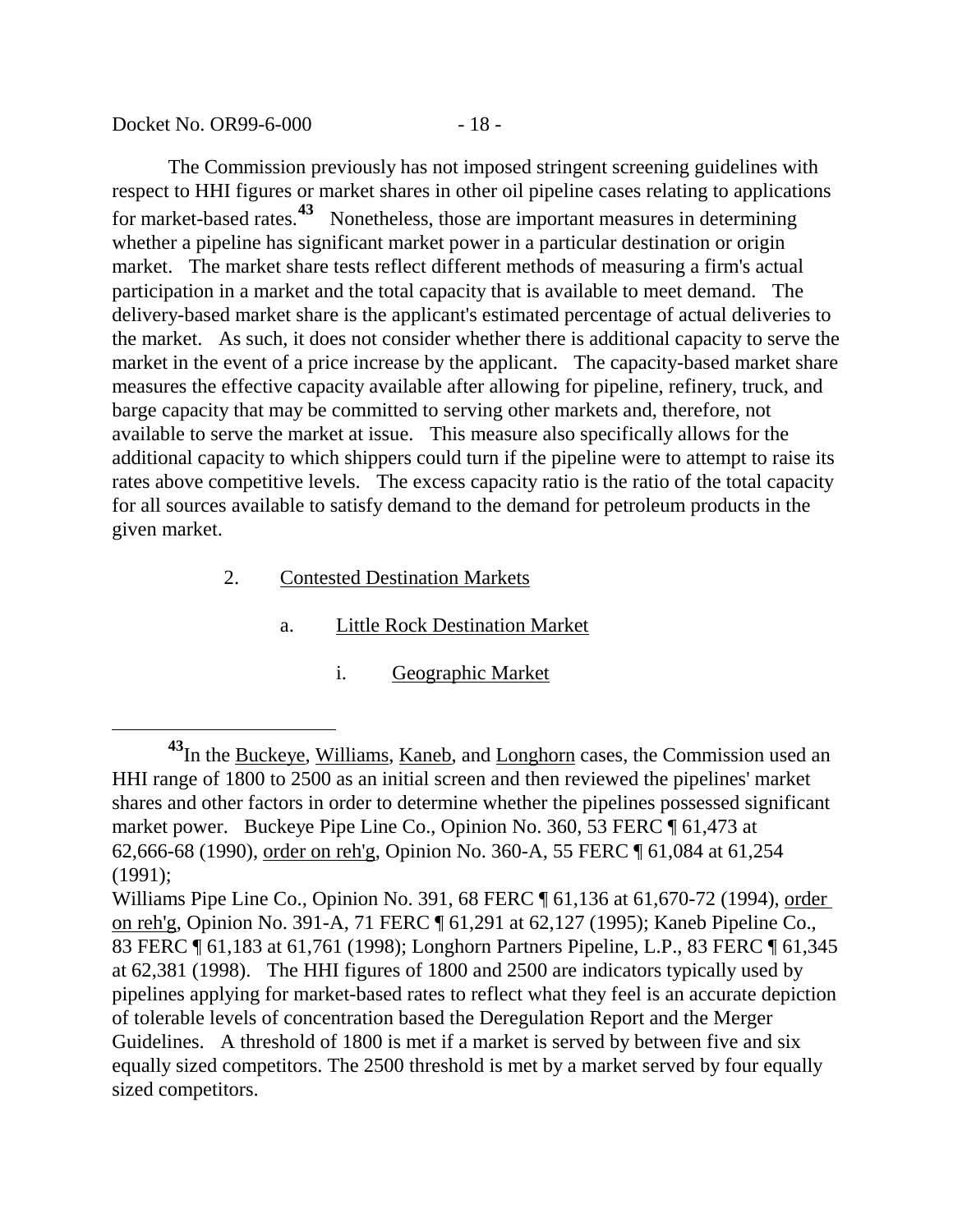The Commission previously has not imposed stringent screening guidelines with respect to HHI figures or market shares in other oil pipeline cases relating to applications for market-based rates.[43] Nonetheless, those are important measures in determining whether a pipeline has significant market power in a particular destination or origin market. The market share tests reflect different methods of measuring a firm's actual participation in a market and the total capacity that is available to meet demand. The delivery-based market share is the applicant's estimated percentage of actual deliveries to the market. As such, it does not consider whether there is additional capacity to serve the market in the event of a price increase by the applicant. The capacity-based market share measures the effective capacity available after allowing for pipeline, refinery, truck, and barge capacity that may be committed to serving other markets and, therefore, not available to serve the market at issue. This measure also specifically allows for the additional capacity to which shippers could turn if the pipeline were to attempt to raise its rates above competitive levels. The excess capacity ratio is the ratio of the total capacity for all sources available to satisfy demand to the demand for petroleum products in the given market.

2. Contested Destination Markets

a. Little Rock Destination Market

i. Geographic Market

---

[43] In the Buckeye, Williams, Kaneb, and Longhorn cases, the Commission used an HHI range of 1800 to 2500 as an initial screen and then reviewed the pipelines' market shares and other factors in order to determine whether the pipelines possessed significant market power. Buckeye Pipe Line Co., Opinion No. 360, 53 FERC ¶ 61,473 at 62,666-68 (1990), order on reh'g, Opinion No. 360-A, 55 FERC ¶ 61,084 at 61,254 (1991);
Williams Pipe Line Co., Opinion No. 391, 68 FERC ¶ 61,136 at 61,670-72 (1994), order on reh'g, Opinion No. 391-A, 71 FERC ¶ 61,291 at 62,127 (1995); Kaneb Pipeline Co., 83 FERC ¶ 61,183 at 61,761 (1998); Longhorn Partners Pipeline, L.P., 83 FERC ¶ 61,345 at 62,381 (1998). The HHI figures of 1800 and 2500 are indicators typically used by pipelines applying for market-based rates to reflect what they feel is an accurate depiction of tolerable levels of concentration based the Deregulation Report and the Merger Guidelines. A threshold of 1800 is met if a market is served by between five and six equally sized competitors. The 2500 threshold is met by a market served by four equally sized competitors.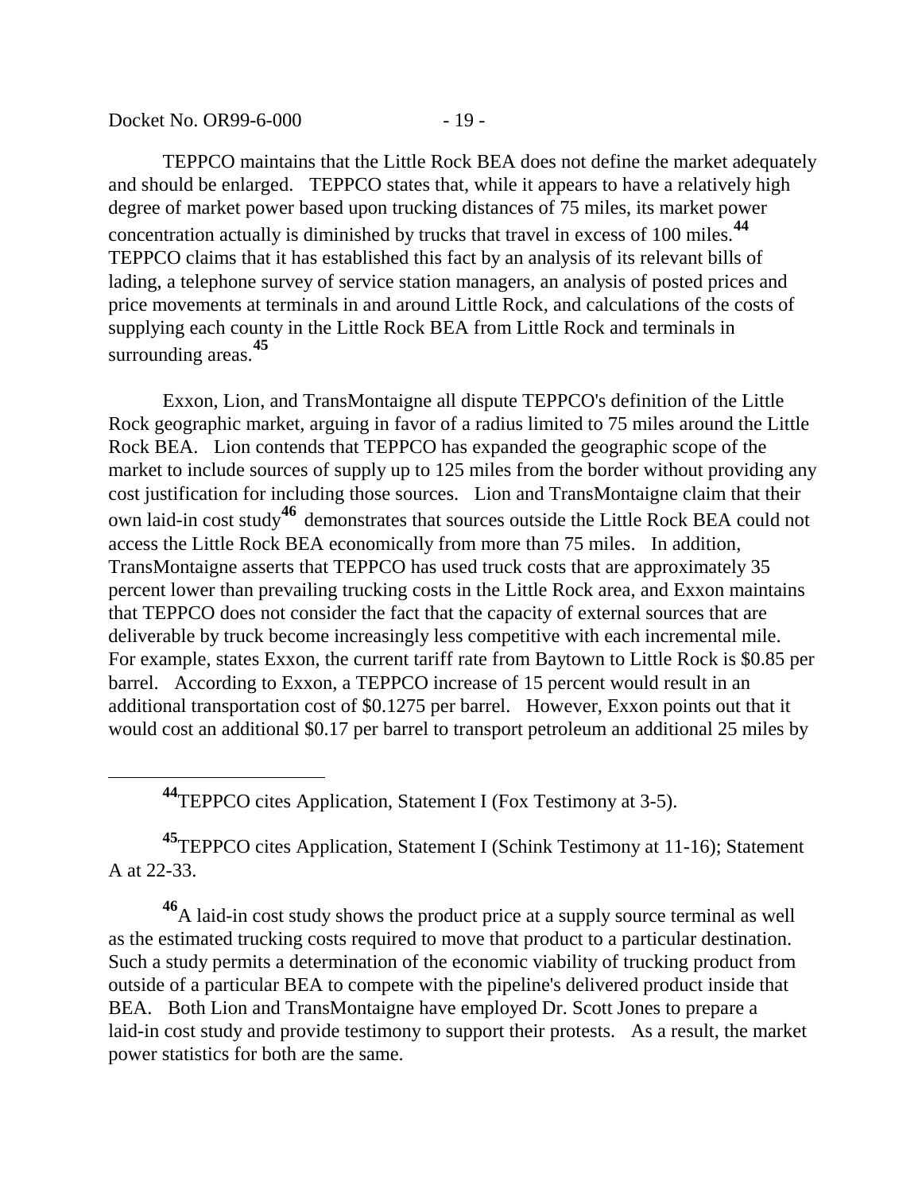TEPPCO maintains that the Little Rock BEA does not define the market adequately and should be enlarged. TEPPCO states that, while it appears to have a relatively high degree of market power based upon trucking distances of 75 miles, its market power concentration actually is diminished by trucks that travel in excess of 100 miles.[44] TEPPCO claims that it has established this fact by an analysis of its relevant bills of lading, a telephone survey of service station managers, an analysis of posted prices and price movements at terminals in and around Little Rock, and calculations of the costs of supplying each county in the Little Rock BEA from Little Rock and terminals in surrounding areas.[45]

Exxon, Lion, and TransMontaigne all dispute TEPPCO's definition of the Little Rock geographic market, arguing in favor of a radius limited to 75 miles around the Little Rock BEA. Lion contends that TEPPCO has expanded the geographic scope of the market to include sources of supply up to 125 miles from the border without providing any cost justification for including those sources. Lion and TransMontaigne claim that their own laid-in cost study[46] demonstrates that sources outside the Little Rock BEA could not access the Little Rock BEA economically from more than 75 miles. In addition, TransMontaigne asserts that TEPPCO has used truck costs that are approximately 35 percent lower than prevailing trucking costs in the Little Rock area, and Exxon maintains that TEPPCO does not consider the fact that the capacity of external sources that are deliverable by truck become increasingly less competitive with each incremental mile. For example, states Exxon, the current tariff rate from Baytown to Little Rock is $0.85 per barrel. According to Exxon, a TEPPCO increase of 15 percent would result in an additional transportation cost of $0.1275 per barrel. However, Exxon points out that it would cost an additional $0.17 per barrel to transport petroleum an additional 25 miles by

---

[44] TEPPCO cites Application, Statement I (Fox Testimony at 3-5).

[45] TEPPCO cites Application, Statement I (Schink Testimony at 11-16); Statement A at 22-33.

[46] A laid-in cost study shows the product price at a supply source terminal as well as the estimated trucking costs required to move that product to a particular destination. Such a study permits a determination of the economic viability of trucking product from outside of a particular BEA to compete with the pipeline's delivered product inside that BEA. Both Lion and TransMontaigne have employed Dr. Scott Jones to prepare a laid-in cost study and provide testimony to support their protests. As a result, the market power statistics for both are the same.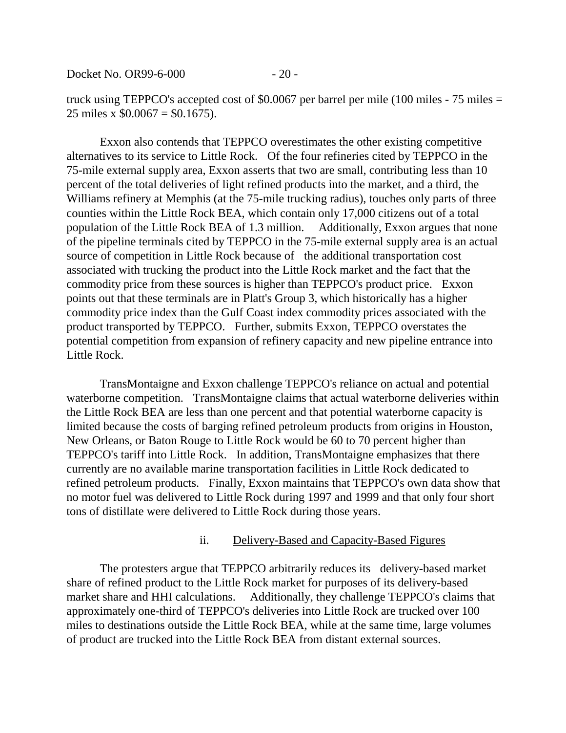truck using TEPPCO's accepted cost of $0.0067 per barrel per mile (100 miles - 75 miles = 25 miles x $0.0067 = $0.1675).

Exxon also contends that TEPPCO overestimates the other existing competitive alternatives to its service to Little Rock. Of the four refineries cited by TEPPCO in the 75-mile external supply area, Exxon asserts that two are small, contributing less than 10 percent of the total deliveries of light refined products into the market, and a third, the Williams refinery at Memphis (at the 75-mile trucking radius), touches only parts of three counties within the Little Rock BEA, which contain only 17,000 citizens out of a total population of the Little Rock BEA of 1.3 million. Additionally, Exxon argues that none of the pipeline terminals cited by TEPPCO in the 75-mile external supply area is an actual source of competition in Little Rock because of the additional transportation cost associated with trucking the product into the Little Rock market and the fact that the commodity price from these sources is higher than TEPPCO's product price. Exxon points out that these terminals are in Platt's Group 3, which historically has a higher commodity price index than the Gulf Coast index commodity prices associated with the product transported by TEPPCO. Further, submits Exxon, TEPPCO overstates the potential competition from expansion of refinery capacity and new pipeline entrance into Little Rock.

TransMontaigne and Exxon challenge TEPPCO's reliance on actual and potential waterborne competition. TransMontaigne claims that actual waterborne deliveries within the Little Rock BEA are less than one percent and that potential waterborne capacity is limited because the costs of barging refined petroleum products from origins in Houston, New Orleans, or Baton Rouge to Little Rock would be 60 to 70 percent higher than TEPPCO's tariff into Little Rock. In addition, TransMontaigne emphasizes that there currently are no available marine transportation facilities in Little Rock dedicated to refined petroleum products. Finally, Exxon maintains that TEPPCO's own data show that no motor fuel was delivered to Little Rock during 1997 and 1999 and that only four short tons of distillate were delivered to Little Rock during those years.

ii. Delivery-Based and Capacity-Based Figures

The protesters argue that TEPPCO arbitrarily reduces its delivery-based market share of refined product to the Little Rock market for purposes of its delivery-based market share and HHI calculations. Additionally, they challenge TEPPCO's claims that approximately one-third of TEPPCO's deliveries into Little Rock are trucked over 100 miles to destinations outside the Little Rock BEA, while at the same time, large volumes of product are trucked into the Little Rock BEA from distant external sources.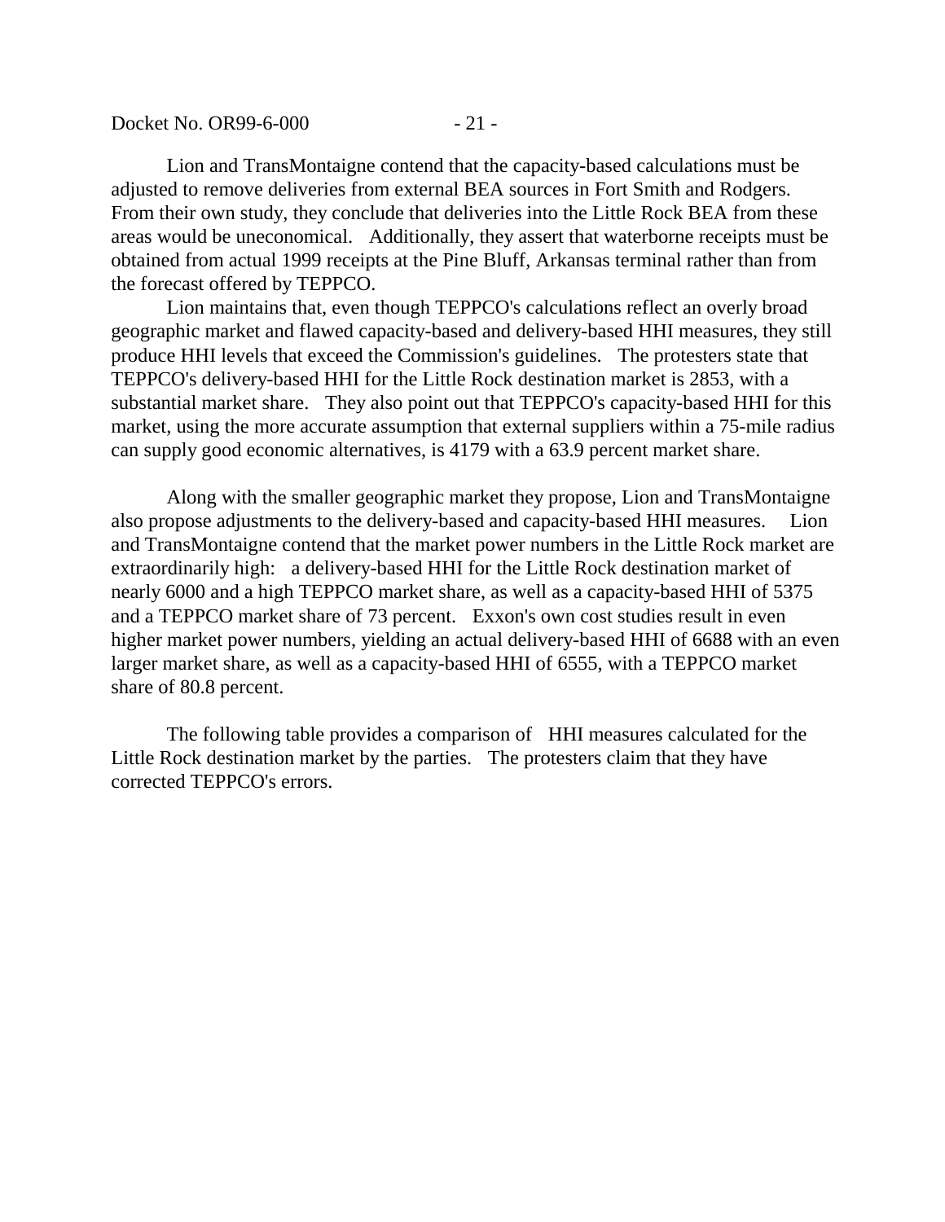Lion and TransMontaigne contend that the capacity-based calculations must be adjusted to remove deliveries from external BEA sources in Fort Smith and Rodgers. From their own study, they conclude that deliveries into the Little Rock BEA from these areas would be uneconomical. Additionally, they assert that waterborne receipts must be obtained from actual 1999 receipts at the Pine Bluff, Arkansas terminal rather than from the forecast offered by TEPPCO.

Lion maintains that, even though TEPPCO's calculations reflect an overly broad geographic market and flawed capacity-based and delivery-based HHI measures, they still produce HHI levels that exceed the Commission's guidelines. The protesters state that TEPPCO's delivery-based HHI for the Little Rock destination market is 2853, with a substantial market share. They also point out that TEPPCO's capacity-based HHI for this market, using the more accurate assumption that external suppliers within a 75-mile radius can supply good economic alternatives, is 4179 with a 63.9 percent market share.

Along with the smaller geographic market they propose, Lion and TransMontaigne also propose adjustments to the delivery-based and capacity-based HHI measures. Lion and TransMontaigne contend that the market power numbers in the Little Rock market are extraordinarily high: a delivery-based HHI for the Little Rock destination market of nearly 6000 and a high TEPPCO market share, as well as a capacity-based HHI of 5375 and a TEPPCO market share of 73 percent. Exxon's own cost studies result in even higher market power numbers, yielding an actual delivery-based HHI of 6688 with an even larger market share, as well as a capacity-based HHI of 6555, with a TEPPCO market share of 80.8 percent.

The following table provides a comparison of HHI measures calculated for the Little Rock destination market by the parties. The protesters claim that they have corrected TEPPCO's errors.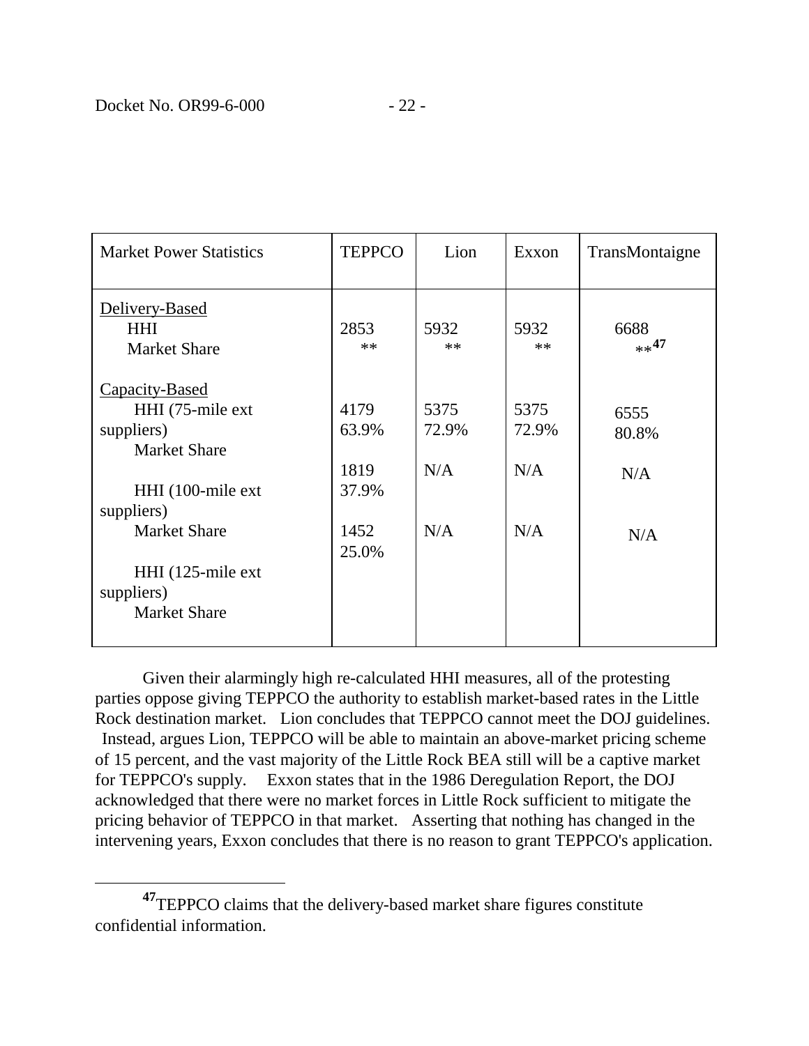| Market Power Statistics | TEPPCO | Lion | Exxon | TransMontaigne |
|---|---|---|---|---|
| Delivery-Based | | | | |
| HHI | 2853 | 5932 | 5932 | 6688 |
| Market Share | ** | ** | ** | **[47] |
| Capacity-Based | | | | |
| HHI (75-mile ext suppliers) | 4179 | 5375 | 5375 | 6555 |
| Market Share | 63.9% | 72.9% | 72.9% | 80.8% |
| HHI (100-mile ext suppliers) | 1819 | N/A | N/A | N/A |
| Market Share | 37.9% | | | |
| HHI (125-mile ext suppliers) | 1452 | N/A | N/A | N/A |
| Market Share | 25.0% | | | |

Given their alarmingly high re-calculated HHI measures, all of the protesting parties oppose giving TEPPCO the authority to establish market-based rates in the Little Rock destination market. Lion concludes that TEPPCO cannot meet the DOJ guidelines. Instead, argues Lion, TEPPCO will be able to maintain an above-market pricing scheme of 15 percent, and the vast majority of the Little Rock BEA still will be a captive market for TEPPCO's supply. Exxon states that in the 1986 Deregulation Report, the DOJ acknowledged that there were no market forces in Little Rock sufficient to mitigate the pricing behavior of TEPPCO in that market. Asserting that nothing has changed in the intervening years, Exxon concludes that there is no reason to grant TEPPCO's application.

---

[47] TEPPCO claims that the delivery-based market share figures constitute confidential information.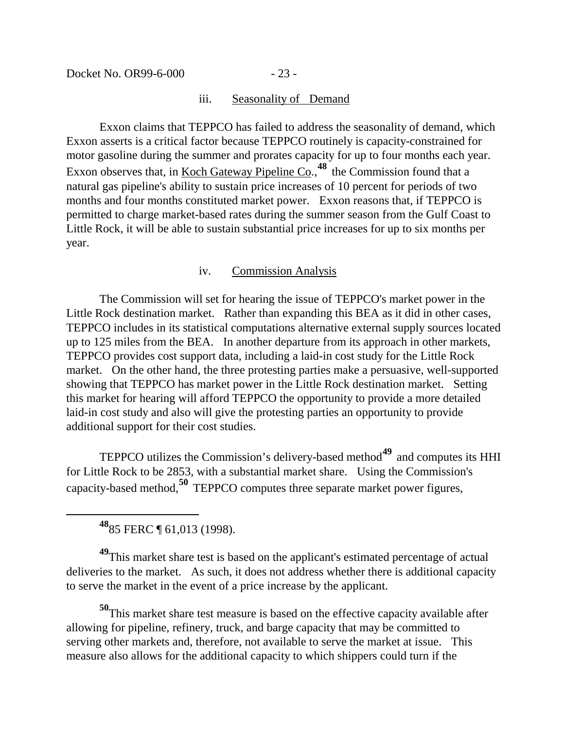iii. Seasonality of Demand

Exxon claims that TEPPCO has failed to address the seasonality of demand, which Exxon asserts is a critical factor because TEPPCO routinely is capacity-constrained for motor gasoline during the summer and prorates capacity for up to four months each year. Exxon observes that, in Koch Gateway Pipeline Co.,[48] the Commission found that a natural gas pipeline's ability to sustain price increases of 10 percent for periods of two months and four months constituted market power. Exxon reasons that, if TEPPCO is permitted to charge market-based rates during the summer season from the Gulf Coast to Little Rock, it will be able to sustain substantial price increases for up to six months per year.

iv. Commission Analysis

The Commission will set for hearing the issue of TEPPCO's market power in the Little Rock destination market. Rather than expanding this BEA as it did in other cases, TEPPCO includes in its statistical computations alternative external supply sources located up to 125 miles from the BEA. In another departure from its approach in other markets, TEPPCO provides cost support data, including a laid-in cost study for the Little Rock market. On the other hand, the three protesting parties make a persuasive, well-supported showing that TEPPCO has market power in the Little Rock destination market. Setting this market for hearing will afford TEPPCO the opportunity to provide a more detailed laid-in cost study and also will give the protesting parties an opportunity to provide additional support for their cost studies.

TEPPCO utilizes the Commission's delivery-based method[49] and computes its HHI for Little Rock to be 2853, with a substantial market share. Using the Commission's capacity-based method,[50] TEPPCO computes three separate market power figures,

---

[48] 85 FERC ¶ 61,013 (1998).

[49] This market share test is based on the applicant's estimated percentage of actual deliveries to the market. As such, it does not address whether there is additional capacity to serve the market in the event of a price increase by the applicant.

[50] This market share test measure is based on the effective capacity available after allowing for pipeline, refinery, truck, and barge capacity that may be committed to serving other markets and, therefore, not available to serve the market at issue. This measure also allows for the additional capacity to which shippers could turn if the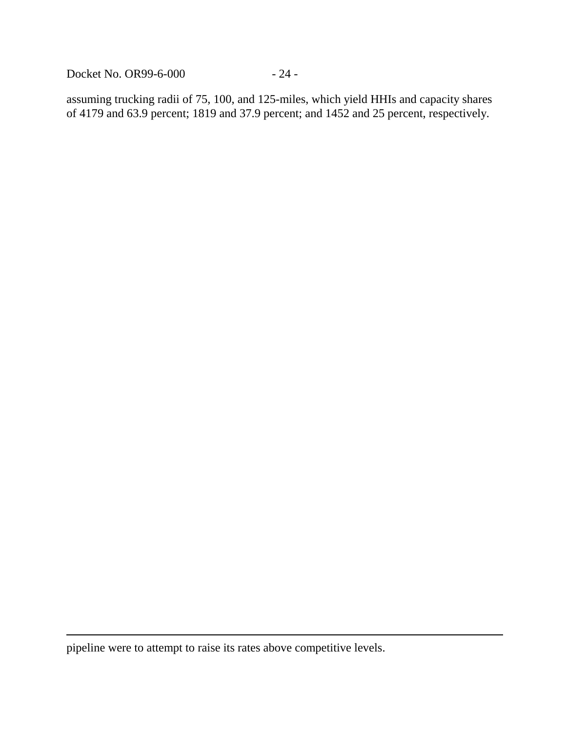assuming trucking radii of 75, 100, and 125-miles, which yield HHIs and capacity shares of 4179 and 63.9 percent; 1819 and 37.9 percent; and 1452 and 25 percent, respectively.

---

pipeline were to attempt to raise its rates above competitive levels.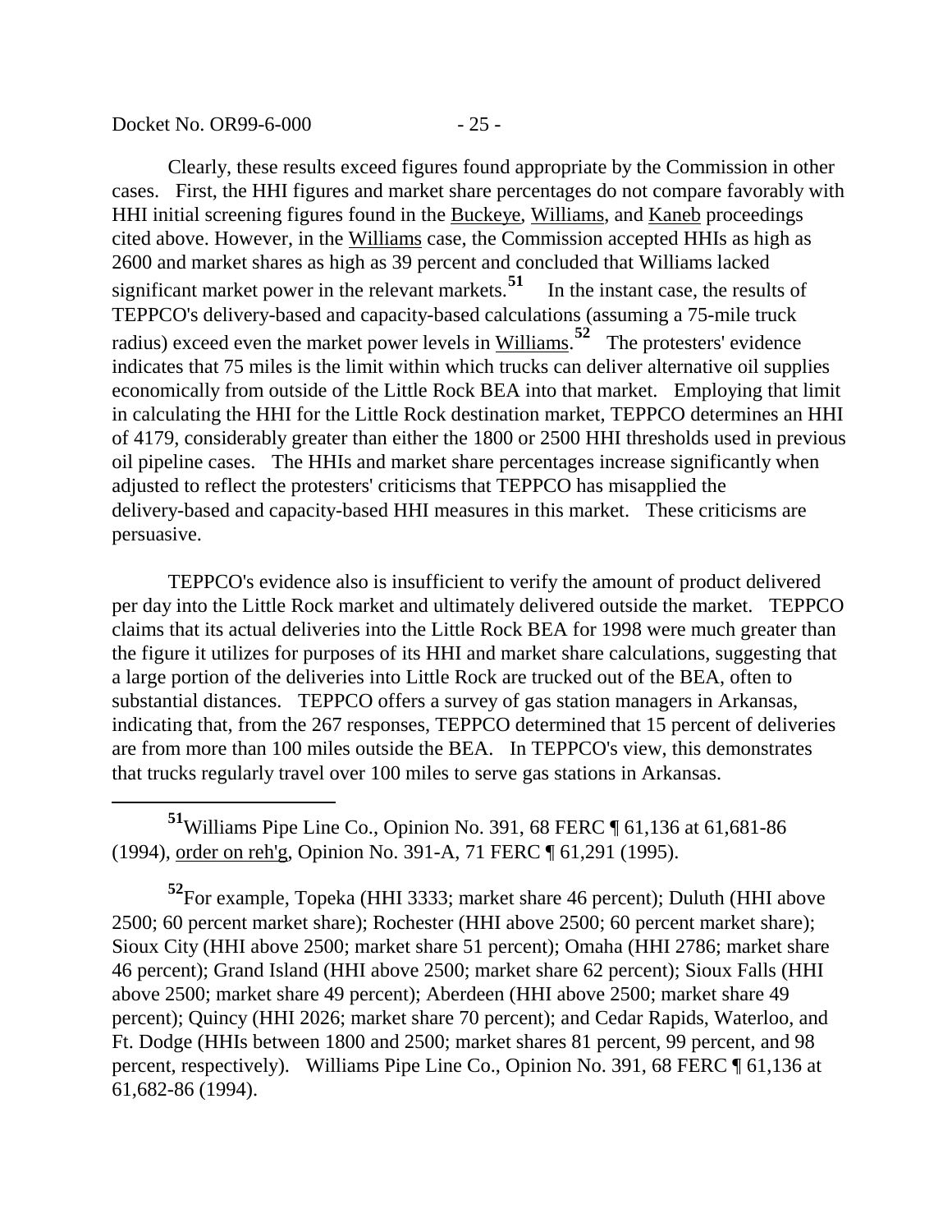Clearly, these results exceed figures found appropriate by the Commission in other cases. First, the HHI figures and market share percentages do not compare favorably with HHI initial screening figures found in the Buckeye, Williams, and Kaneb proceedings cited above. However, in the Williams case, the Commission accepted HHIs as high as 2600 and market shares as high as 39 percent and concluded that Williams lacked significant market power in the relevant markets.[51] In the instant case, the results of TEPPCO's delivery-based and capacity-based calculations (assuming a 75-mile truck radius) exceed even the market power levels in Williams.[52] The protesters' evidence indicates that 75 miles is the limit within which trucks can deliver alternative oil supplies economically from outside of the Little Rock BEA into that market. Employing that limit in calculating the HHI for the Little Rock destination market, TEPPCO determines an HHI of 4179, considerably greater than either the 1800 or 2500 HHI thresholds used in previous oil pipeline cases. The HHIs and market share percentages increase significantly when adjusted to reflect the protesters' criticisms that TEPPCO has misapplied the delivery-based and capacity-based HHI measures in this market. These criticisms are persuasive.

TEPPCO's evidence also is insufficient to verify the amount of product delivered per day into the Little Rock market and ultimately delivered outside the market. TEPPCO claims that its actual deliveries into the Little Rock BEA for 1998 were much greater than the figure it utilizes for purposes of its HHI and market share calculations, suggesting that a large portion of the deliveries into Little Rock are trucked out of the BEA, often to substantial distances. TEPPCO offers a survey of gas station managers in Arkansas, indicating that, from the 267 responses, TEPPCO determined that 15 percent of deliveries are from more than 100 miles outside the BEA. In TEPPCO's view, this demonstrates that trucks regularly travel over 100 miles to serve gas stations in Arkansas.

---

[51] Williams Pipe Line Co., Opinion No. 391, 68 FERC ¶ 61,136 at 61,681-86 (1994), order on reh'g, Opinion No. 391-A, 71 FERC ¶ 61,291 (1995).

[52] For example, Topeka (HHI 3333; market share 46 percent); Duluth (HHI above 2500; 60 percent market share); Rochester (HHI above 2500; 60 percent market share); Sioux City (HHI above 2500; market share 51 percent); Omaha (HHI 2786; market share 46 percent); Grand Island (HHI above 2500; market share 62 percent); Sioux Falls (HHI above 2500; market share 49 percent); Aberdeen (HHI above 2500; market share 49 percent); Quincy (HHI 2026; market share 70 percent); and Cedar Rapids, Waterloo, and Ft. Dodge (HHIs between 1800 and 2500; market shares 81 percent, 99 percent, and 98 percent, respectively). Williams Pipe Line Co., Opinion No. 391, 68 FERC ¶ 61,136 at 61,682-86 (1994).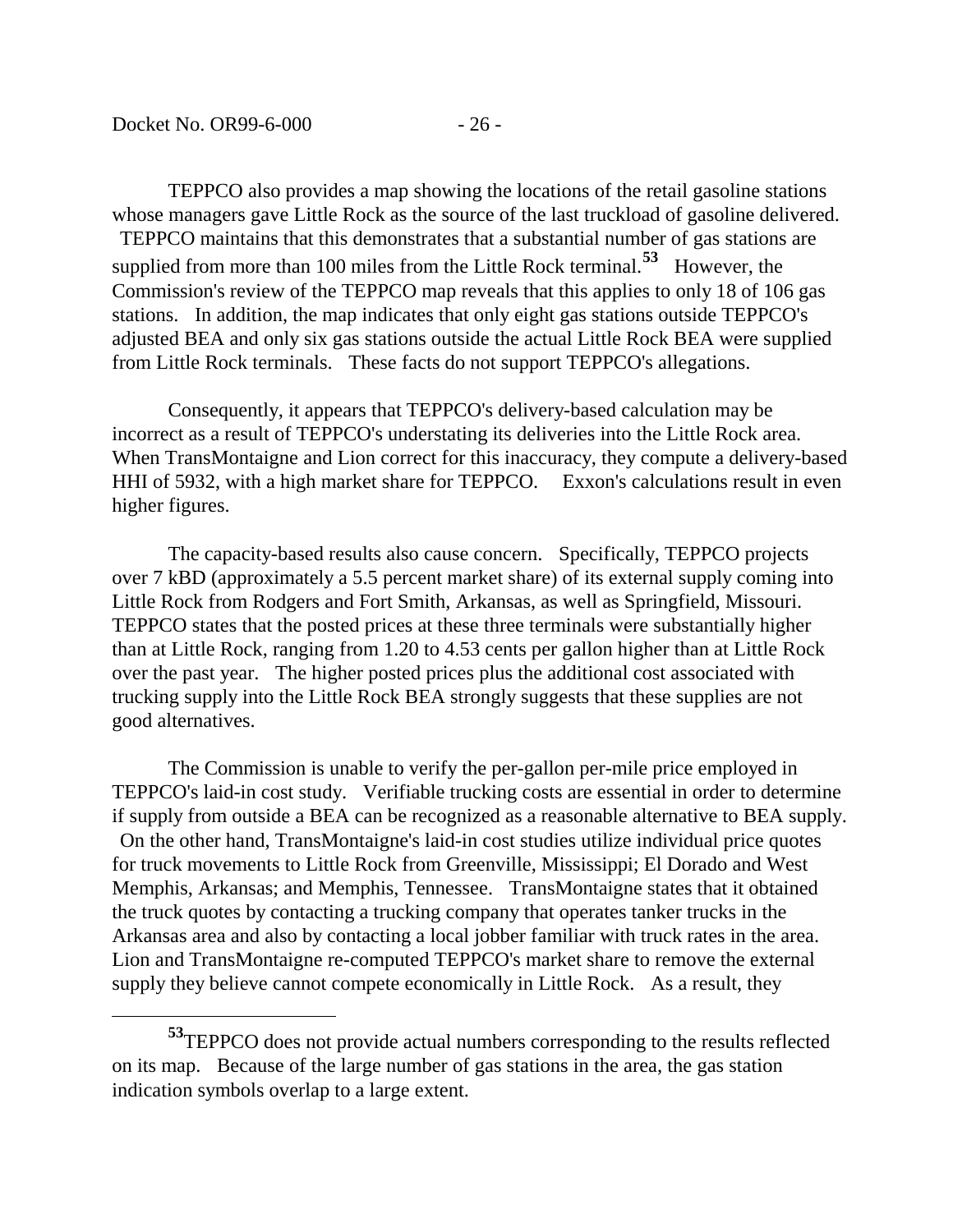TEPPCO also provides a map showing the locations of the retail gasoline stations whose managers gave Little Rock as the source of the last truckload of gasoline delivered. TEPPCO maintains that this demonstrates that a substantial number of gas stations are supplied from more than 100 miles from the Little Rock terminal.[53] However, the Commission's review of the TEPPCO map reveals that this applies to only 18 of 106 gas stations. In addition, the map indicates that only eight gas stations outside TEPPCO's adjusted BEA and only six gas stations outside the actual Little Rock BEA were supplied from Little Rock terminals. These facts do not support TEPPCO's allegations.

Consequently, it appears that TEPPCO's delivery-based calculation may be incorrect as a result of TEPPCO's understating its deliveries into the Little Rock area. When TransMontaigne and Lion correct for this inaccuracy, they compute a delivery-based HHI of 5932, with a high market share for TEPPCO. Exxon's calculations result in even higher figures.

The capacity-based results also cause concern. Specifically, TEPPCO projects over 7 kBD (approximately a 5.5 percent market share) of its external supply coming into Little Rock from Rodgers and Fort Smith, Arkansas, as well as Springfield, Missouri. TEPPCO states that the posted prices at these three terminals were substantially higher than at Little Rock, ranging from 1.20 to 4.53 cents per gallon higher than at Little Rock over the past year. The higher posted prices plus the additional cost associated with trucking supply into the Little Rock BEA strongly suggests that these supplies are not good alternatives.

The Commission is unable to verify the per-gallon per-mile price employed in TEPPCO's laid-in cost study. Verifiable trucking costs are essential in order to determine if supply from outside a BEA can be recognized as a reasonable alternative to BEA supply. On the other hand, TransMontaigne's laid-in cost studies utilize individual price quotes for truck movements to Little Rock from Greenville, Mississippi; El Dorado and West Memphis, Arkansas; and Memphis, Tennessee. TransMontaigne states that it obtained the truck quotes by contacting a trucking company that operates tanker trucks in the Arkansas area and also by contacting a local jobber familiar with truck rates in the area. Lion and TransMontaigne re-computed TEPPCO's market share to remove the external supply they believe cannot compete economically in Little Rock. As a result, they

---

[53] TEPPCO does not provide actual numbers corresponding to the results reflected on its map. Because of the large number of gas stations in the area, the gas station indication symbols overlap to a large extent.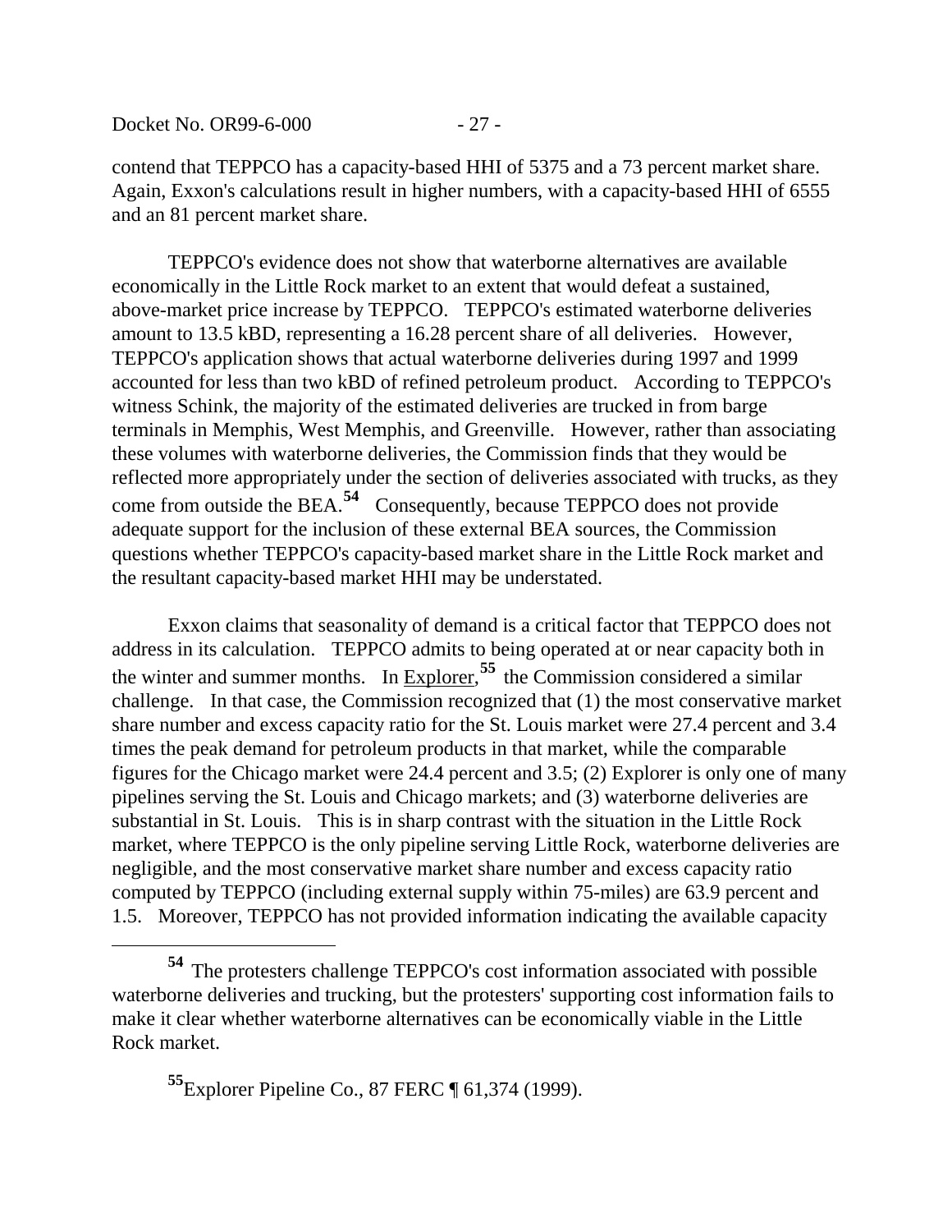contend that TEPPCO has a capacity-based HHI of 5375 and a 73 percent market share. Again, Exxon's calculations result in higher numbers, with a capacity-based HHI of 6555 and an 81 percent market share.

TEPPCO's evidence does not show that waterborne alternatives are available economically in the Little Rock market to an extent that would defeat a sustained, above-market price increase by TEPPCO. TEPPCO's estimated waterborne deliveries amount to 13.5 kBD, representing a 16.28 percent share of all deliveries. However, TEPPCO's application shows that actual waterborne deliveries during 1997 and 1999 accounted for less than two kBD of refined petroleum product. According to TEPPCO's witness Schink, the majority of the estimated deliveries are trucked in from barge terminals in Memphis, West Memphis, and Greenville. However, rather than associating these volumes with waterborne deliveries, the Commission finds that they would be reflected more appropriately under the section of deliveries associated with trucks, as they come from outside the BEA.[54] Consequently, because TEPPCO does not provide adequate support for the inclusion of these external BEA sources, the Commission questions whether TEPPCO's capacity-based market share in the Little Rock market and the resultant capacity-based market HHI may be understated.

Exxon claims that seasonality of demand is a critical factor that TEPPCO does not address in its calculation. TEPPCO admits to being operated at or near capacity both in the winter and summer months. In Explorer,[55] the Commission considered a similar challenge. In that case, the Commission recognized that (1) the most conservative market share number and excess capacity ratio for the St. Louis market were 27.4 percent and 3.4 times the peak demand for petroleum products in that market, while the comparable figures for the Chicago market were 24.4 percent and 3.5; (2) Explorer is only one of many pipelines serving the St. Louis and Chicago markets; and (3) waterborne deliveries are substantial in St. Louis. This is in sharp contrast with the situation in the Little Rock market, where TEPPCO is the only pipeline serving Little Rock, waterborne deliveries are negligible, and the most conservative market share number and excess capacity ratio computed by TEPPCO (including external supply within 75-miles) are 63.9 percent and 1.5. Moreover, TEPPCO has not provided information indicating the available capacity

---

[54] The protesters challenge TEPPCO's cost information associated with possible waterborne deliveries and trucking, but the protesters' supporting cost information fails to make it clear whether waterborne alternatives can be economically viable in the Little Rock market.

[55] Explorer Pipeline Co., 87 FERC ¶ 61,374 (1999).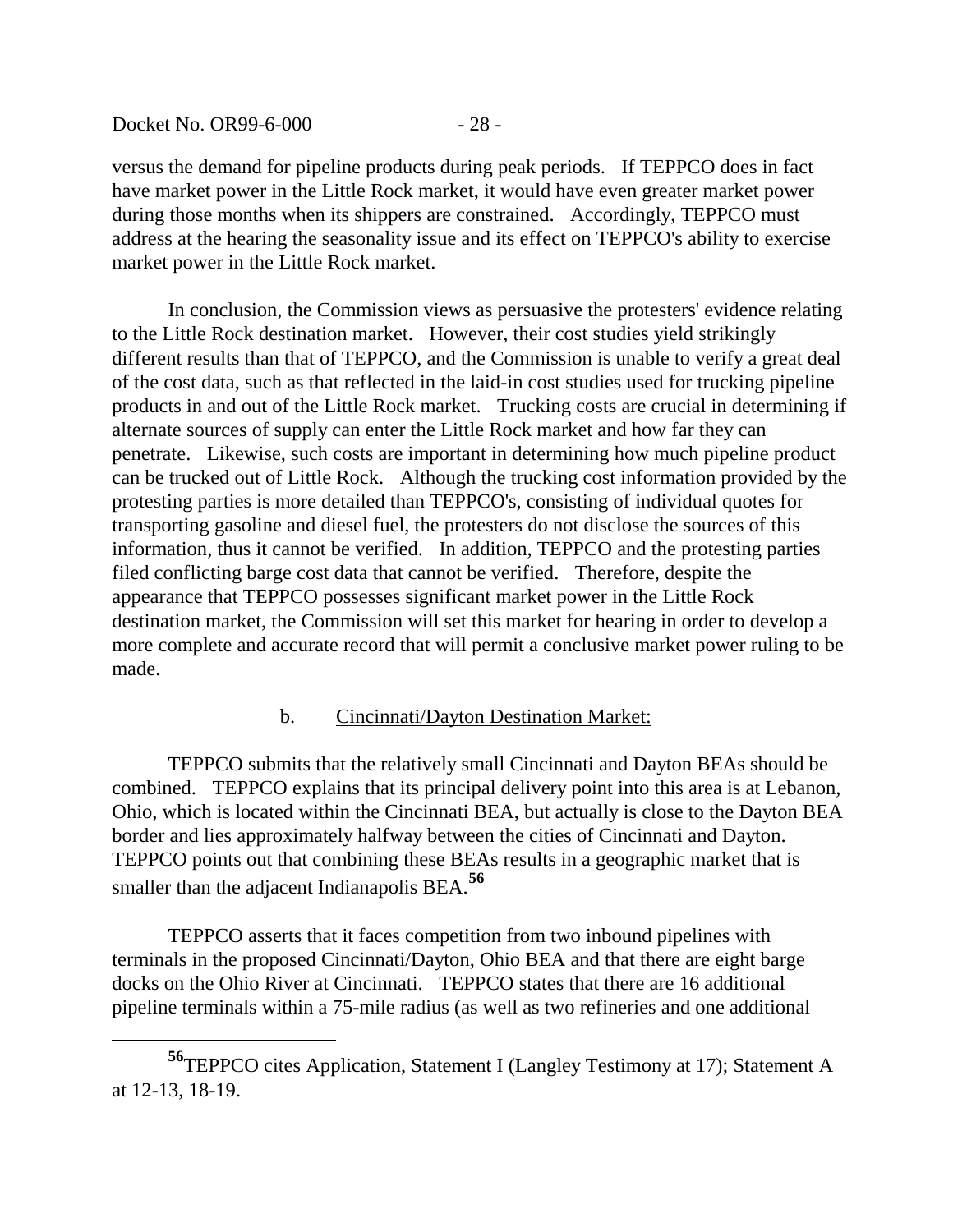versus the demand for pipeline products during peak periods. If TEPPCO does in fact have market power in the Little Rock market, it would have even greater market power during those months when its shippers are constrained. Accordingly, TEPPCO must address at the hearing the seasonality issue and its effect on TEPPCO's ability to exercise market power in the Little Rock market.

In conclusion, the Commission views as persuasive the protesters' evidence relating to the Little Rock destination market. However, their cost studies yield strikingly different results than that of TEPPCO, and the Commission is unable to verify a great deal of the cost data, such as that reflected in the laid-in cost studies used for trucking pipeline products in and out of the Little Rock market. Trucking costs are crucial in determining if alternate sources of supply can enter the Little Rock market and how far they can penetrate. Likewise, such costs are important in determining how much pipeline product can be trucked out of Little Rock. Although the trucking cost information provided by the protesting parties is more detailed than TEPPCO's, consisting of individual quotes for transporting gasoline and diesel fuel, the protesters do not disclose the sources of this information, thus it cannot be verified. In addition, TEPPCO and the protesting parties filed conflicting barge cost data that cannot be verified. Therefore, despite the appearance that TEPPCO possesses significant market power in the Little Rock destination market, the Commission will set this market for hearing in order to develop a more complete and accurate record that will permit a conclusive market power ruling to be made.

b. Cincinnati/Dayton Destination Market:

TEPPCO submits that the relatively small Cincinnati and Dayton BEAs should be combined. TEPPCO explains that its principal delivery point into this area is at Lebanon, Ohio, which is located within the Cincinnati BEA, but actually is close to the Dayton BEA border and lies approximately halfway between the cities of Cincinnati and Dayton. TEPPCO points out that combining these BEAs results in a geographic market that is smaller than the adjacent Indianapolis BEA.[56]

TEPPCO asserts that it faces competition from two inbound pipelines with terminals in the proposed Cincinnati/Dayton, Ohio BEA and that there are eight barge docks on the Ohio River at Cincinnati. TEPPCO states that there are 16 additional pipeline terminals within a 75-mile radius (as well as two refineries and one additional

[56] TEPPCO cites Application, Statement I (Langley Testimony at 17); Statement A at 12-13, 18-19.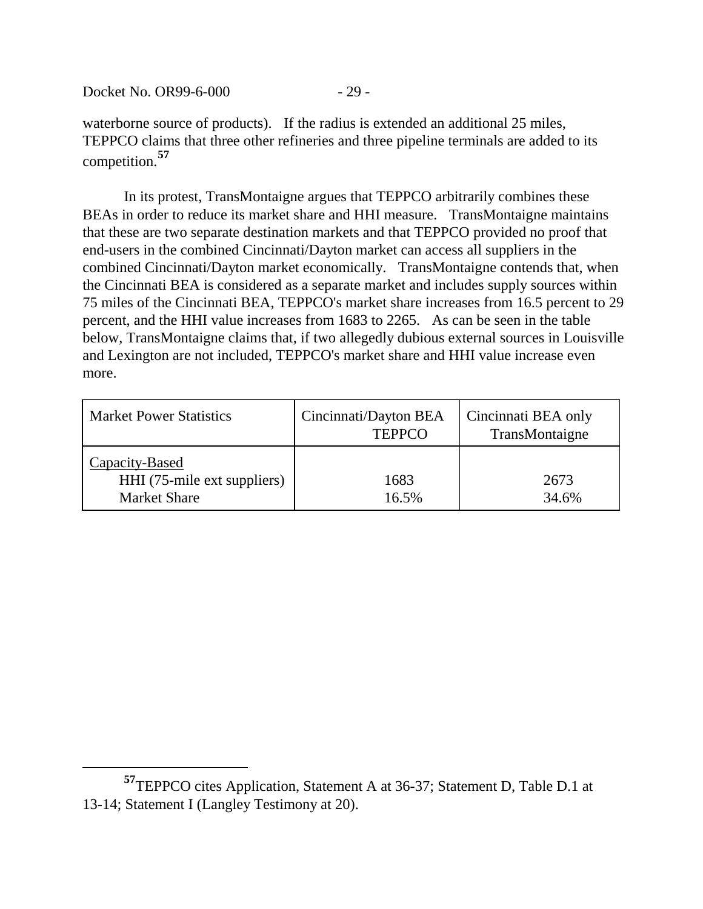waterborne source of products). If the radius is extended an additional 25 miles, TEPPCO claims that three other refineries and three pipeline terminals are added to its competition.[57]

In its protest, TransMontaigne argues that TEPPCO arbitrarily combines these BEAs in order to reduce its market share and HHI measure. TransMontaigne maintains that these are two separate destination markets and that TEPPCO provided no proof that end-users in the combined Cincinnati/Dayton market can access all suppliers in the combined Cincinnati/Dayton market economically. TransMontaigne contends that, when the Cincinnati BEA is considered as a separate market and includes supply sources within 75 miles of the Cincinnati BEA, TEPPCO's market share increases from 16.5 percent to 29 percent, and the HHI value increases from 1683 to 2265. As can be seen in the table below, TransMontaigne claims that, if two allegedly dubious external sources in Louisville and Lexington are not included, TEPPCO's market share and HHI value increase even more.

| Market Power Statistics | Cincinnati/Dayton BEA TEPPCO | Cincinnati BEA only TransMontaigne |
|---|---|---|
| <u>Capacity-Based</u> | | |
| HHI (75-mile ext suppliers) | 1683 | 2673 |
| Market Share | 16.5% | 34.6% |

---

[57] TEPPCO cites Application, Statement A at 36-37; Statement D, Table D.1 at 13-14; Statement I (Langley Testimony at 20).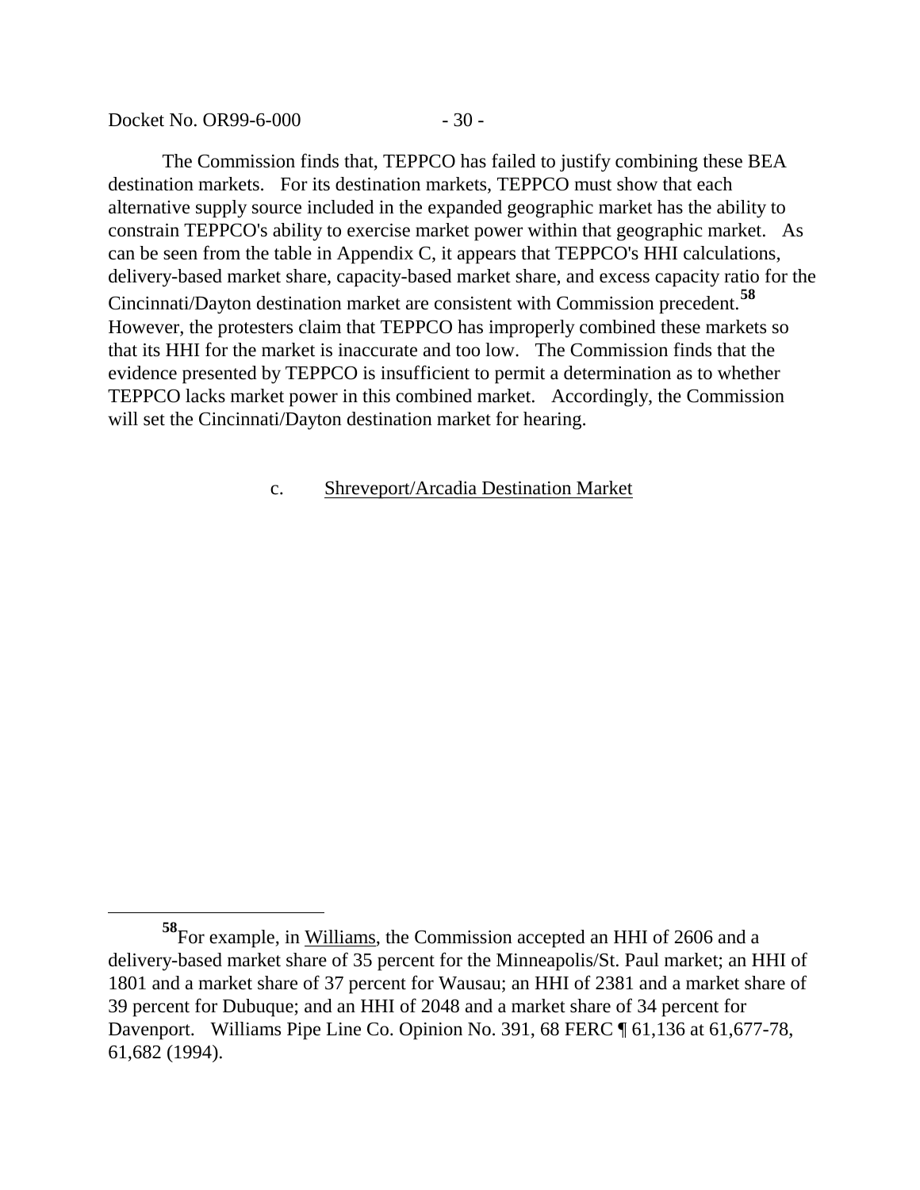The Commission finds that, TEPPCO has failed to justify combining these BEA destination markets. For its destination markets, TEPPCO must show that each alternative supply source included in the expanded geographic market has the ability to constrain TEPPCO's ability to exercise market power within that geographic market. As can be seen from the table in Appendix C, it appears that TEPPCO's HHI calculations, delivery-based market share, capacity-based market share, and excess capacity ratio for the Cincinnati/Dayton destination market are consistent with Commission precedent.[58] However, the protesters claim that TEPPCO has improperly combined these markets so that its HHI for the market is inaccurate and too low. The Commission finds that the evidence presented by TEPPCO is insufficient to permit a determination as to whether TEPPCO lacks market power in this combined market. Accordingly, the Commission will set the Cincinnati/Dayton destination market for hearing.

c. Shreveport/Arcadia Destination Market

---

[58] For example, in Williams, the Commission accepted an HHI of 2606 and a delivery-based market share of 35 percent for the Minneapolis/St. Paul market; an HHI of 1801 and a market share of 37 percent for Wausau; an HHI of 2381 and a market share of 39 percent for Dubuque; and an HHI of 2048 and a market share of 34 percent for Davenport. Williams Pipe Line Co. Opinion No. 391, 68 FERC ¶ 61,136 at 61,677-78, 61,682 (1994).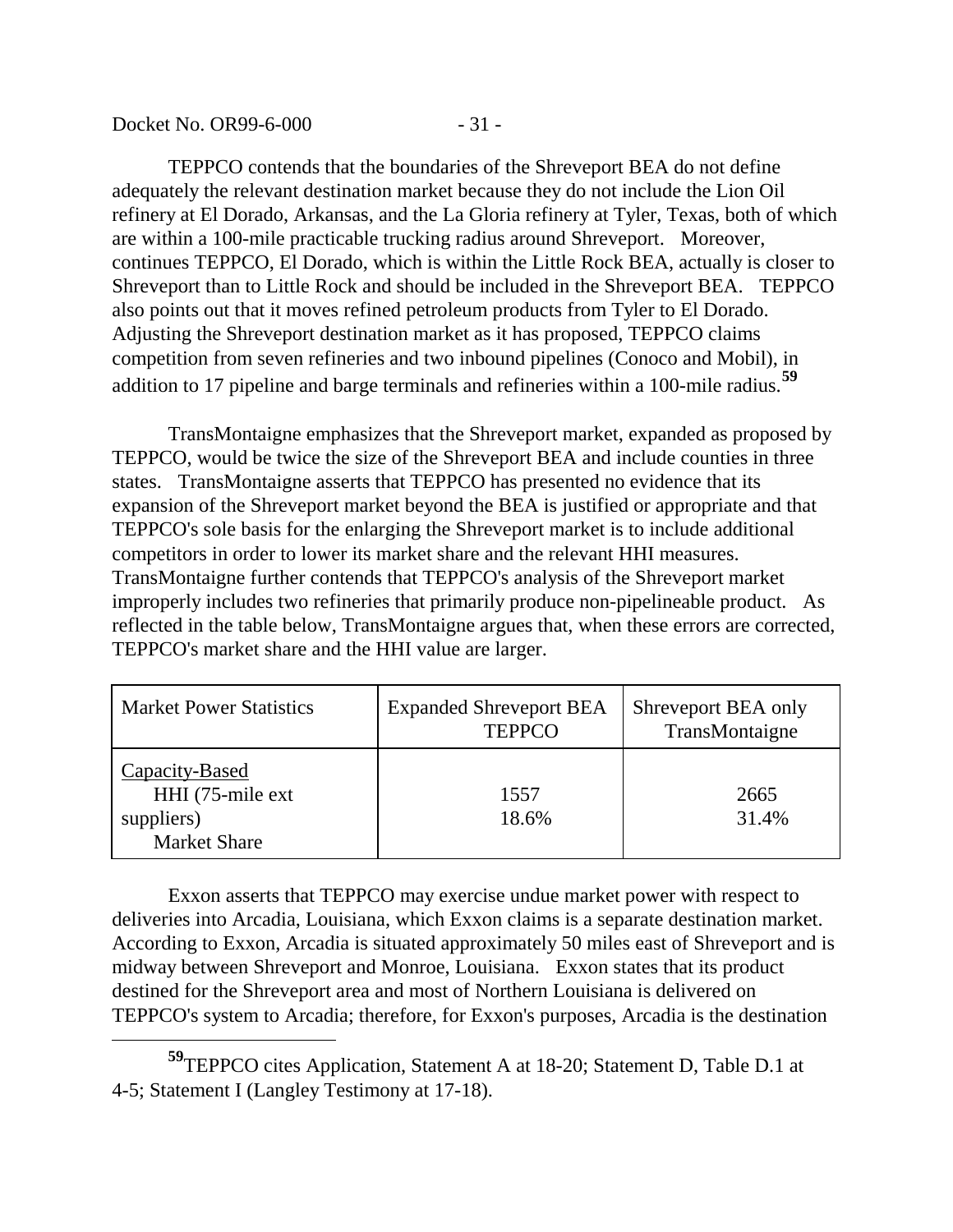TEPPCO contends that the boundaries of the Shreveport BEA do not define adequately the relevant destination market because they do not include the Lion Oil refinery at El Dorado, Arkansas, and the La Gloria refinery at Tyler, Texas, both of which are within a 100-mile practicable trucking radius around Shreveport. Moreover, continues TEPPCO, El Dorado, which is within the Little Rock BEA, actually is closer to Shreveport than to Little Rock and should be included in the Shreveport BEA. TEPPCO also points out that it moves refined petroleum products from Tyler to El Dorado. Adjusting the Shreveport destination market as it has proposed, TEPPCO claims competition from seven refineries and two inbound pipelines (Conoco and Mobil), in addition to 17 pipeline and barge terminals and refineries within a 100-mile radius.[59]

TransMontaigne emphasizes that the Shreveport market, expanded as proposed by TEPPCO, would be twice the size of the Shreveport BEA and include counties in three states. TransMontaigne asserts that TEPPCO has presented no evidence that its expansion of the Shreveport market beyond the BEA is justified or appropriate and that TEPPCO's sole basis for the enlarging the Shreveport market is to include additional competitors in order to lower its market share and the relevant HHI measures. TransMontaigne further contends that TEPPCO's analysis of the Shreveport market improperly includes two refineries that primarily produce non-pipelineable product. As reflected in the table below, TransMontaigne argues that, when these errors are corrected, TEPPCO's market share and the HHI value are larger.

| Market Power Statistics | Expanded Shreveport BEA TEPPCO | Shreveport BEA only TransMontaigne |
|---|---|---|
| Capacity-Based HHI (75-mile ext suppliers) | 1557 | 2665 |
| Market Share | 18.6% | 31.4% |

Exxon asserts that TEPPCO may exercise undue market power with respect to deliveries into Arcadia, Louisiana, which Exxon claims is a separate destination market. According to Exxon, Arcadia is situated approximately 50 miles east of Shreveport and is midway between Shreveport and Monroe, Louisiana. Exxon states that its product destined for the Shreveport area and most of Northern Louisiana is delivered on TEPPCO's system to Arcadia; therefore, for Exxon's purposes, Arcadia is the destination

[59] TEPPCO cites Application, Statement A at 18-20; Statement D, Table D.1 at 4-5; Statement I (Langley Testimony at 17-18).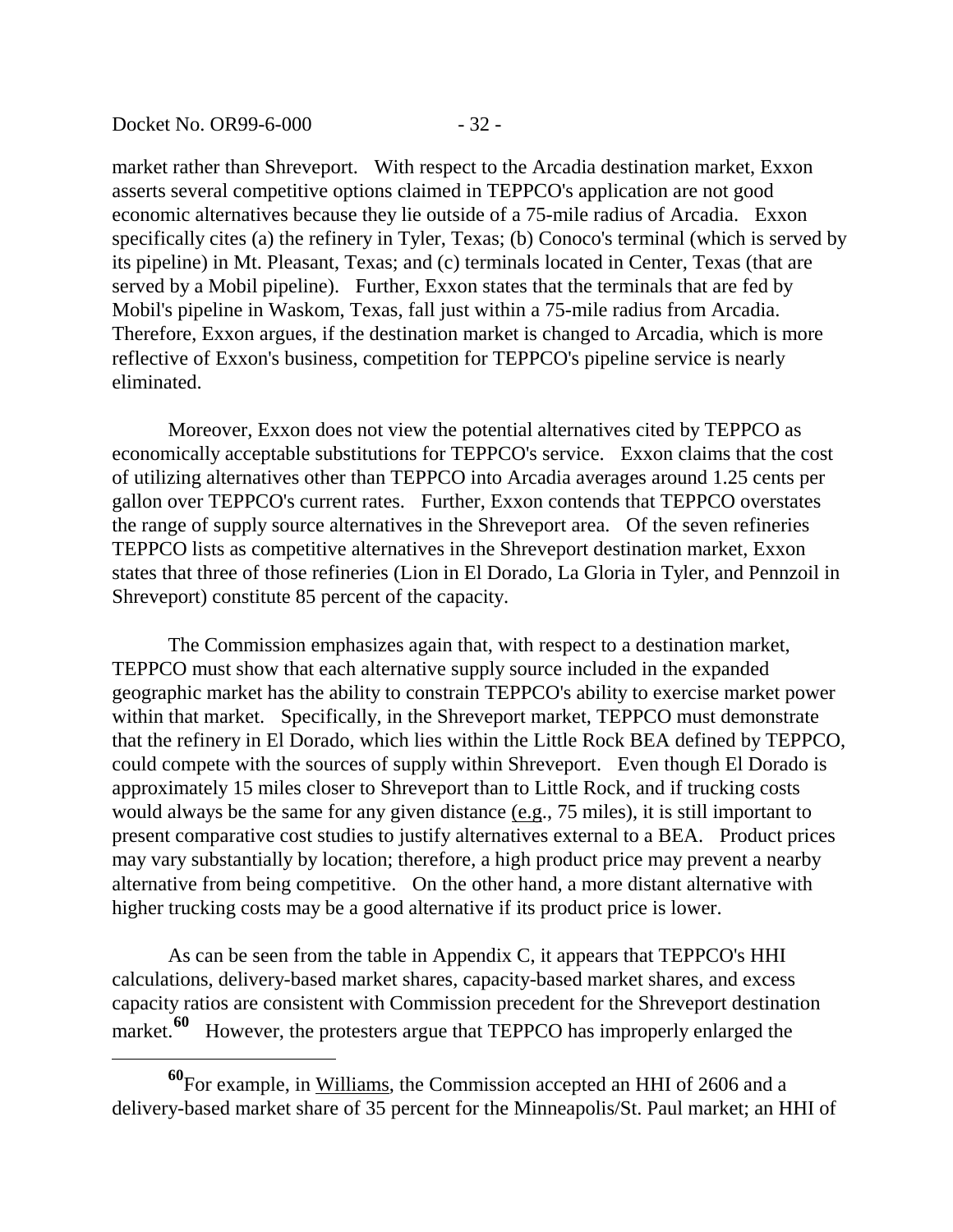market rather than Shreveport. With respect to the Arcadia destination market, Exxon asserts several competitive options claimed in TEPPCO's application are not good economic alternatives because they lie outside of a 75-mile radius of Arcadia. Exxon specifically cites (a) the refinery in Tyler, Texas; (b) Conoco's terminal (which is served by its pipeline) in Mt. Pleasant, Texas; and (c) terminals located in Center, Texas (that are served by a Mobil pipeline). Further, Exxon states that the terminals that are fed by Mobil's pipeline in Waskom, Texas, fall just within a 75-mile radius from Arcadia. Therefore, Exxon argues, if the destination market is changed to Arcadia, which is more reflective of Exxon's business, competition for TEPPCO's pipeline service is nearly eliminated.

Moreover, Exxon does not view the potential alternatives cited by TEPPCO as economically acceptable substitutions for TEPPCO's service. Exxon claims that the cost of utilizing alternatives other than TEPPCO into Arcadia averages around 1.25 cents per gallon over TEPPCO's current rates. Further, Exxon contends that TEPPCO overstates the range of supply source alternatives in the Shreveport area. Of the seven refineries TEPPCO lists as competitive alternatives in the Shreveport destination market, Exxon states that three of those refineries (Lion in El Dorado, La Gloria in Tyler, and Pennzoil in Shreveport) constitute 85 percent of the capacity.

The Commission emphasizes again that, with respect to a destination market, TEPPCO must show that each alternative supply source included in the expanded geographic market has the ability to constrain TEPPCO's ability to exercise market power within that market. Specifically, in the Shreveport market, TEPPCO must demonstrate that the refinery in El Dorado, which lies within the Little Rock BEA defined by TEPPCO, could compete with the sources of supply within Shreveport. Even though El Dorado is approximately 15 miles closer to Shreveport than to Little Rock, and if trucking costs would always be the same for any given distance (e.g., 75 miles), it is still important to present comparative cost studies to justify alternatives external to a BEA. Product prices may vary substantially by location; therefore, a high product price may prevent a nearby alternative from being competitive. On the other hand, a more distant alternative with higher trucking costs may be a good alternative if its product price is lower.

As can be seen from the table in Appendix C, it appears that TEPPCO's HHI calculations, delivery-based market shares, capacity-based market shares, and excess capacity ratios are consistent with Commission precedent for the Shreveport destination market.[60] However, the protesters argue that TEPPCO has improperly enlarged the

---

[60] For example, in Williams, the Commission accepted an HHI of 2606 and a delivery-based market share of 35 percent for the Minneapolis/St. Paul market; an HHI of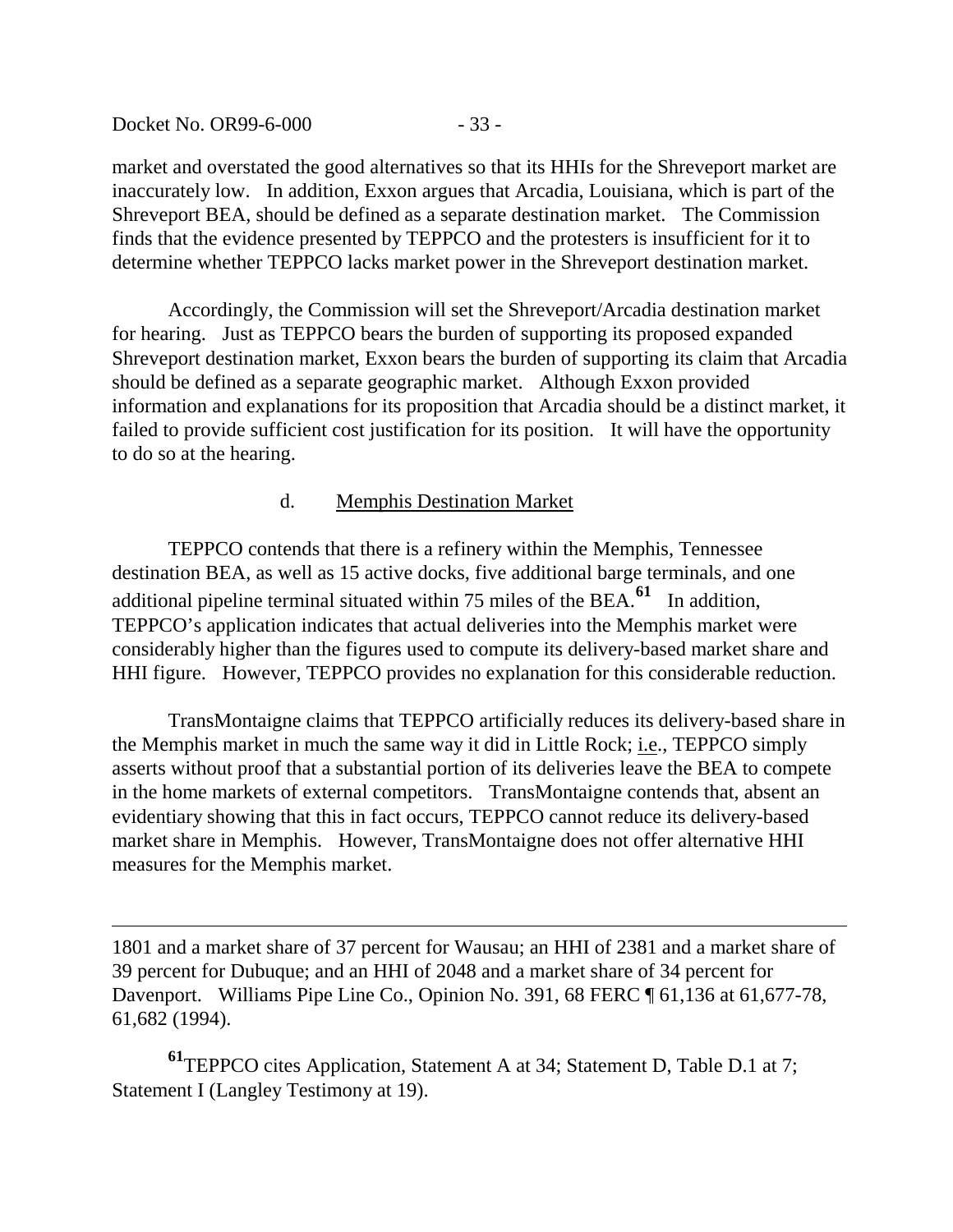market and overstated the good alternatives so that its HHIs for the Shreveport market are inaccurately low. In addition, Exxon argues that Arcadia, Louisiana, which is part of the Shreveport BEA, should be defined as a separate destination market. The Commission finds that the evidence presented by TEPPCO and the protesters is insufficient for it to determine whether TEPPCO lacks market power in the Shreveport destination market.

Accordingly, the Commission will set the Shreveport/Arcadia destination market for hearing. Just as TEPPCO bears the burden of supporting its proposed expanded Shreveport destination market, Exxon bears the burden of supporting its claim that Arcadia should be defined as a separate geographic market. Although Exxon provided information and explanations for its proposition that Arcadia should be a distinct market, it failed to provide sufficient cost justification for its position. It will have the opportunity to do so at the hearing.

#### d. Memphis Destination Market

TEPPCO contends that there is a refinery within the Memphis, Tennessee destination BEA, as well as 15 active docks, five additional barge terminals, and one additional pipeline terminal situated within 75 miles of the BEA.[61] In addition, TEPPCO's application indicates that actual deliveries into the Memphis market were considerably higher than the figures used to compute its delivery-based market share and HHI figure. However, TEPPCO provides no explanation for this considerable reduction.

TransMontaigne claims that TEPPCO artificially reduces its delivery-based share in the Memphis market in much the same way it did in Little Rock; i.e., TEPPCO simply asserts without proof that a substantial portion of its deliveries leave the BEA to compete in the home markets of external competitors. TransMontaigne contends that, absent an evidentiary showing that this in fact occurs, TEPPCO cannot reduce its delivery-based market share in Memphis. However, TransMontaigne does not offer alternative HHI measures for the Memphis market.

---

1801 and a market share of 37 percent for Wausau; an HHI of 2381 and a market share of 39 percent for Dubuque; and an HHI of 2048 and a market share of 34 percent for Davenport. Williams Pipe Line Co., Opinion No. 391, 68 FERC ¶ 61,136 at 61,677-78, 61,682 (1994).

[61] TEPPCO cites Application, Statement A at 34; Statement D, Table D.1 at 7; Statement I (Langley Testimony at 19).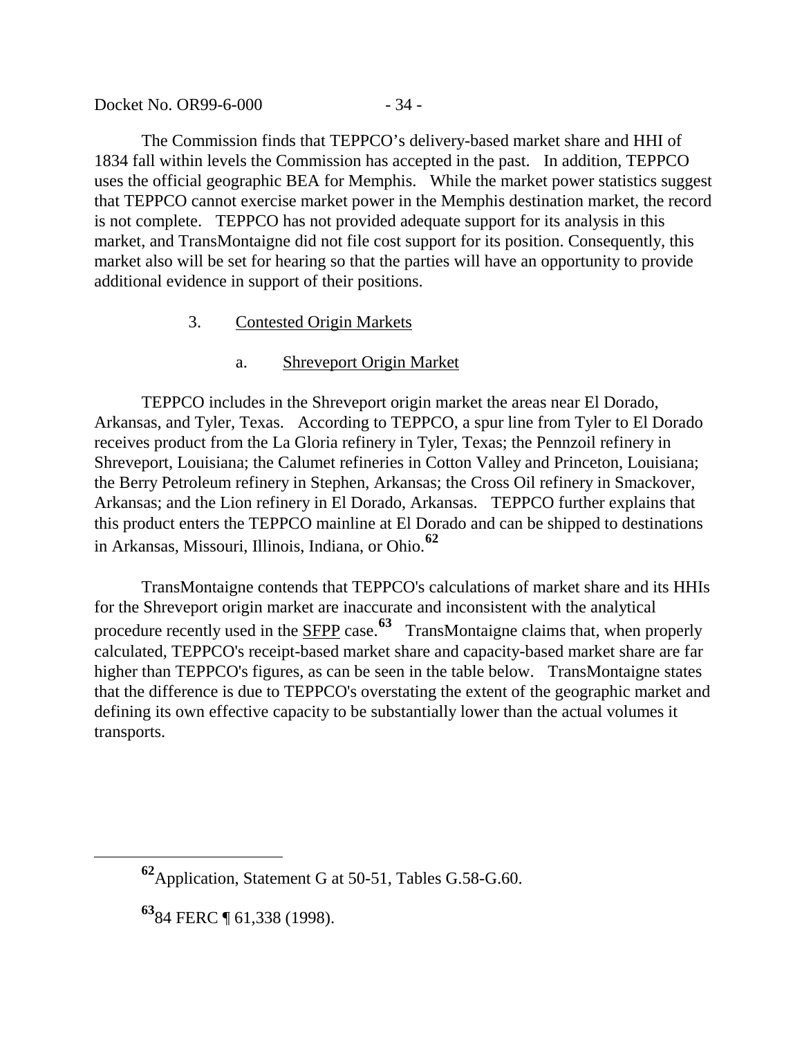The Commission finds that TEPPCO's delivery-based market share and HHI of 1834 fall within levels the Commission has accepted in the past. In addition, TEPPCO uses the official geographic BEA for Memphis. While the market power statistics suggest that TEPPCO cannot exercise market power in the Memphis destination market, the record is not complete. TEPPCO has not provided adequate support for its analysis in this market, and TransMontaigne did not file cost support for its position. Consequently, this market also will be set for hearing so that the parties will have an opportunity to provide additional evidence in support of their positions.

### 3. Contested Origin Markets

#### a. Shreveport Origin Market

TEPPCO includes in the Shreveport origin market the areas near El Dorado, Arkansas, and Tyler, Texas. According to TEPPCO, a spur line from Tyler to El Dorado receives product from the La Gloria refinery in Tyler, Texas; the Pennzoil refinery in Shreveport, Louisiana; the Calumet refineries in Cotton Valley and Princeton, Louisiana; the Berry Petroleum refinery in Stephen, Arkansas; the Cross Oil refinery in Smackover, Arkansas; and the Lion refinery in El Dorado, Arkansas. TEPPCO further explains that this product enters the TEPPCO mainline at El Dorado and can be shipped to destinations in Arkansas, Missouri, Illinois, Indiana, or Ohio.[62]

TransMontaigne contends that TEPPCO's calculations of market share and its HHIs for the Shreveport origin market are inaccurate and inconsistent with the analytical procedure recently used in the SFPP case.[63] TransMontaigne claims that, when properly calculated, TEPPCO's receipt-based market share and capacity-based market share are far higher than TEPPCO's figures, as can be seen in the table below. TransMontaigne states that the difference is due to TEPPCO's overstating the extent of the geographic market and defining its own effective capacity to be substantially lower than the actual volumes it transports.

---

[62] Application, Statement G at 50-51, Tables G.58-G.60.

[63] 84 FERC ¶ 61,338 (1998).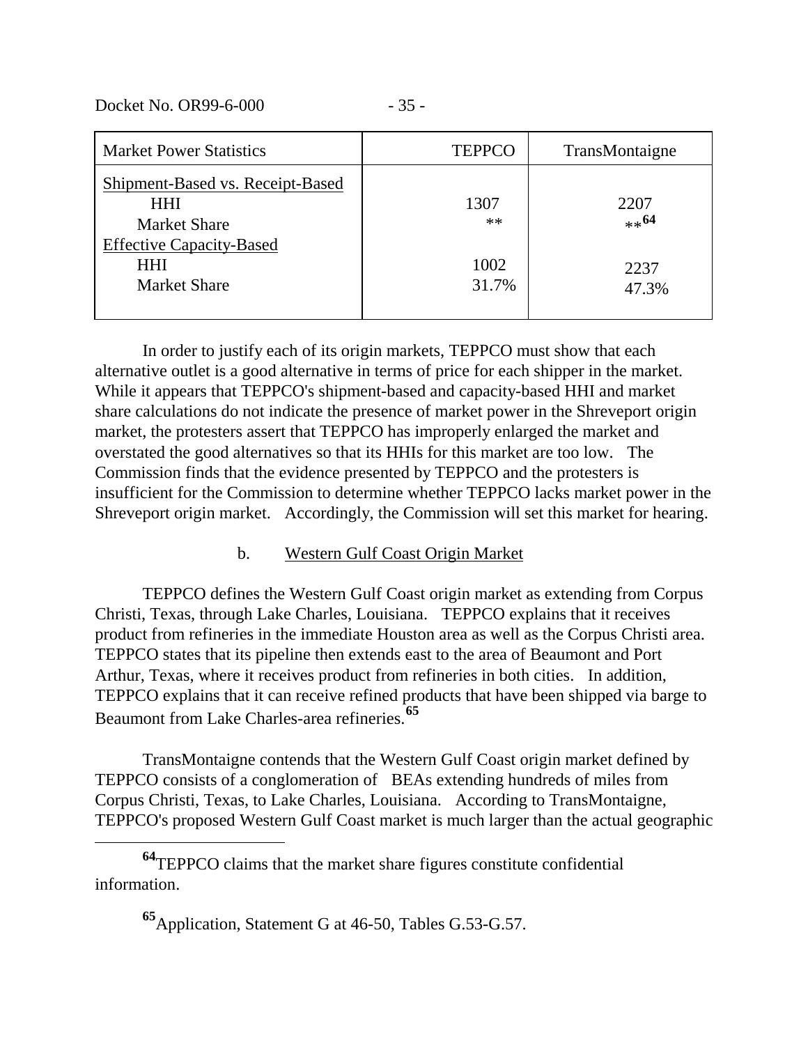| Market Power Statistics | TEPPCO | TransMontaigne |
|---|---|---|
| Shipment-Based vs. Receipt-Based | | |
| HHI | 1307 | 2207 |
| Market Share | ** | **[64] |
| Effective Capacity-Based | | |
| HHI | 1002 | 2237 |
| Market Share | 31.7% | 47.3% |

In order to justify each of its origin markets, TEPPCO must show that each alternative outlet is a good alternative in terms of price for each shipper in the market. While it appears that TEPPCO's shipment-based and capacity-based HHI and market share calculations do not indicate the presence of market power in the Shreveport origin market, the protesters assert that TEPPCO has improperly enlarged the market and overstated the good alternatives so that its HHIs for this market are too low. The Commission finds that the evidence presented by TEPPCO and the protesters is insufficient for the Commission to determine whether TEPPCO lacks market power in the Shreveport origin market. Accordingly, the Commission will set this market for hearing.

b. Western Gulf Coast Origin Market

TEPPCO defines the Western Gulf Coast origin market as extending from Corpus Christi, Texas, through Lake Charles, Louisiana. TEPPCO explains that it receives product from refineries in the immediate Houston area as well as the Corpus Christi area. TEPPCO states that its pipeline then extends east to the area of Beaumont and Port Arthur, Texas, where it receives product from refineries in both cities. In addition, TEPPCO explains that it can receive refined products that have been shipped via barge to Beaumont from Lake Charles-area refineries.[65]

TransMontaigne contends that the Western Gulf Coast origin market defined by TEPPCO consists of a conglomeration of BEAs extending hundreds of miles from Corpus Christi, Texas, to Lake Charles, Louisiana. According to TransMontaigne, TEPPCO's proposed Western Gulf Coast market is much larger than the actual geographic

[64] TEPPCO claims that the market share figures constitute confidential information.

[65] Application, Statement G at 46-50, Tables G.53-G.57.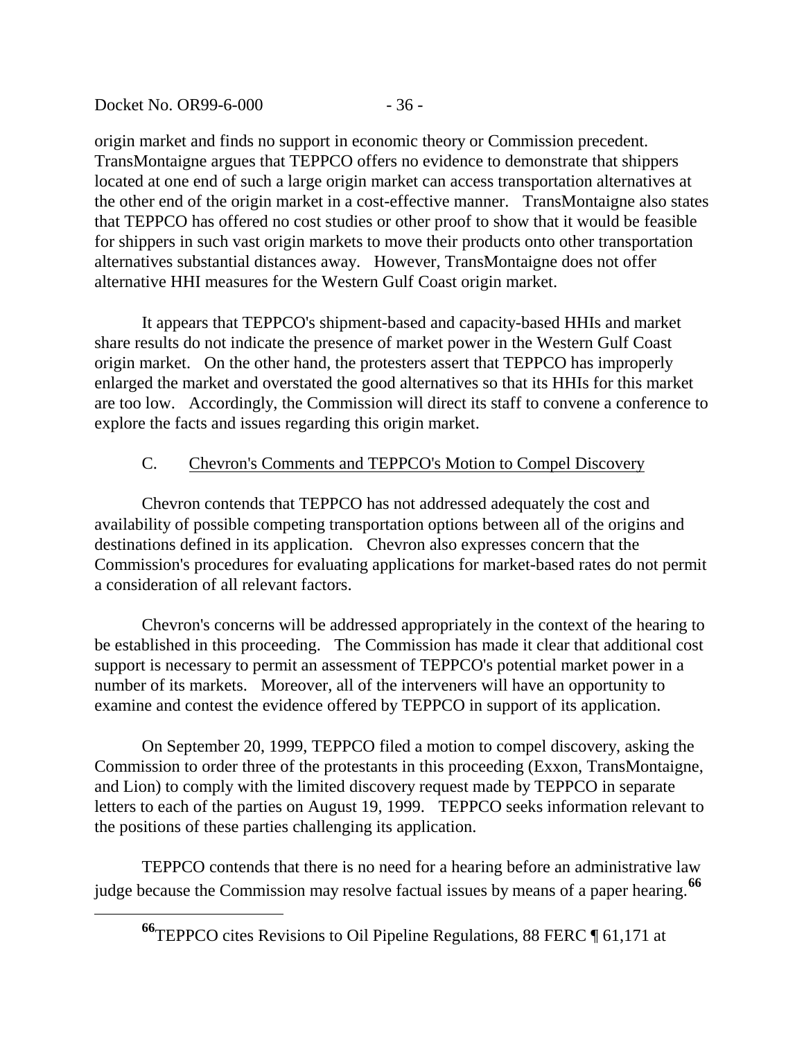origin market and finds no support in economic theory or Commission precedent. TransMontaigne argues that TEPPCO offers no evidence to demonstrate that shippers located at one end of such a large origin market can access transportation alternatives at the other end of the origin market in a cost-effective manner. TransMontaigne also states that TEPPCO has offered no cost studies or other proof to show that it would be feasible for shippers in such vast origin markets to move their products onto other transportation alternatives substantial distances away. However, TransMontaigne does not offer alternative HHI measures for the Western Gulf Coast origin market.

It appears that TEPPCO's shipment-based and capacity-based HHIs and market share results do not indicate the presence of market power in the Western Gulf Coast origin market. On the other hand, the protesters assert that TEPPCO has improperly enlarged the market and overstated the good alternatives so that its HHIs for this market are too low. Accordingly, the Commission will direct its staff to convene a conference to explore the facts and issues regarding this origin market.

### C. Chevron's Comments and TEPPCO's Motion to Compel Discovery

Chevron contends that TEPPCO has not addressed adequately the cost and availability of possible competing transportation options between all of the origins and destinations defined in its application. Chevron also expresses concern that the Commission's procedures for evaluating applications for market-based rates do not permit a consideration of all relevant factors.

Chevron's concerns will be addressed appropriately in the context of the hearing to be established in this proceeding. The Commission has made it clear that additional cost support is necessary to permit an assessment of TEPPCO's potential market power in a number of its markets. Moreover, all of the interveners will have an opportunity to examine and contest the evidence offered by TEPPCO in support of its application.

On September 20, 1999, TEPPCO filed a motion to compel discovery, asking the Commission to order three of the protestants in this proceeding (Exxon, TransMontaigne, and Lion) to comply with the limited discovery request made by TEPPCO in separate letters to each of the parties on August 19, 1999. TEPPCO seeks information relevant to the positions of these parties challenging its application.

TEPPCO contends that there is no need for a hearing before an administrative law judge because the Commission may resolve factual issues by means of a paper hearing.[66]

---

[66] TEPPCO cites Revisions to Oil Pipeline Regulations, 88 FERC ¶ 61,171 at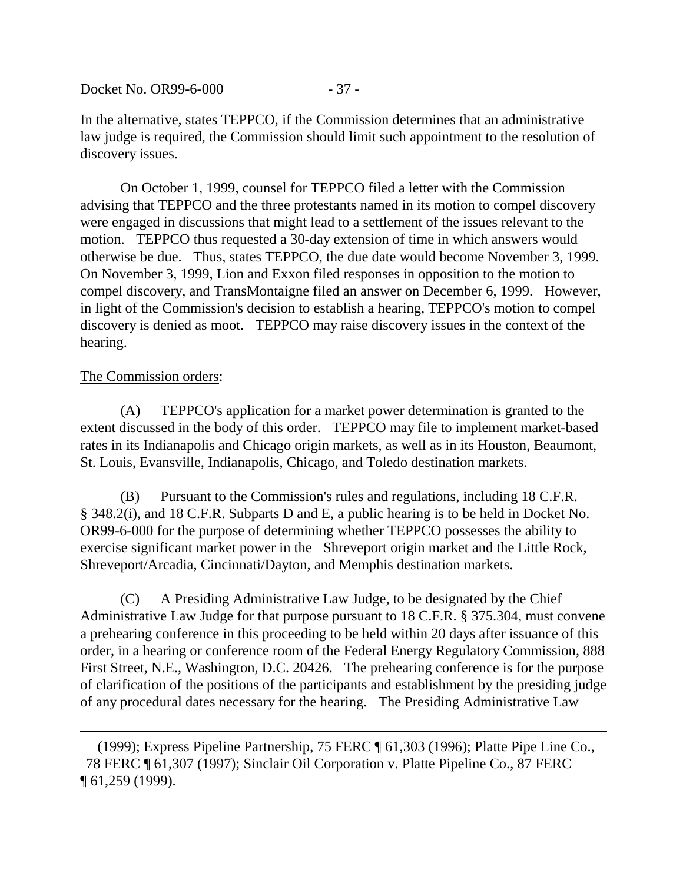In the alternative, states TEPPCO, if the Commission determines that an administrative law judge is required, the Commission should limit such appointment to the resolution of discovery issues.

On October 1, 1999, counsel for TEPPCO filed a letter with the Commission advising that TEPPCO and the three protestants named in its motion to compel discovery were engaged in discussions that might lead to a settlement of the issues relevant to the motion. TEPPCO thus requested a 30-day extension of time in which answers would otherwise be due. Thus, states TEPPCO, the due date would become November 3, 1999. On November 3, 1999, Lion and Exxon filed responses in opposition to the motion to compel discovery, and TransMontaigne filed an answer on December 6, 1999. However, in light of the Commission's decision to establish a hearing, TEPPCO's motion to compel discovery is denied as moot. TEPPCO may raise discovery issues in the context of the hearing.

The Commission orders:

(A) TEPPCO's application for a market power determination is granted to the extent discussed in the body of this order. TEPPCO may file to implement market-based rates in its Indianapolis and Chicago origin markets, as well as in its Houston, Beaumont, St. Louis, Evansville, Indianapolis, Chicago, and Toledo destination markets.

(B) Pursuant to the Commission's rules and regulations, including 18 C.F.R. § 348.2(i), and 18 C.F.R. Subparts D and E, a public hearing is to be held in Docket No. OR99-6-000 for the purpose of determining whether TEPPCO possesses the ability to exercise significant market power in the Shreveport origin market and the Little Rock, Shreveport/Arcadia, Cincinnati/Dayton, and Memphis destination markets.

(C) A Presiding Administrative Law Judge, to be designated by the Chief Administrative Law Judge for that purpose pursuant to 18 C.F.R. § 375.304, must convene a prehearing conference in this proceeding to be held within 20 days after issuance of this order, in a hearing or conference room of the Federal Energy Regulatory Commission, 888 First Street, N.E., Washington, D.C. 20426. The prehearing conference is for the purpose of clarification of the positions of the participants and establishment by the presiding judge of any procedural dates necessary for the hearing. The Presiding Administrative Law

---

(1999); Express Pipeline Partnership, 75 FERC ¶ 61,303 (1996); Platte Pipe Line Co., 78 FERC ¶ 61,307 (1997); Sinclair Oil Corporation v. Platte Pipeline Co., 87 FERC ¶ 61,259 (1999).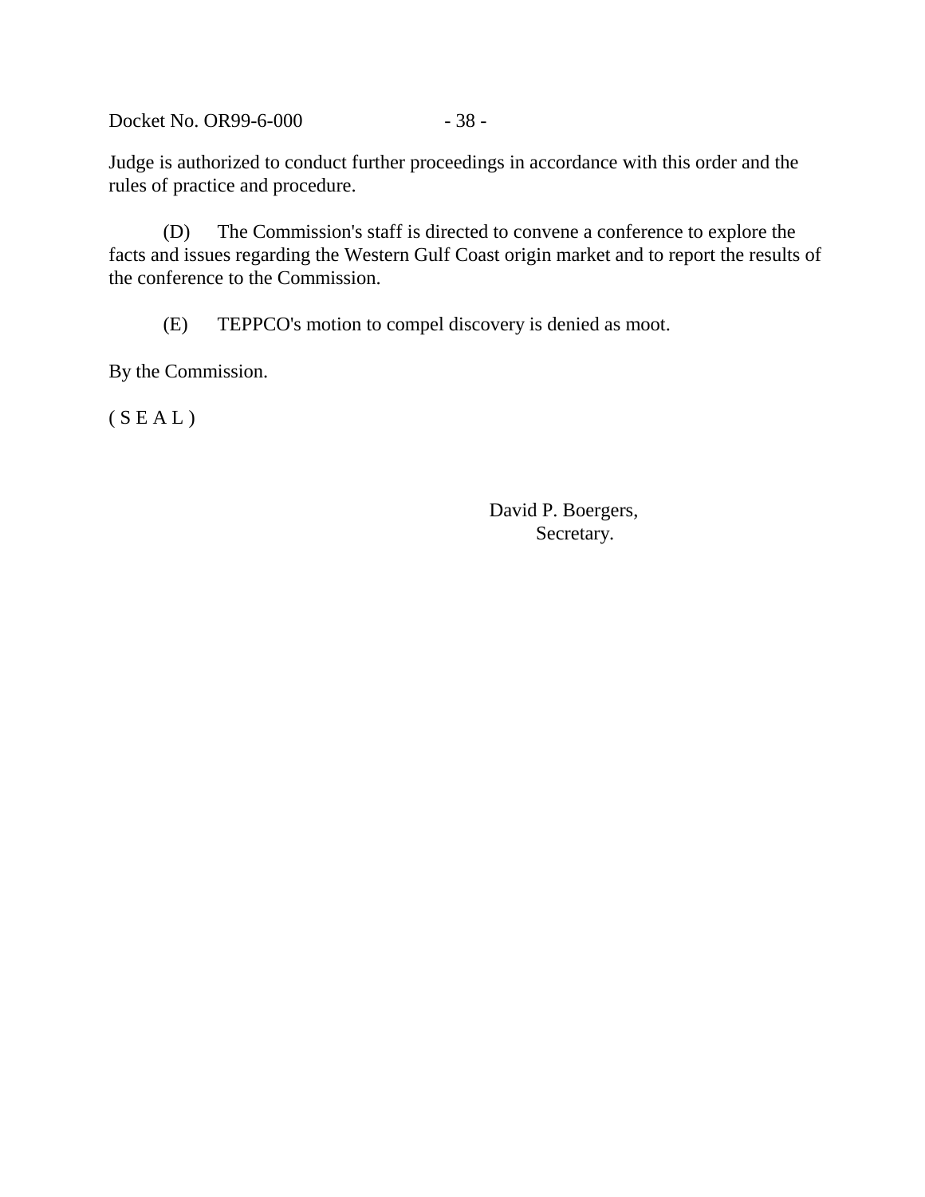Judge is authorized to conduct further proceedings in accordance with this order and the rules of practice and procedure.

(D) The Commission's staff is directed to convene a conference to explore the facts and issues regarding the Western Gulf Coast origin market and to report the results of the conference to the Commission.

(E) TEPPCO's motion to compel discovery is denied as moot.

By the Commission.

( S E A L )

David P. Boergers,
Secretary.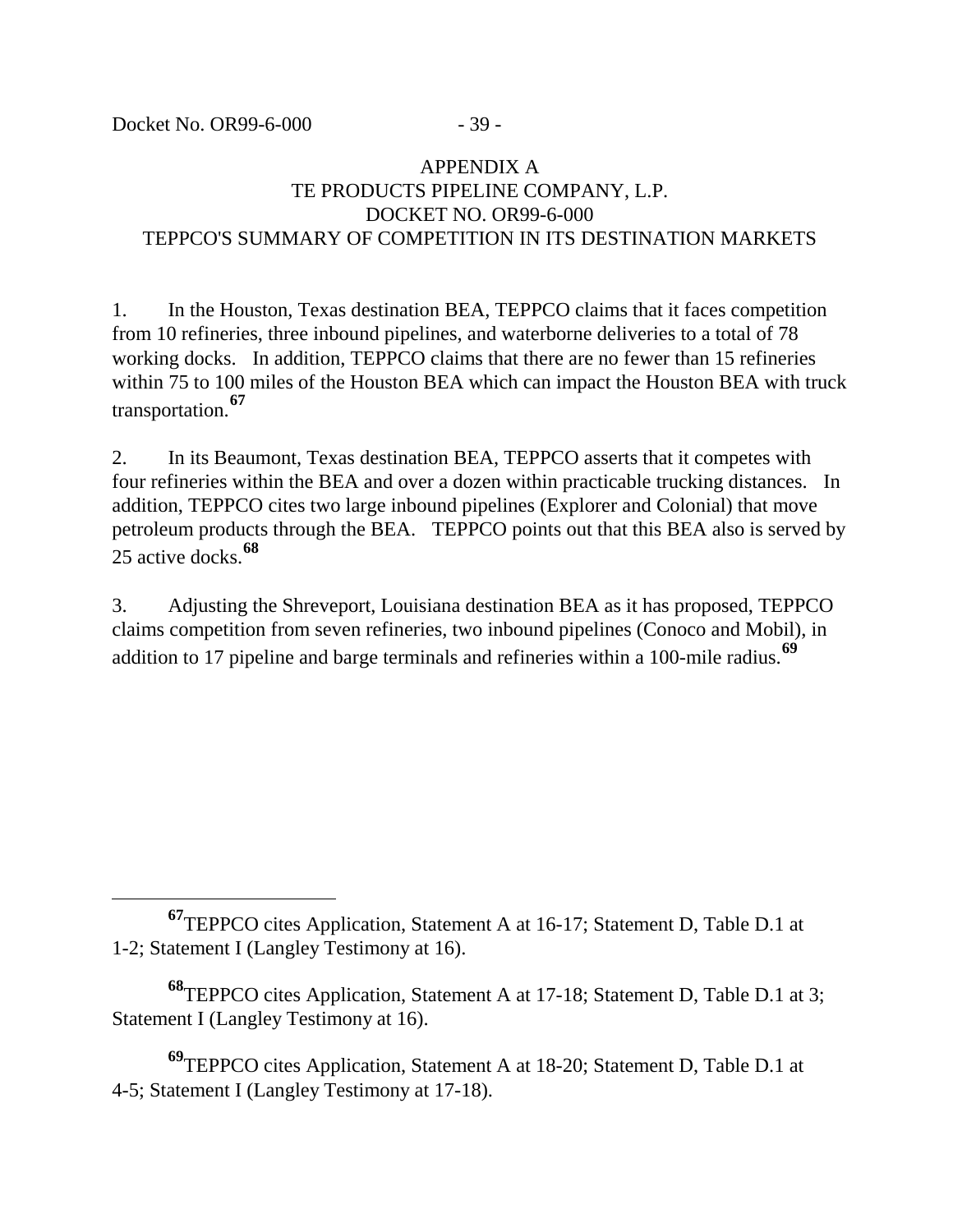APPENDIX A
TE PRODUCTS PIPELINE COMPANY, L.P.
DOCKET NO. OR99-6-000
TEPPCO'S SUMMARY OF COMPETITION IN ITS DESTINATION MARKETS

1. In the Houston, Texas destination BEA, TEPPCO claims that it faces competition from 10 refineries, three inbound pipelines, and waterborne deliveries to a total of 78 working docks. In addition, TEPPCO claims that there are no fewer than 15 refineries within 75 to 100 miles of the Houston BEA which can impact the Houston BEA with truck transportation.[67]

2. In its Beaumont, Texas destination BEA, TEPPCO asserts that it competes with four refineries within the BEA and over a dozen within practicable trucking distances. In addition, TEPPCO cites two large inbound pipelines (Explorer and Colonial) that move petroleum products through the BEA. TEPPCO points out that this BEA also is served by 25 active docks.[68]

3. Adjusting the Shreveport, Louisiana destination BEA as it has proposed, TEPPCO claims competition from seven refineries, two inbound pipelines (Conoco and Mobil), in addition to 17 pipeline and barge terminals and refineries within a 100-mile radius.[69]

---

[67] TEPPCO cites Application, Statement A at 16-17; Statement D, Table D.1 at 1-2; Statement I (Langley Testimony at 16).

[68] TEPPCO cites Application, Statement A at 17-18; Statement D, Table D.1 at 3; Statement I (Langley Testimony at 16).

[69] TEPPCO cites Application, Statement A at 18-20; Statement D, Table D.1 at 4-5; Statement I (Langley Testimony at 17-18).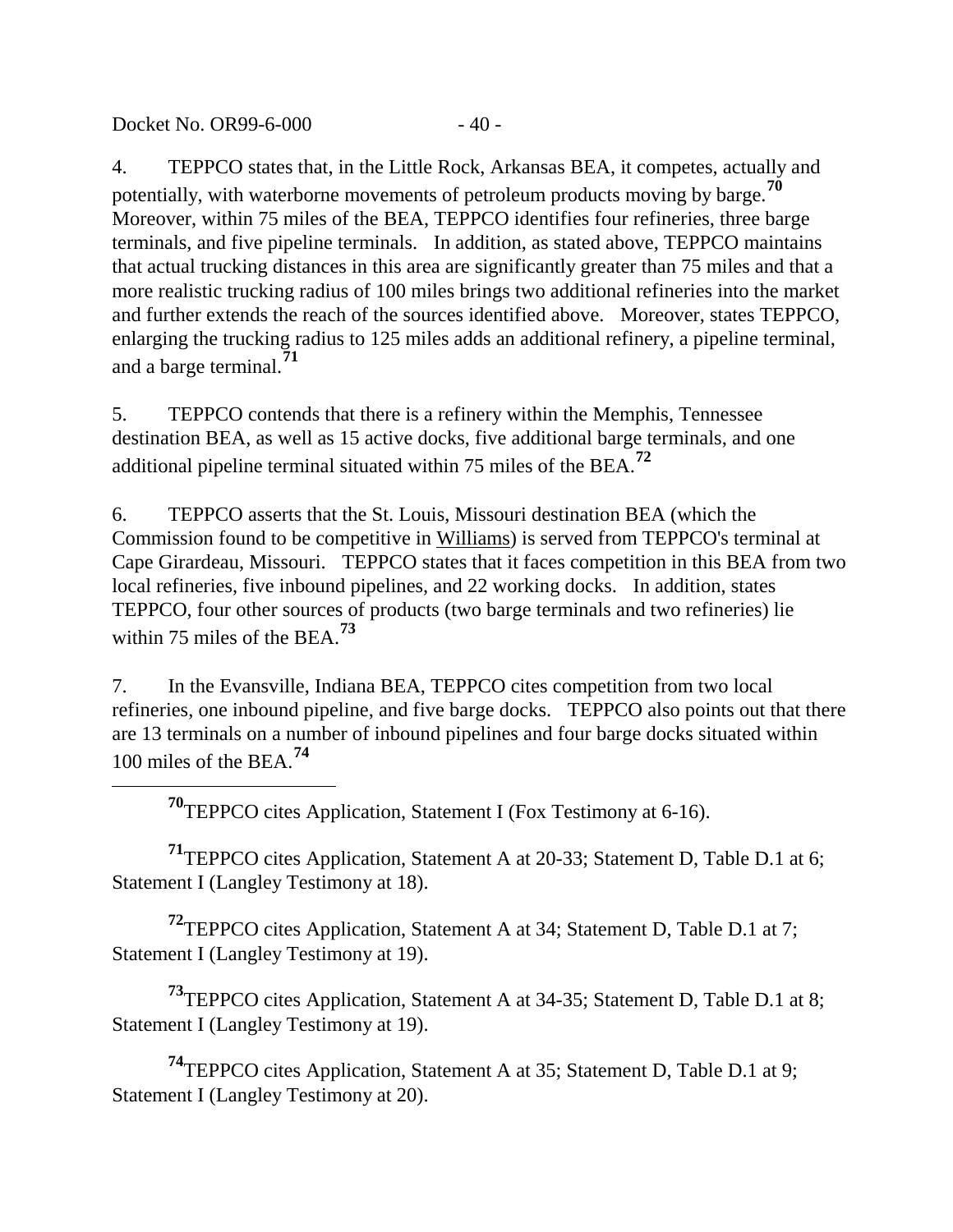4. TEPPCO states that, in the Little Rock, Arkansas BEA, it competes, actually and potentially, with waterborne movements of petroleum products moving by barge.[70] Moreover, within 75 miles of the BEA, TEPPCO identifies four refineries, three barge terminals, and five pipeline terminals. In addition, as stated above, TEPPCO maintains that actual trucking distances in this area are significantly greater than 75 miles and that a more realistic trucking radius of 100 miles brings two additional refineries into the market and further extends the reach of the sources identified above. Moreover, states TEPPCO, enlarging the trucking radius to 125 miles adds an additional refinery, a pipeline terminal, and a barge terminal.[71]

5. TEPPCO contends that there is a refinery within the Memphis, Tennessee destination BEA, as well as 15 active docks, five additional barge terminals, and one additional pipeline terminal situated within 75 miles of the BEA.[72]

6. TEPPCO asserts that the St. Louis, Missouri destination BEA (which the Commission found to be competitive in Williams) is served from TEPPCO's terminal at Cape Girardeau, Missouri. TEPPCO states that it faces competition in this BEA from two local refineries, five inbound pipelines, and 22 working docks. In addition, states TEPPCO, four other sources of products (two barge terminals and two refineries) lie within 75 miles of the BEA.[73]

7. In the Evansville, Indiana BEA, TEPPCO cites competition from two local refineries, one inbound pipeline, and five barge docks. TEPPCO also points out that there are 13 terminals on a number of inbound pipelines and four barge docks situated within 100 miles of the BEA.[74]

---

[70] TEPPCO cites Application, Statement I (Fox Testimony at 6-16).

[71] TEPPCO cites Application, Statement A at 20-33; Statement D, Table D.1 at 6; Statement I (Langley Testimony at 18).

[72] TEPPCO cites Application, Statement A at 34; Statement D, Table D.1 at 7; Statement I (Langley Testimony at 19).

[73] TEPPCO cites Application, Statement A at 34-35; Statement D, Table D.1 at 8; Statement I (Langley Testimony at 19).

[74] TEPPCO cites Application, Statement A at 35; Statement D, Table D.1 at 9; Statement I (Langley Testimony at 20).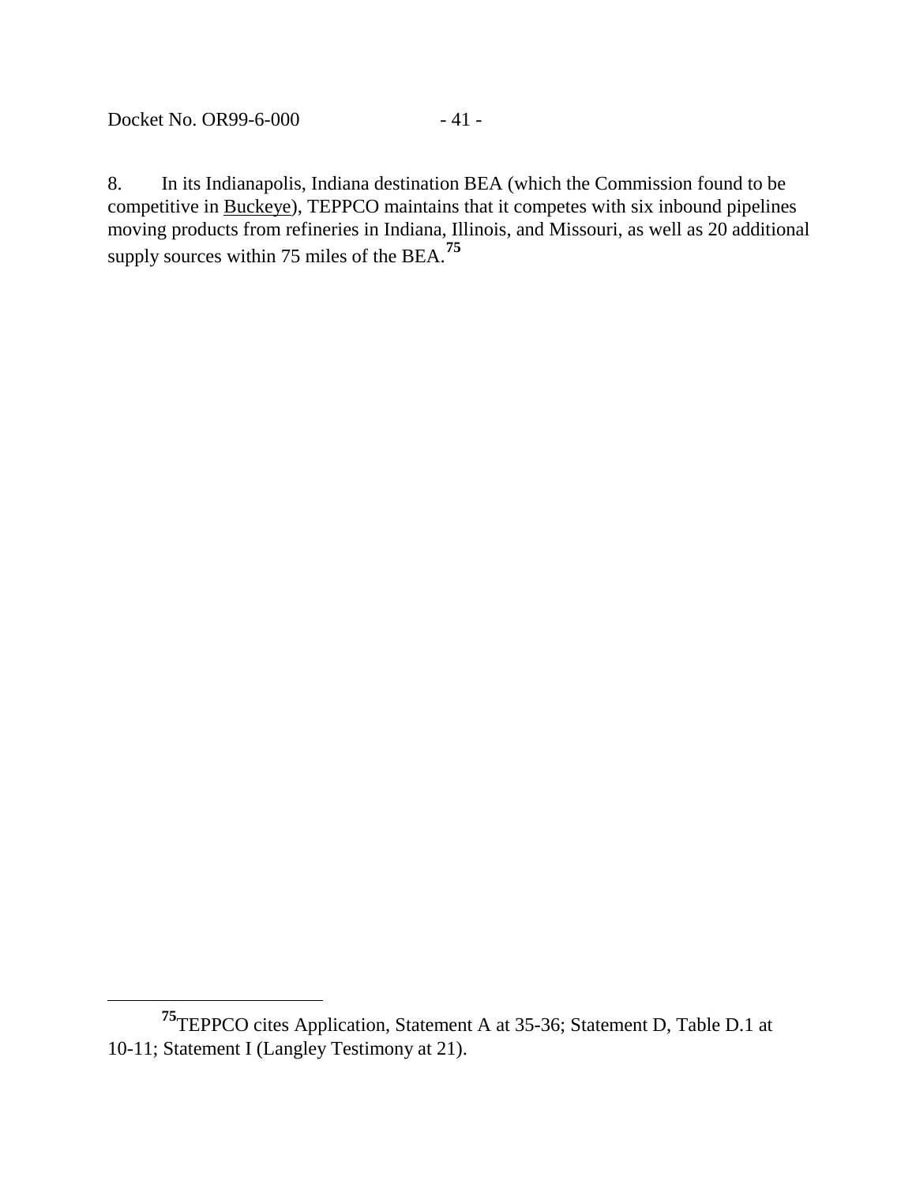8. In its Indianapolis, Indiana destination BEA (which the Commission found to be competitive in Buckeye), TEPPCO maintains that it competes with six inbound pipelines moving products from refineries in Indiana, Illinois, and Missouri, as well as 20 additional supply sources within 75 miles of the BEA.[75]

---

[75] TEPPCO cites Application, Statement A at 35-36; Statement D, Table D.1 at 10-11; Statement I (Langley Testimony at 21).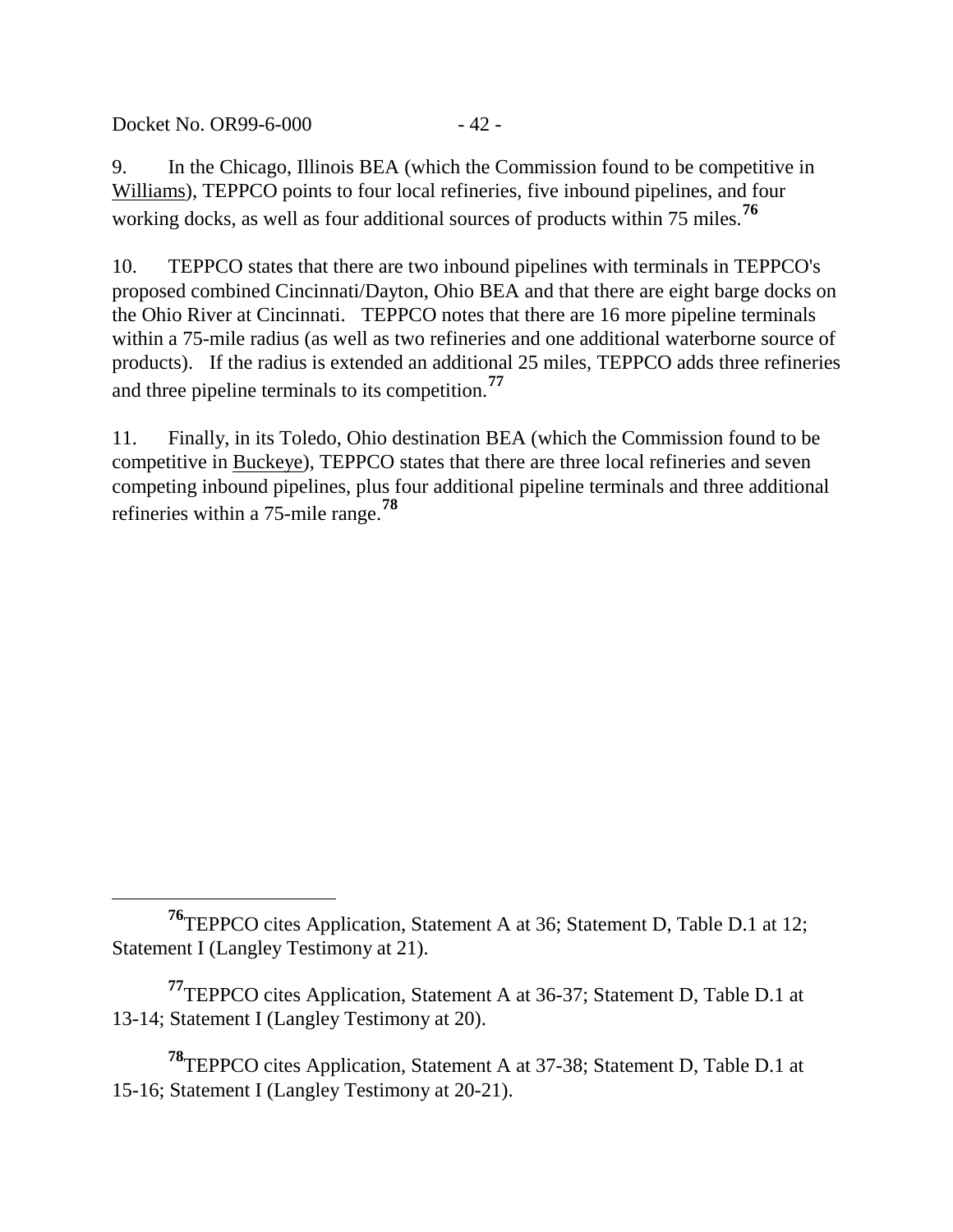9. In the Chicago, Illinois BEA (which the Commission found to be competitive in Williams), TEPPCO points to four local refineries, five inbound pipelines, and four working docks, as well as four additional sources of products within 75 miles.[76]

10. TEPPCO states that there are two inbound pipelines with terminals in TEPPCO's proposed combined Cincinnati/Dayton, Ohio BEA and that there are eight barge docks on the Ohio River at Cincinnati. TEPPCO notes that there are 16 more pipeline terminals within a 75-mile radius (as well as two refineries and one additional waterborne source of products). If the radius is extended an additional 25 miles, TEPPCO adds three refineries and three pipeline terminals to its competition.[77]

11. Finally, in its Toledo, Ohio destination BEA (which the Commission found to be competitive in Buckeye), TEPPCO states that there are three local refineries and seven competing inbound pipelines, plus four additional pipeline terminals and three additional refineries within a 75-mile range.[78]

---

[76] TEPPCO cites Application, Statement A at 36; Statement D, Table D.1 at 12; Statement I (Langley Testimony at 21).

[77] TEPPCO cites Application, Statement A at 36-37; Statement D, Table D.1 at 13-14; Statement I (Langley Testimony at 20).

[78] TEPPCO cites Application, Statement A at 37-38; Statement D, Table D.1 at 15-16; Statement I (Langley Testimony at 20-21).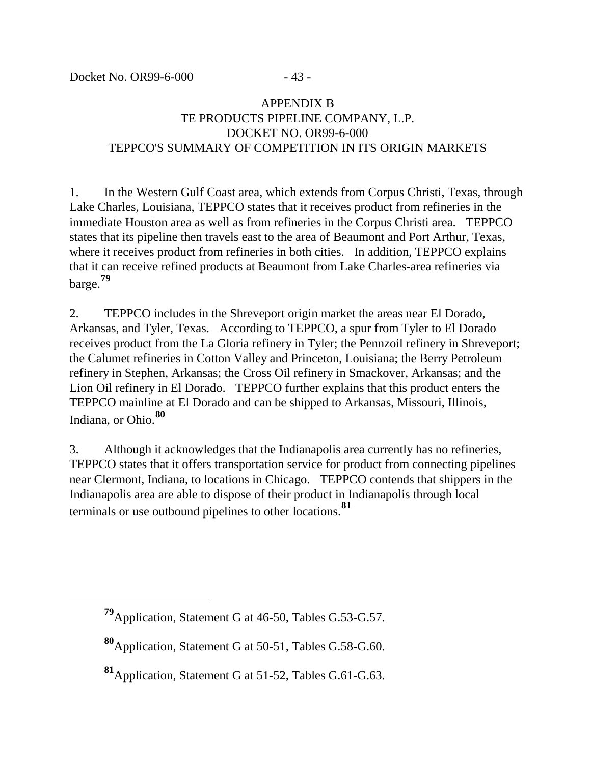APPENDIX B
TE PRODUCTS PIPELINE COMPANY, L.P.
DOCKET NO. OR99-6-000
TEPPCO'S SUMMARY OF COMPETITION IN ITS ORIGIN MARKETS

1. In the Western Gulf Coast area, which extends from Corpus Christi, Texas, through Lake Charles, Louisiana, TEPPCO states that it receives product from refineries in the immediate Houston area as well as from refineries in the Corpus Christi area. TEPPCO states that its pipeline then travels east to the area of Beaumont and Port Arthur, Texas, where it receives product from refineries in both cities. In addition, TEPPCO explains that it can receive refined products at Beaumont from Lake Charles-area refineries via barge.[79]

2. TEPPCO includes in the Shreveport origin market the areas near El Dorado, Arkansas, and Tyler, Texas. According to TEPPCO, a spur from Tyler to El Dorado receives product from the La Gloria refinery in Tyler; the Pennzoil refinery in Shreveport; the Calumet refineries in Cotton Valley and Princeton, Louisiana; the Berry Petroleum refinery in Stephen, Arkansas; the Cross Oil refinery in Smackover, Arkansas; and the Lion Oil refinery in El Dorado. TEPPCO further explains that this product enters the TEPPCO mainline at El Dorado and can be shipped to Arkansas, Missouri, Illinois, Indiana, or Ohio.[80]

3. Although it acknowledges that the Indianapolis area currently has no refineries, TEPPCO states that it offers transportation service for product from connecting pipelines near Clermont, Indiana, to locations in Chicago. TEPPCO contends that shippers in the Indianapolis area are able to dispose of their product in Indianapolis through local terminals or use outbound pipelines to other locations.[81]

---

[79] Application, Statement G at 46-50, Tables G.53-G.57.

[80] Application, Statement G at 50-51, Tables G.58-G.60.

[81] Application, Statement G at 51-52, Tables G.61-G.63.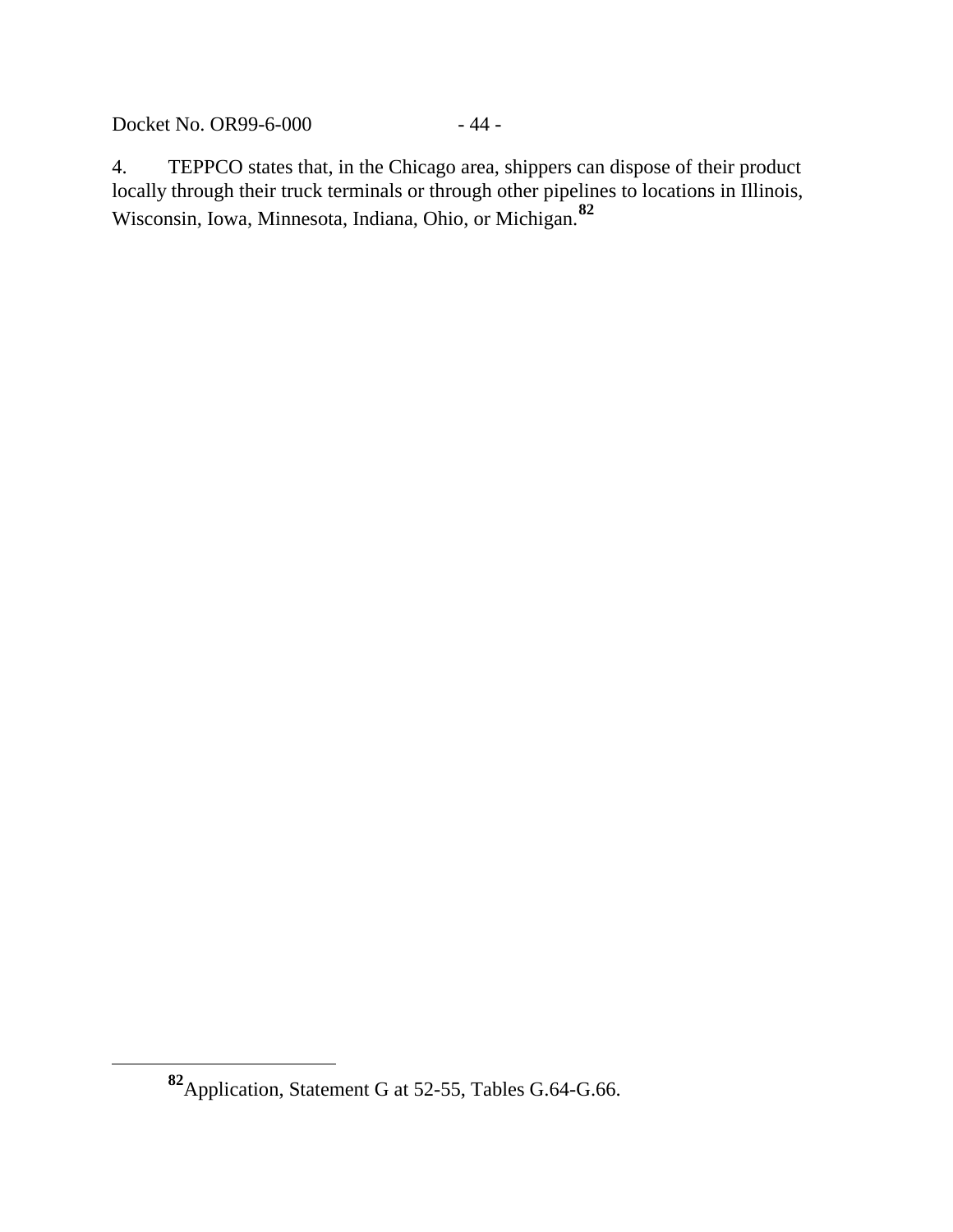4. TEPPCO states that, in the Chicago area, shippers can dispose of their product locally through their truck terminals or through other pipelines to locations in Illinois, Wisconsin, Iowa, Minnesota, Indiana, Ohio, or Michigan.[82]

---

[82] Application, Statement G at 52-55, Tables G.64-G.66.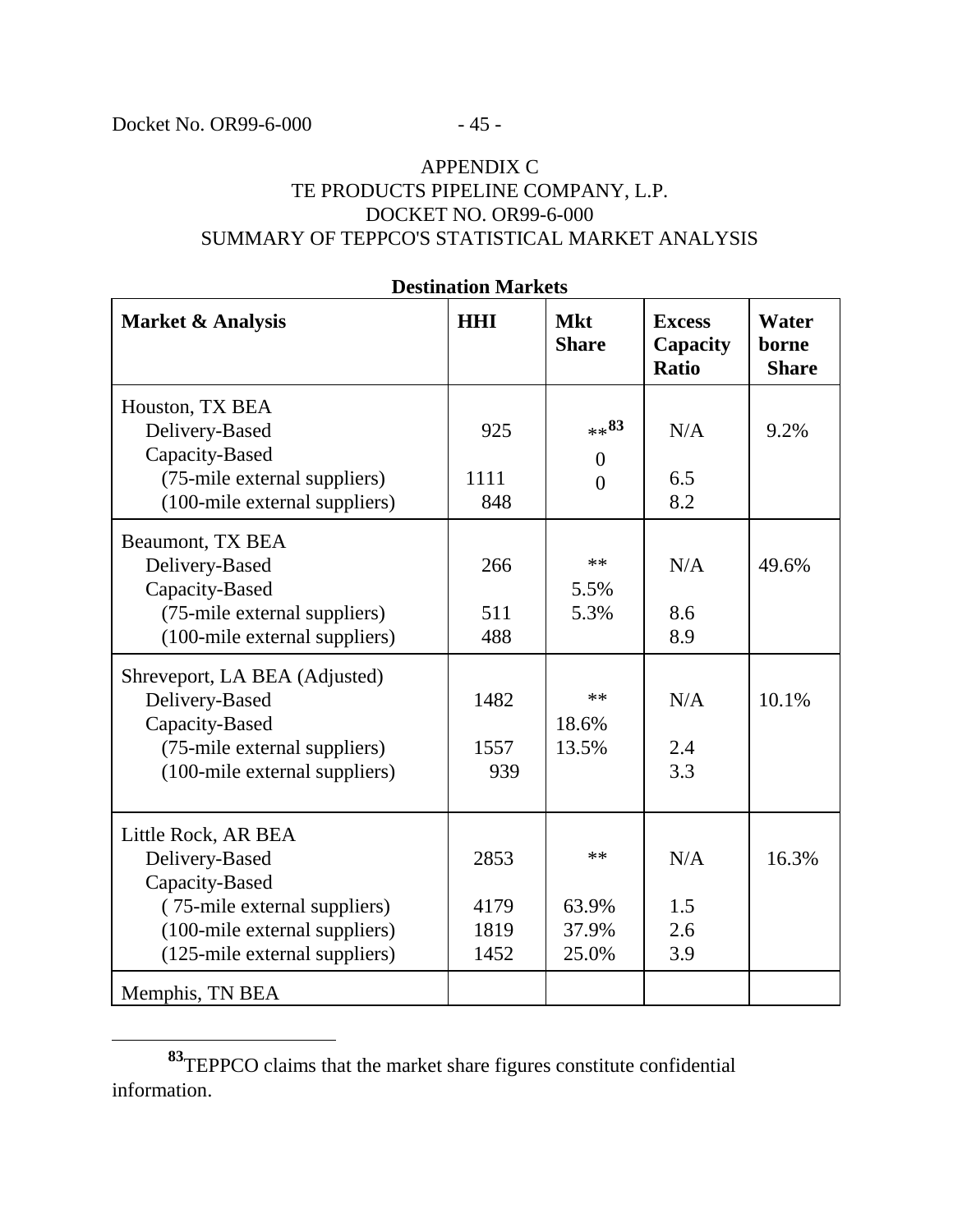APPENDIX C
TE PRODUCTS PIPELINE COMPANY, L.P.
DOCKET NO. OR99-6-000
SUMMARY OF TEPPCO'S STATISTICAL MARKET ANALYSIS

**Destination Markets**

| Market & Analysis | HHI | Mkt Share | Excess Capacity Ratio | Water borne Share |
|---|---|---|---|---|
| Houston, TX BEA | | | | |
| Delivery-Based | 925 | **[83] | N/A | 9.2% |
| Capacity-Based | | 0 | | |
| (75-mile external suppliers) | 1111 | 0 | 6.5 | |
| (100-mile external suppliers) | 848 | | 8.2 | |
| Beaumont, TX BEA | | | | |
| Delivery-Based | 266 | ** | N/A | 49.6% |
| Capacity-Based | | 5.5% | | |
| (75-mile external suppliers) | 511 | 5.3% | 8.6 | |
| (100-mile external suppliers) | 488 | | 8.9 | |
| Shreveport, LA BEA (Adjusted) | | | | |
| Delivery-Based | 1482 | ** | N/A | 10.1% |
| Capacity-Based | | 18.6% | | |
| (75-mile external suppliers) | 1557 | 13.5% | 2.4 | |
| (100-mile external suppliers) | 939 | | 3.3 | |
| Little Rock, AR BEA | | | | |
| Delivery-Based | 2853 | ** | N/A | 16.3% |
| Capacity-Based | | | | |
| ( 75-mile external suppliers) | 4179 | 63.9% | 1.5 | |
| (100-mile external suppliers) | 1819 | 37.9% | 2.6 | |
| (125-mile external suppliers) | 1452 | 25.0% | 3.9 | |
| Memphis, TN BEA | | | | |

[83] TEPPCO claims that the market share figures constitute confidential information.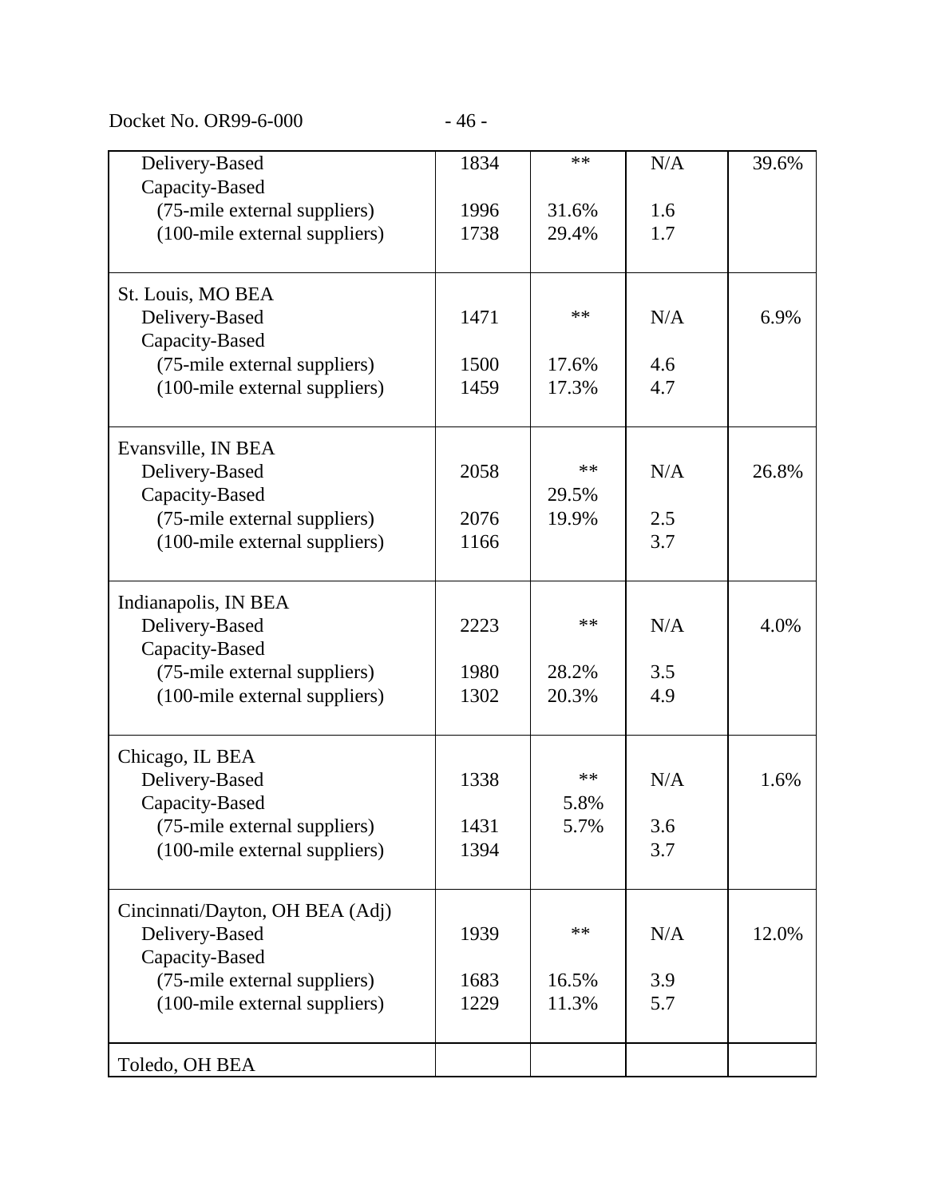| | | | | |
|---|---|---|---|---|
| Delivery-Based | 1834 | ** | N/A | 39.6% |
| Capacity-Based | | | | |
| (75-mile external suppliers) | 1996 | 31.6% | 1.6 | |
| (100-mile external suppliers) | 1738 | 29.4% | 1.7 | |
| St. Louis, MO BEA | | | | |
| Delivery-Based | 1471 | ** | N/A | 6.9% |
| Capacity-Based | | | | |
| (75-mile external suppliers) | 1500 | 17.6% | 4.6 | |
| (100-mile external suppliers) | 1459 | 17.3% | 4.7 | |
| Evansville, IN BEA | | | | |
| Delivery-Based | 2058 | ** | N/A | 26.8% |
| Capacity-Based | | 29.5% | | |
| (75-mile external suppliers) | 2076 | 19.9% | 2.5 | |
| (100-mile external suppliers) | 1166 | | 3.7 | |
| Indianapolis, IN BEA | | | | |
| Delivery-Based | 2223 | ** | N/A | 4.0% |
| Capacity-Based | | | | |
| (75-mile external suppliers) | 1980 | 28.2% | 3.5 | |
| (100-mile external suppliers) | 1302 | 20.3% | 4.9 | |
| Chicago, IL BEA | | | | |
| Delivery-Based | 1338 | ** | N/A | 1.6% |
| Capacity-Based | | 5.8% | | |
| (75-mile external suppliers) | 1431 | 5.7% | 3.6 | |
| (100-mile external suppliers) | 1394 | | 3.7 | |
| Cincinnati/Dayton, OH BEA (Adj) | | | | |
| Delivery-Based | 1939 | ** | N/A | 12.0% |
| Capacity-Based | | | | |
| (75-mile external suppliers) | 1683 | 16.5% | 3.9 | |
| (100-mile external suppliers) | 1229 | 11.3% | 5.7 | |
| Toledo, OH BEA | | | | |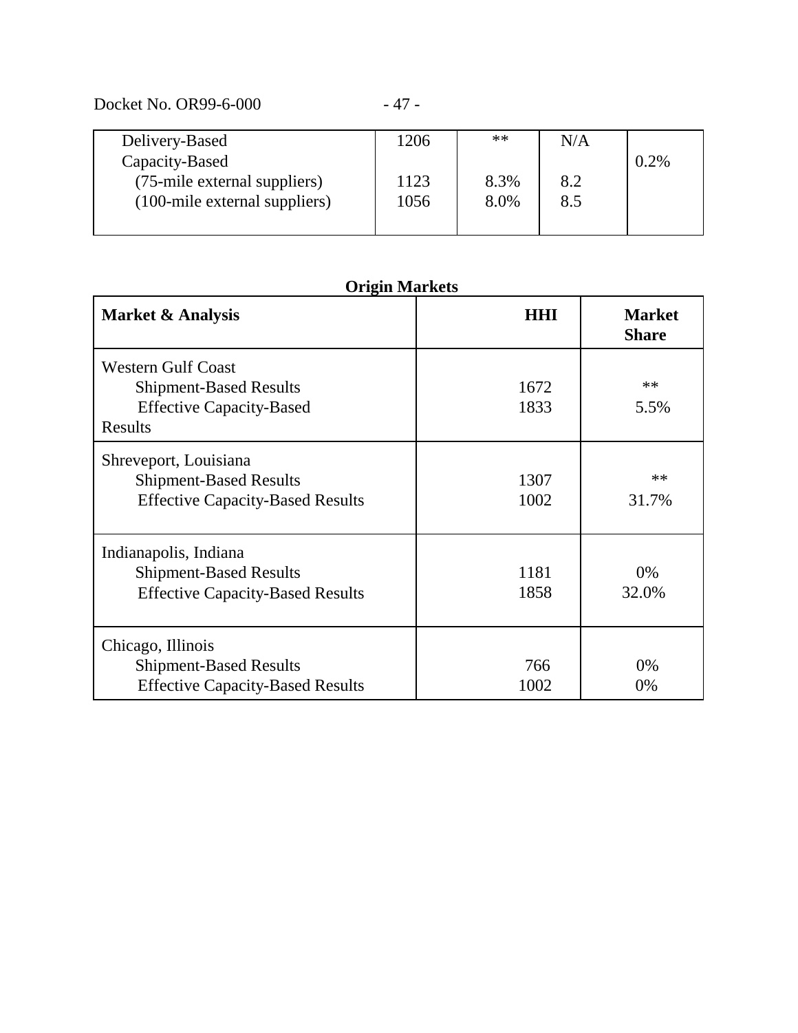| | | | | |
|---|---|---|---|---|
| Delivery-Based<br>Capacity-Based<br>(75-mile external suppliers)<br>(100-mile external suppliers) | 1206<br><br>1123<br>1056 | **<br><br>8.3%<br>8.0% | N/A<br><br>8.2<br>8.5 | <br>0.2% |

**Origin Markets**

| Market & Analysis | HHI | Market Share |
|---|---|---|
| Western Gulf Coast<br>Shipment-Based Results<br>Effective Capacity-Based Results | <br>1672<br>1833 | <br>**<br>5.5% |
| Shreveport, Louisiana<br>Shipment-Based Results<br>Effective Capacity-Based Results | <br>1307<br>1002 | <br>**<br>31.7% |
| Indianapolis, Indiana<br>Shipment-Based Results<br>Effective Capacity-Based Results | <br>1181<br>1858 | <br>0%<br>32.0% |
| Chicago, Illinois<br>Shipment-Based Results<br>Effective Capacity-Based Results | <br>766<br>1002 | <br>0%<br>0% |